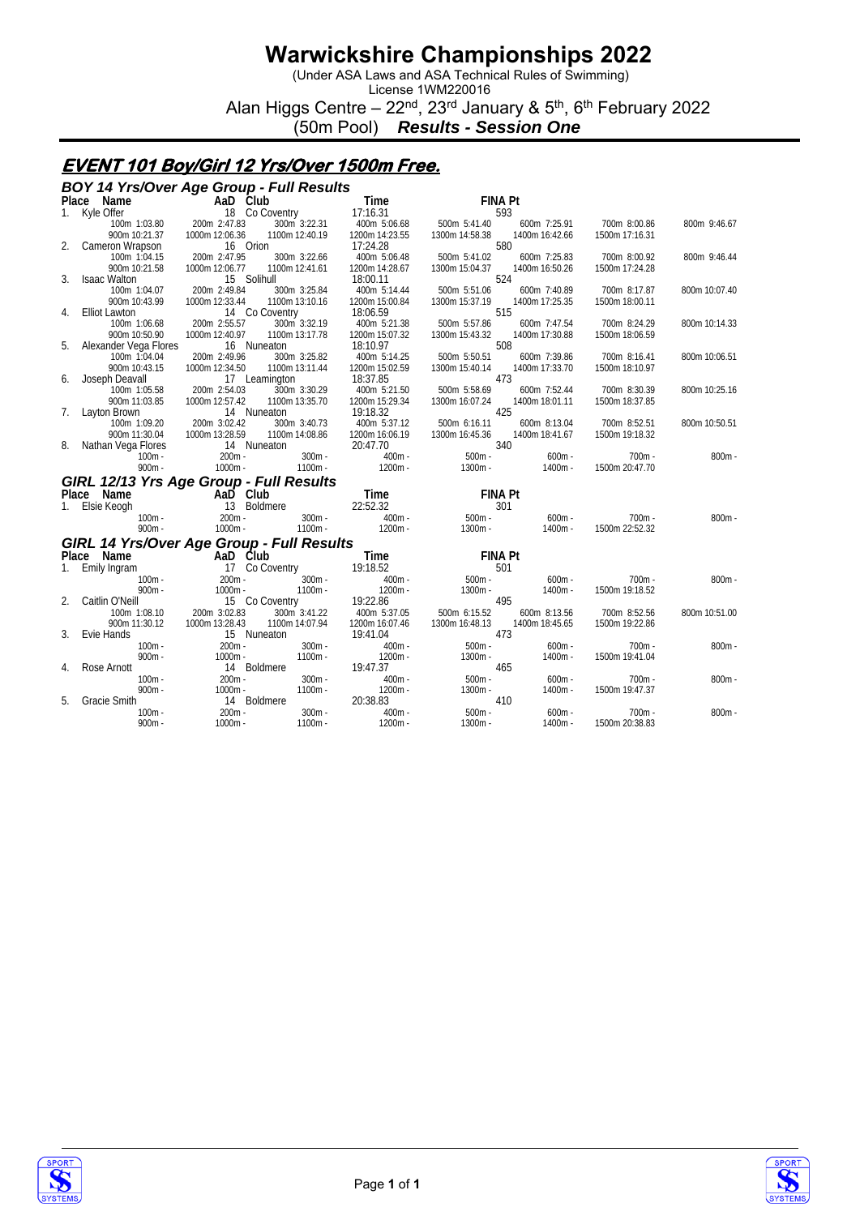# Warwickshire Championships 2022

(Under ASA Laws and ASA Technical Rules of Swimming)

License 1WM220016

Alan Higgs Centre – 22nd, 23rd January & 5th, 6th February 2022

(50m Pool) ***Results - Session One***

## EVENT 101 Boy/Girl 12 Yrs/Over 1500m Free.

### BOY 14 Yrs/Over Age Group - Full Results

| Place | Name | AaD | Club | Time | FINA Pt |
|---|---|---|---|---|---|
| 1. | Kyle Offer | 18 | Co Coventry | 17:16.31 | 593 |
| | 100m 1:03.80 | 200m 2:47.83 | 300m 3:22.31 | 400m 5:06.68 | 500m 5:41.40 | 600m 7:25.91 | 700m 8:00.86 | 800m 9:46.67 |
| | 900m 10:21.37 | 1000m 12:06.36 | 1100m 12:40.19 | 1200m 14:23.55 | 1300m 14:58.38 | 1400m 16:42.66 | 1500m 17:16.31 | |
| 2. | Cameron Wrapson | 16 | Orion | 17:24.28 | 580 |
| | 100m 1:04.15 | 200m 2:47.95 | 300m 3:22.66 | 400m 5:06.48 | 500m 5:41.02 | 600m 7:25.83 | 700m 8:00.92 | 800m 9:46.44 |
| | 900m 10:21.58 | 1000m 12:06.77 | 1100m 12:41.61 | 1200m 14:28.67 | 1300m 15:04.37 | 1400m 16:50.26 | 1500m 17:24.28 | |
| 3. | Isaac Walton | 15 | Solihull | 18:00.11 | 524 |
| | 100m 1:04.07 | 200m 2:49.84 | 300m 3:25.84 | 400m 5:14.44 | 500m 5:51.06 | 600m 7:40.89 | 700m 8:17.87 | 800m 10:07.40 |
| | 900m 10:43.99 | 1000m 12:33.44 | 1100m 13:10.16 | 1200m 15:00.84 | 1300m 15:37.19 | 1400m 17:25.35 | 1500m 18:00.11 | |
| 4. | Elliot Lawton | 14 | Co Coventry | 18:06.59 | 515 |
| | 100m 1:06.68 | 200m 2:55.57 | 300m 3:32.19 | 400m 5:21.38 | 500m 5:57.86 | 600m 7:47.54 | 700m 8:24.29 | 800m 10:14.33 |
| | 900m 10:50.90 | 1000m 12:40.97 | 1100m 13:17.78 | 1200m 15:07.32 | 1300m 15:43.32 | 1400m 17:30.88 | 1500m 18:06.59 | |
| 5. | Alexander Vega Flores | 16 | Nuneaton | 18:10.97 | 508 |
| | 100m 1:04.04 | 200m 2:49.96 | 300m 3:25.82 | 400m 5:14.25 | 500m 5:50.51 | 600m 7:39.86 | 700m 8:16.41 | 800m 10:06.51 |
| | 900m 10:43.15 | 1000m 12:34.50 | 1100m 13:11.44 | 1200m 15:02.59 | 1300m 15:40.14 | 1400m 17:33.70 | 1500m 18:10.97 | |
| 6. | Joseph Deavall | 17 | Leamington | 18:37.85 | 473 |
| | 100m 1:05.58 | 200m 2:54.03 | 300m 3:30.29 | 400m 5:21.50 | 500m 5:58.69 | 600m 7:52.44 | 700m 8:30.39 | 800m 10:25.16 |
| | 900m 11:03.85 | 1000m 12:57.42 | 1100m 13:35.70 | 1200m 15:29.34 | 1300m 16:07.24 | 1400m 18:01.11 | 1500m 18:37.85 | |
| 7. | Layton Brown | 14 | Nuneaton | 19:18.32 | 425 |
| | 100m 1:09.20 | 200m 3:02.42 | 300m 3:40.73 | 400m 5:37.12 | 500m 6:16.11 | 600m 8:13.04 | 700m 8:52.51 | 800m 10:50.51 |
| | 900m 11:30.04 | 1000m 13:28.59 | 1100m 14:08.86 | 1200m 16:06.19 | 1300m 16:45.36 | 1400m 18:41.67 | 1500m 19:18.32 | |
| 8. | Nathan Vega Flores | 14 | Nuneaton | 20:47.70 | 340 |
| | 100m - | 200m - | 300m - | 400m - | 500m - | 600m - | 700m - | 800m - |
| | 900m - | 1000m - | 1100m - | 1200m - | 1300m - | 1400m - | 1500m 20:47.70 | |

### GIRL 12/13 Yrs Age Group - Full Results

| Place | Name | AaD | Club | Time | FINA Pt |
|---|---|---|---|---|---|
| 1. | Elsie Keogh | 13 | Boldmere | 22:52.32 | 301 |
| | 100m - | 200m - | 300m - | 400m - | 500m - | 600m - | 700m - | 800m - |
| | 900m - | 1000m - | 1100m - | 1200m - | 1300m - | 1400m - | 1500m 22:52.32 | |

### GIRL 14 Yrs/Over Age Group - Full Results

| Place | Name | AaD | Club | Time | FINA Pt |
|---|---|---|---|---|---|
| 1. | Emily Ingram | 17 | Co Coventry | 19:18.52 | 501 |
| | 100m - | 200m - | 300m - | 400m - | 500m - | 600m - | 700m - | 800m - |
| | 900m - | 1000m - | 1100m - | 1200m - | 1300m - | 1400m - | 1500m 19:18.52 | |
| 2. | Caitlin O'Neill | 15 | Co Coventry | 19:22.86 | 495 |
| | 100m 1:08.10 | 200m 3:02.83 | 300m 3:41.22 | 400m 5:37.05 | 500m 6:15.52 | 600m 8:13.56 | 700m 8:52.56 | 800m 10:51.00 |
| | 900m 11:30.12 | 1000m 13:28.43 | 1100m 14:07.94 | 1200m 16:07.46 | 1300m 16:48.13 | 1400m 18:45.65 | 1500m 19:22.86 | |
| 3. | Evie Hands | 15 | Nuneaton | 19:41.04 | 473 |
| | 100m - | 200m - | 300m - | 400m - | 500m - | 600m - | 700m - | 800m - |
| | 900m - | 1000m - | 1100m - | 1200m - | 1300m - | 1400m - | 1500m 19:41.04 | |
| 4. | Rose Arnott | 14 | Boldmere | 19:47.37 | 465 |
| | 100m - | 200m - | 300m - | 400m - | 500m - | 600m - | 700m - | 800m - |
| | 900m - | 1000m - | 1100m - | 1200m - | 1300m - | 1400m - | 1500m 19:47.37 | |
| 5. | Gracie Smith | 14 | Boldmere | 20:38.83 | 410 |
| | 100m - | 200m - | 300m - | 400m - | 500m - | 600m - | 700m - | 800m - |
| | 900m - | 1000m - | 1100m - | 1200m - | 1300m - | 1400m - | 1500m 20:38.83 | |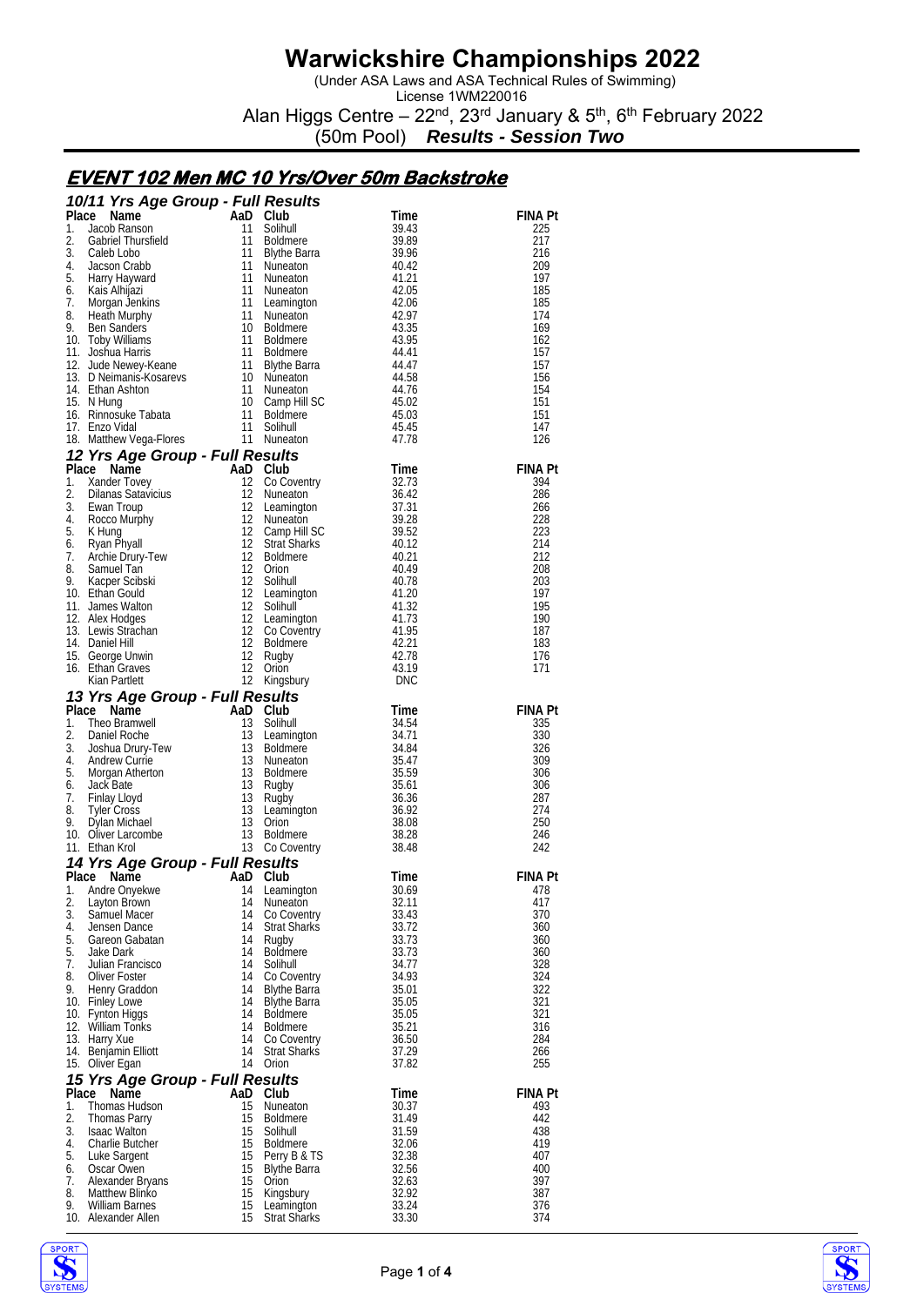# Warwickshire Championships 2022

(Under ASA Laws and ASA Technical Rules of Swimming)

License 1WM220016

Alan Higgs Centre – 22nd, 23rd January & 5th, 6th February 2022

(50m Pool) ***Results - Session Two***

## EVENT 102 Men MC 10 Yrs/Over 50m Backstroke

### 10/11 Yrs Age Group - Full Results

| Place | Name | AaD | Club | Time | FINA Pt |
|---|---|---|---|---|---|
| 1. | Jacob Ranson | 11 | Solihull | 39.43 | 225 |
| 2. | Gabriel Thursfield | 11 | Boldmere | 39.89 | 217 |
| 3. | Caleb Lobo | 11 | Blythe Barra | 39.96 | 216 |
| 4. | Jacson Crabb | 11 | Nuneaton | 40.42 | 209 |
| 5. | Harry Hayward | 11 | Nuneaton | 41.21 | 197 |
| 6. | Kais Alhijazi | 11 | Nuneaton | 42.05 | 185 |
| 7. | Morgan Jenkins | 11 | Leamington | 42.06 | 185 |
| 8. | Heath Murphy | 11 | Nuneaton | 42.97 | 174 |
| 9. | Ben Sanders | 10 | Boldmere | 43.35 | 169 |
| 10. | Toby Williams | 11 | Boldmere | 43.95 | 162 |
| 11. | Joshua Harris | 11 | Boldmere | 44.41 | 157 |
| 12. | Jude Newey-Keane | 11 | Blythe Barra | 44.47 | 157 |
| 13. | D Neimanis-Kosarevs | 10 | Nuneaton | 44.58 | 156 |
| 14. | Ethan Ashton | 11 | Nuneaton | 44.76 | 154 |
| 15. | N Hung | 10 | Camp Hill SC | 45.02 | 151 |
| 16. | Rinnosuke Tabata | 11 | Boldmere | 45.03 | 151 |
| 17. | Enzo Vidal | 11 | Solihull | 45.45 | 147 |
| 18. | Matthew Vega-Flores | 11 | Nuneaton | 47.78 | 126 |

### 12 Yrs Age Group - Full Results

| Place | Name | AaD | Club | Time | FINA Pt |
|---|---|---|---|---|---|
| 1. | Xander Tovey | 12 | Co Coventry | 32.73 | 394 |
| 2. | Dilanas Satavicius | 12 | Nuneaton | 36.42 | 286 |
| 3. | Ewan Troup | 12 | Leamington | 37.31 | 266 |
| 4. | Rocco Murphy | 12 | Nuneaton | 39.28 | 228 |
| 5. | K Hung | 12 | Camp Hill SC | 39.52 | 223 |
| 6. | Ryan Phyall | 12 | Strat Sharks | 40.12 | 214 |
| 7. | Archie Drury-Tew | 12 | Boldmere | 40.21 | 212 |
| 8. | Samuel Tan | 12 | Orion | 40.49 | 208 |
| 9. | Kacper Scibski | 12 | Solihull | 40.78 | 203 |
| 10. | Ethan Gould | 12 | Leamington | 41.20 | 197 |
| 11. | James Walton | 12 | Solihull | 41.32 | 195 |
| 12. | Alex Hodges | 12 | Leamington | 41.73 | 190 |
| 13. | Lewis Strachan | 12 | Co Coventry | 41.95 | 187 |
| 14. | Daniel Hill | 12 | Boldmere | 42.21 | 183 |
| 15. | George Unwin | 12 | Rugby | 42.78 | 176 |
| 16. | Ethan Graves | 12 | Orion | 43.19 | 171 |
| | Kian Partlett | 12 | Kingsbury | DNC | |

### 13 Yrs Age Group - Full Results

| Place | Name | AaD | Club | Time | FINA Pt |
|---|---|---|---|---|---|
| 1. | Theo Bramwell | 13 | Solihull | 34.54 | 335 |
| 2. | Daniel Roche | 13 | Leamington | 34.71 | 330 |
| 3. | Joshua Drury-Tew | 13 | Boldmere | 34.84 | 326 |
| 4. | Andrew Currie | 13 | Nuneaton | 35.47 | 309 |
| 5. | Morgan Atherton | 13 | Boldmere | 35.59 | 306 |
| 6. | Jack Bate | 13 | Rugby | 35.61 | 306 |
| 7. | Finlay Lloyd | 13 | Rugby | 36.36 | 287 |
| 8. | Tyler Cross | 13 | Leamington | 36.92 | 274 |
| 9. | Dylan Michael | 13 | Orion | 38.08 | 250 |
| 10. | Oliver Larcombe | 13 | Boldmere | 38.28 | 246 |
| 11. | Ethan Krol | 13 | Co Coventry | 38.48 | 242 |

### 14 Yrs Age Group - Full Results

| Place | Name | AaD | Club | Time | FINA Pt |
|---|---|---|---|---|---|
| 1. | Andre Onyekwe | 14 | Leamington | 30.69 | 478 |
| 2. | Layton Brown | 14 | Nuneaton | 32.11 | 417 |
| 3. | Samuel Macer | 14 | Co Coventry | 33.43 | 370 |
| 4. | Jensen Dance | 14 | Strat Sharks | 33.72 | 360 |
| 5. | Gareon Gabatan | 14 | Rugby | 33.73 | 360 |
| 5. | Jake Dark | 14 | Boldmere | 33.73 | 360 |
| 7. | Julian Francisco | 14 | Solihull | 34.77 | 328 |
| 8. | Oliver Foster | 14 | Co Coventry | 34.93 | 324 |
| 9. | Henry Graddon | 14 | Blythe Barra | 35.01 | 322 |
| 10. | Finley Lowe | 14 | Blythe Barra | 35.05 | 321 |
| 10. | Fynton Higgs | 14 | Boldmere | 35.05 | 321 |
| 12. | William Tonks | 14 | Boldmere | 35.21 | 316 |
| 13. | Harry Xue | 14 | Co Coventry | 36.50 | 284 |
| 14. | Benjamin Elliott | 14 | Strat Sharks | 37.29 | 266 |
| 15. | Oliver Egan | 14 | Orion | 37.82 | 255 |

### 15 Yrs Age Group - Full Results

| Place | Name | AaD | Club | Time | FINA Pt |
|---|---|---|---|---|---|
| 1. | Thomas Hudson | 15 | Nuneaton | 30.37 | 493 |
| 2. | Thomas Parry | 15 | Boldmere | 31.49 | 442 |
| 3. | Isaac Walton | 15 | Solihull | 31.59 | 438 |
| 4. | Charlie Butcher | 15 | Boldmere | 32.06 | 419 |
| 5. | Luke Sargent | 15 | Perry B & TS | 32.38 | 407 |
| 6. | Oscar Owen | 15 | Blythe Barra | 32.56 | 400 |
| 7. | Alexander Bryans | 15 | Orion | 32.63 | 397 |
| 8. | Matthew Blinko | 15 | Kingsbury | 32.92 | 387 |
| 9. | William Barnes | 15 | Leamington | 33.24 | 376 |
| 10. | Alexander Allen | 15 | Strat Sharks | 33.30 | 374 |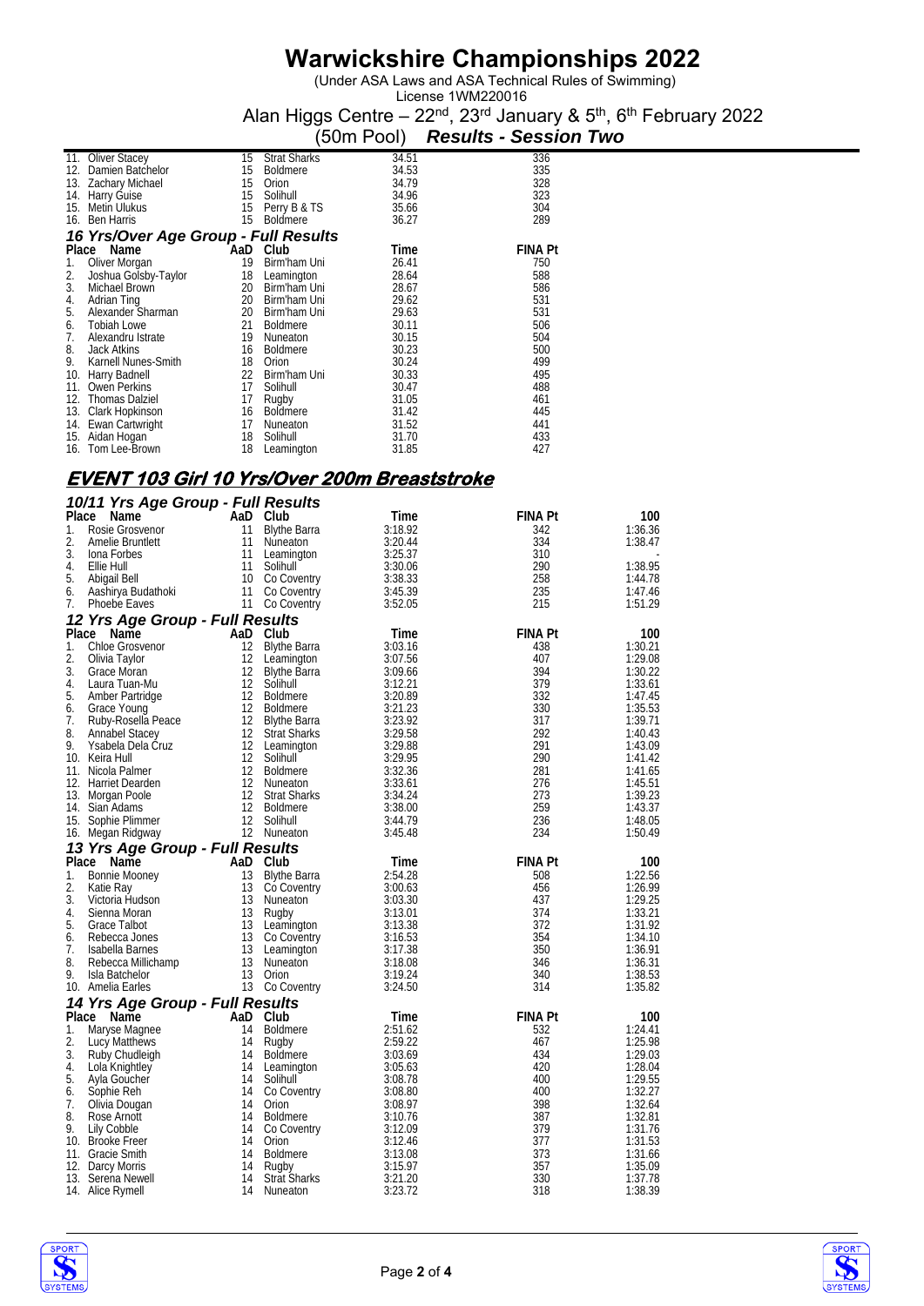# Warwickshire Championships 2022

(Under ASA Laws and ASA Technical Rules of Swimming)
License 1WM220016
Alan Higgs Centre – 22nd, 23rd January & 5th, 6th February 2022
(50m Pool) ***Results - Session Two***

| Place | Name | AaD | Club | Time | FINA Pt |
|---|---|---|---|---|---|
| 11. | Oliver Stacey | 15 | Strat Sharks | 34.51 | 336 |
| 12. | Damien Batchelor | 15 | Boldmere | 34.53 | 335 |
| 13. | Zachary Michael | 15 | Orion | 34.79 | 328 |
| 14. | Harry Guise | 15 | Solihull | 34.96 | 323 |
| 15. | Metin Ulukus | 15 | Perry B & TS | 35.66 | 304 |
| 16. | Ben Harris | 15 | Boldmere | 36.27 | 289 |

### 16 Yrs/Over Age Group - Full Results

| Place | Name | AaD | Club | Time | FINA Pt |
|---|---|---|---|---|---|
| 1. | Oliver Morgan | 19 | Birm'ham Uni | 26.41 | 750 |
| 2. | Joshua Golsby-Taylor | 18 | Leamington | 28.64 | 588 |
| 3. | Michael Brown | 20 | Birm'ham Uni | 28.67 | 586 |
| 4. | Adrian Ting | 20 | Birm'ham Uni | 29.62 | 531 |
| 5. | Alexander Sharman | 20 | Birm'ham Uni | 29.63 | 531 |
| 6. | Tobiah Lowe | 21 | Boldmere | 30.11 | 506 |
| 7. | Alexandru Istrate | 19 | Nuneaton | 30.15 | 504 |
| 8. | Jack Atkins | 16 | Boldmere | 30.23 | 500 |
| 9. | Karnell Nunes-Smith | 18 | Orion | 30.24 | 499 |
| 10. | Harry Badnell | 22 | Birm'ham Uni | 30.33 | 495 |
| 11. | Owen Perkins | 17 | Solihull | 30.47 | 488 |
| 12. | Thomas Dalziel | 17 | Rugby | 31.05 | 461 |
| 13. | Clark Hopkinson | 16 | Boldmere | 31.42 | 445 |
| 14. | Ewan Cartwright | 17 | Nuneaton | 31.52 | 441 |
| 15. | Aidan Hogan | 18 | Solihull | 31.70 | 433 |
| 16. | Tom Lee-Brown | 18 | Leamington | 31.85 | 427 |

## EVENT 103 Girl 10 Yrs/Over 200m Breaststroke

### 10/11 Yrs Age Group - Full Results

| Place | Name | AaD | Club | Time | FINA Pt | 100 |
|---|---|---|---|---|---|---|
| 1. | Rosie Grosvenor | 11 | Blythe Barra | 3:18.92 | 342 | 1:36.36 |
| 2. | Amelie Bruntlett | 11 | Nuneaton | 3:20.44 | 334 | 1:38.47 |
| 3. | Iona Forbes | 11 | Leamington | 3:25.37 | 310 | - |
| 4. | Ellie Hull | 11 | Solihull | 3:30.06 | 290 | 1:38.95 |
| 5. | Abigail Bell | 10 | Co Coventry | 3:38.33 | 258 | 1:44.78 |
| 6. | Aashirya Budathoki | 11 | Co Coventry | 3:45.39 | 235 | 1:47.46 |
| 7. | Phoebe Eaves | 11 | Co Coventry | 3:52.05 | 215 | 1:51.29 |

### 12 Yrs Age Group - Full Results

| Place | Name | AaD | Club | Time | FINA Pt | 100 |
|---|---|---|---|---|---|---|
| 1. | Chloe Grosvenor | 12 | Blythe Barra | 3:03.16 | 438 | 1:30.21 |
| 2. | Olivia Taylor | 12 | Leamington | 3:07.56 | 407 | 1:29.08 |
| 3. | Grace Moran | 12 | Blythe Barra | 3:09.66 | 394 | 1:30.22 |
| 4. | Laura Tuan-Mu | 12 | Solihull | 3:12.21 | 379 | 1:33.61 |
| 5. | Amber Partridge | 12 | Boldmere | 3:20.89 | 332 | 1:47.45 |
| 6. | Grace Young | 12 | Boldmere | 3:21.23 | 330 | 1:35.53 |
| 7. | Ruby-Rosella Peace | 12 | Blythe Barra | 3:23.92 | 317 | 1:39.71 |
| 8. | Annabel Stacey | 12 | Strat Sharks | 3:29.58 | 292 | 1:40.43 |
| 9. | Ysabela Dela Cruz | 12 | Leamington | 3:29.88 | 291 | 1:43.09 |
| 10. | Keira Hull | 12 | Solihull | 3:29.95 | 290 | 1:41.42 |
| 11. | Nicola Palmer | 12 | Boldmere | 3:32.36 | 281 | 1:41.65 |
| 12. | Harriet Dearden | 12 | Nuneaton | 3:33.61 | 276 | 1:45.51 |
| 13. | Morgan Poole | 12 | Strat Sharks | 3:34.24 | 273 | 1:39.23 |
| 14. | Sian Adams | 12 | Boldmere | 3:38.00 | 259 | 1:43.37 |
| 15. | Sophie Plimmer | 12 | Solihull | 3:44.79 | 236 | 1:48.05 |
| 16. | Megan Ridgway | 12 | Nuneaton | 3:45.48 | 234 | 1:50.49 |

### 13 Yrs Age Group - Full Results

| Place | Name | AaD | Club | Time | FINA Pt | 100 |
|---|---|---|---|---|---|---|
| 1. | Bonnie Mooney | 13 | Blythe Barra | 2:54.28 | 508 | 1:22.56 |
| 2. | Katie Ray | 13 | Co Coventry | 3:00.63 | 456 | 1:26.99 |
| 3. | Victoria Hudson | 13 | Nuneaton | 3:03.30 | 437 | 1:29.25 |
| 4. | Sienna Moran | 13 | Rugby | 3:13.01 | 374 | 1:33.21 |
| 5. | Grace Talbot | 13 | Leamington | 3:13.38 | 372 | 1:31.92 |
| 6. | Rebecca Jones | 13 | Co Coventry | 3:16.53 | 354 | 1:34.10 |
| 7. | Isabella Barnes | 13 | Leamington | 3:17.38 | 350 | 1:36.91 |
| 8. | Rebecca Millichamp | 13 | Nuneaton | 3:18.08 | 346 | 1:36.31 |
| 9. | Isla Batchelor | 13 | Orion | 3:19.24 | 340 | 1:38.53 |
| 10. | Amelia Earles | 13 | Co Coventry | 3:24.50 | 314 | 1:35.82 |

### 14 Yrs Age Group - Full Results

| Place | Name | AaD | Club | Time | FINA Pt | 100 |
|---|---|---|---|---|---|---|
| 1. | Maryse Magnee | 14 | Boldmere | 2:51.62 | 532 | 1:24.41 |
| 2. | Lucy Matthews | 14 | Rugby | 2:59.22 | 467 | 1:25.98 |
| 3. | Ruby Chudleigh | 14 | Boldmere | 3:03.69 | 434 | 1:29.03 |
| 4. | Lola Knightley | 14 | Leamington | 3:05.63 | 420 | 1:28.04 |
| 5. | Ayla Goucher | 14 | Solihull | 3:08.78 | 400 | 1:29.55 |
| 6. | Sophie Reh | 14 | Co Coventry | 3:08.80 | 400 | 1:32.27 |
| 7. | Olivia Dougan | 14 | Orion | 3:08.97 | 398 | 1:32.64 |
| 8. | Rose Arnott | 14 | Boldmere | 3:10.76 | 387 | 1:32.81 |
| 9. | Lily Cobble | 14 | Co Coventry | 3:12.09 | 379 | 1:31.76 |
| 10. | Brooke Freer | 14 | Orion | 3:12.46 | 377 | 1:31.53 |
| 11. | Gracie Smith | 14 | Boldmere | 3:13.08 | 373 | 1:31.66 |
| 12. | Darcy Morris | 14 | Rugby | 3:15.97 | 357 | 1:35.09 |
| 13. | Serena Newell | 14 | Strat Sharks | 3:21.20 | 330 | 1:37.78 |
| 14. | Alice Rymell | 14 | Nuneaton | 3:23.72 | 318 | 1:38.39 |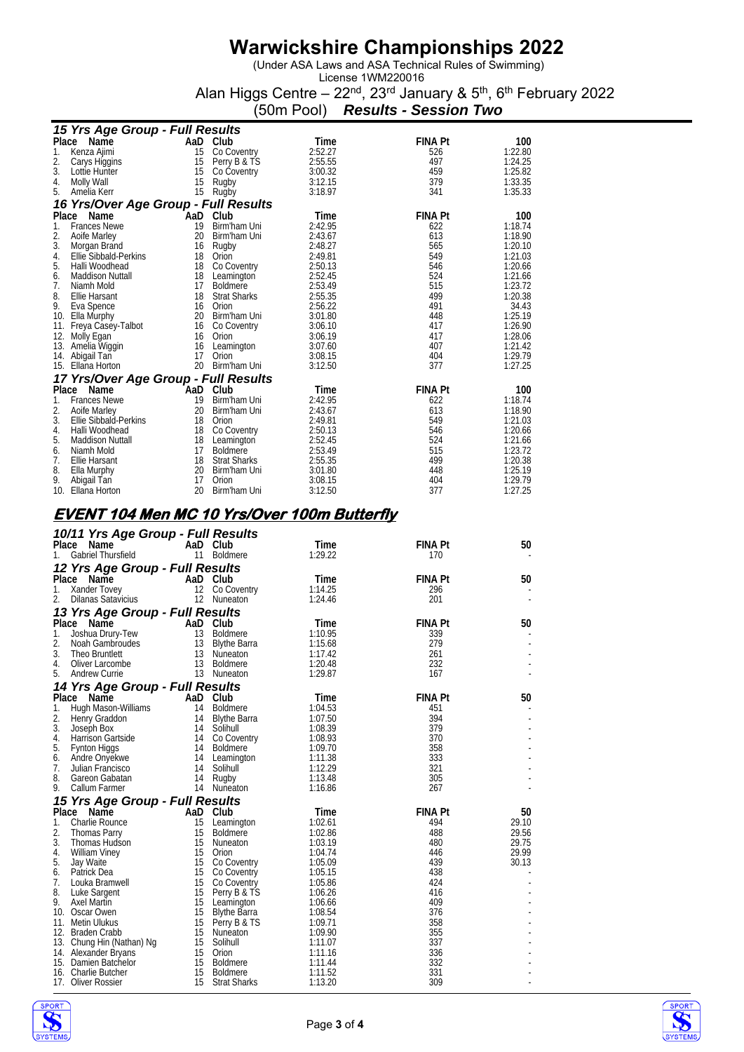# Warwickshire Championships 2022

(Under ASA Laws and ASA Technical Rules of Swimming)
License 1WM220016
Alan Higgs Centre – 22nd, 23rd January & 5th, 6th February 2022
(50m Pool) ***Results - Session Two***

### *15 Yrs Age Group - Full Results*

| Place | Name | AaD | Club | Time | FINA Pt | 100 |
|---|---|---|---|---|---|---|
| 1. | Kenza Ajimi | 15 | Co Coventry | 2:52.27 | 526 | 1:22.80 |
| 2. | Carys Higgins | 15 | Perry B & TS | 2:55.55 | 497 | 1:24.25 |
| 3. | Lottie Hunter | 15 | Co Coventry | 3:00.32 | 459 | 1:25.82 |
| 4. | Molly Wall | 15 | Rugby | 3:12.15 | 379 | 1:33.35 |
| 5. | Amelia Kerr | 15 | Rugby | 3:18.97 | 341 | 1:35.33 |

### *16 Yrs/Over Age Group - Full Results*

| Place | Name | AaD | Club | Time | FINA Pt | 100 |
|---|---|---|---|---|---|---|
| 1. | Frances Newe | 19 | Birm'ham Uni | 2:42.95 | 622 | 1:18.74 |
| 2. | Aoife Marley | 20 | Birm'ham Uni | 2:43.67 | 613 | 1:18.90 |
| 3. | Morgan Brand | 16 | Rugby | 2:48.27 | 565 | 1:20.10 |
| 4. | Ellie Sibbald-Perkins | 18 | Orion | 2:49.81 | 549 | 1:21.03 |
| 5. | Halli Woodhead | 18 | Co Coventry | 2:50.13 | 546 | 1:20.66 |
| 6. | Maddison Nuttall | 18 | Leamington | 2:52.45 | 524 | 1:21.66 |
| 7. | Niamh Mold | 17 | Boldmere | 2:53.49 | 515 | 1:23.72 |
| 8. | Ellie Harsant | 18 | Strat Sharks | 2:55.35 | 499 | 1:20.38 |
| 9. | Eva Spence | 16 | Orion | 2:56.22 | 491 | 34.43 |
| 10. | Ella Murphy | 20 | Birm'ham Uni | 3:01.80 | 448 | 1:25.19 |
| 11. | Freya Casey-Talbot | 16 | Co Coventry | 3:06.10 | 417 | 1:26.90 |
| 12. | Molly Egan | 16 | Orion | 3:06.19 | 417 | 1:28.06 |
| 13. | Amelia Wiggin | 16 | Leamington | 3:07.60 | 407 | 1:21.42 |
| 14. | Abigail Tan | 17 | Orion | 3:08.15 | 404 | 1:29.79 |
| 15. | Ellana Horton | 20 | Birm'ham Uni | 3:12.50 | 377 | 1:27.25 |

### *17 Yrs/Over Age Group - Full Results*

| Place | Name | AaD | Club | Time | FINA Pt | 100 |
|---|---|---|---|---|---|---|
| 1. | Frances Newe | 19 | Birm'ham Uni | 2:42.95 | 622 | 1:18.74 |
| 2. | Aoife Marley | 20 | Birm'ham Uni | 2:43.67 | 613 | 1:18.90 |
| 3. | Ellie Sibbald-Perkins | 18 | Orion | 2:49.81 | 549 | 1:21.03 |
| 4. | Halli Woodhead | 18 | Co Coventry | 2:50.13 | 546 | 1:20.66 |
| 5. | Maddison Nuttall | 18 | Leamington | 2:52.45 | 524 | 1:21.66 |
| 6. | Niamh Mold | 17 | Boldmere | 2:53.49 | 515 | 1:23.72 |
| 7. | Ellie Harsant | 18 | Strat Sharks | 2:55.35 | 499 | 1:20.38 |
| 8. | Ella Murphy | 20 | Birm'ham Uni | 3:01.80 | 448 | 1:25.19 |
| 9. | Abigail Tan | 17 | Orion | 3:08.15 | 404 | 1:29.79 |
| 10. | Ellana Horton | 20 | Birm'ham Uni | 3:12.50 | 377 | 1:27.25 |

## EVENT 104 Men MC 10 Yrs/Over 100m Butterfly

### *10/11 Yrs Age Group - Full Results*

| Place | Name | AaD | Club | Time | FINA Pt | 50 |
|---|---|---|---|---|---|---|
| 1. | Gabriel Thursfield | 11 | Boldmere | 1:29.22 | 170 | - |

### *12 Yrs Age Group - Full Results*

| Place | Name | AaD | Club | Time | FINA Pt | 50 |
|---|---|---|---|---|---|---|
| 1. | Xander Tovey | 12 | Co Coventry | 1:14.25 | 296 | - |
| 2. | Dilanas Satavicius | 12 | Nuneaton | 1:24.46 | 201 | - |

### *13 Yrs Age Group - Full Results*

| Place | Name | AaD | Club | Time | FINA Pt | 50 |
|---|---|---|---|---|---|---|
| 1. | Joshua Drury-Tew | 13 | Boldmere | 1:10.95 | 339 | - |
| 2. | Noah Gambroudes | 13 | Blythe Barra | 1:15.68 | 279 | - |
| 3. | Theo Bruntlett | 13 | Nuneaton | 1:17.42 | 261 | - |
| 4. | Oliver Larcombe | 13 | Boldmere | 1:20.48 | 232 | - |
| 5. | Andrew Currie | 13 | Nuneaton | 1:29.87 | 167 | - |

### *14 Yrs Age Group - Full Results*

| Place | Name | AaD | Club | Time | FINA Pt | 50 |
|---|---|---|---|---|---|---|
| 1. | Hugh Mason-Williams | 14 | Boldmere | 1:04.53 | 451 | - |
| 2. | Henry Graddon | 14 | Blythe Barra | 1:07.50 | 394 | - |
| 3. | Joseph Box | 14 | Solihull | 1:08.39 | 379 | - |
| 4. | Harrison Gartside | 14 | Co Coventry | 1:08.93 | 370 | - |
| 5. | Fynton Higgs | 14 | Boldmere | 1:09.70 | 358 | - |
| 6. | Andre Onyekwe | 14 | Leamington | 1:11.38 | 333 | - |
| 7. | Julian Francisco | 14 | Solihull | 1:12.29 | 321 | - |
| 8. | Gareon Gabatan | 14 | Rugby | 1:13.48 | 305 | - |
| 9. | Callum Farmer | 14 | Nuneaton | 1:16.86 | 267 | - |

### *15 Yrs Age Group - Full Results*

| Place | Name | AaD | Club | Time | FINA Pt | 50 |
|---|---|---|---|---|---|---|
| 1. | Charlie Rounce | 15 | Leamington | 1:02.61 | 494 | 29.10 |
| 2. | Thomas Parry | 15 | Boldmere | 1:02.86 | 488 | 29.56 |
| 3. | Thomas Hudson | 15 | Nuneaton | 1:03.19 | 480 | 29.75 |
| 4. | William Viney | 15 | Orion | 1:04.74 | 446 | 29.99 |
| 5. | Jay Waite | 15 | Co Coventry | 1:05.09 | 439 | 30.13 |
| 6. | Patrick Dea | 15 | Co Coventry | 1:05.15 | 438 | - |
| 7. | Louka Bramwell | 15 | Co Coventry | 1:05.86 | 424 | - |
| 8. | Luke Sargent | 15 | Perry B & TS | 1:06.26 | 416 | - |
| 9. | Axel Martin | 15 | Leamington | 1:06.66 | 409 | - |
| 10. | Oscar Owen | 15 | Blythe Barra | 1:08.54 | 376 | - |
| 11. | Metin Ulukus | 15 | Perry B & TS | 1:09.71 | 358 | - |
| 12. | Braden Crabb | 15 | Nuneaton | 1:09.90 | 355 | - |
| 13. | Chung Hin (Nathan) Ng | 15 | Solihull | 1:11.07 | 337 | - |
| 14. | Alexander Bryans | 15 | Orion | 1:11.16 | 336 | - |
| 15. | Damien Batchelor | 15 | Boldmere | 1:11.44 | 332 | - |
| 16. | Charlie Butcher | 15 | Boldmere | 1:11.52 | 331 | - |
| 17. | Oliver Rossier | 15 | Strat Sharks | 1:13.20 | 309 | - |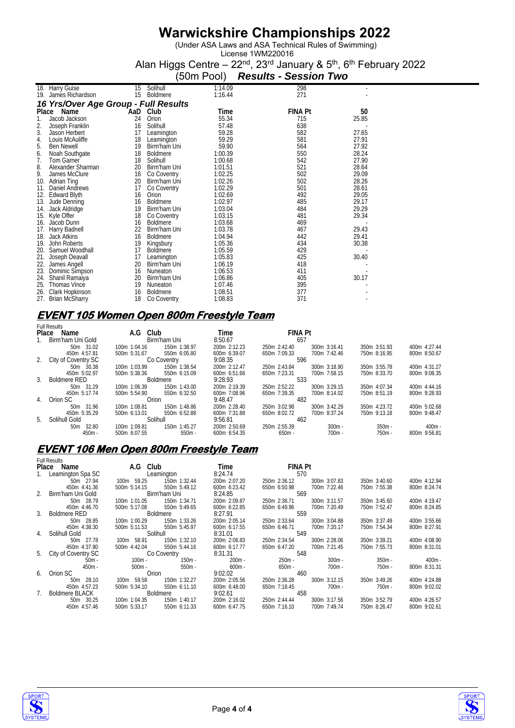# Warwickshire Championships 2022

(Under ASA Laws and ASA Technical Rules of Swimming)
License 1WM220016
Alan Higgs Centre – 22nd, 23rd January & 5th, 6th February 2022
(50m Pool) ***Results - Session Two***

| Place | Name | AaD | Club | Time | FINA Pt | 50 |
|---|---|---|---|---|---|---|
| 18. | Harry Guise | 15 | Solihull | 1:14.09 | 298 | - |
| 19. | James Richardson | 15 | Boldmere | 1:16.44 | 271 | - |

### *16 Yrs/Over Age Group - Full Results*

| Place | Name | AaD | Club | Time | FINA Pt | 50 |
|---|---|---|---|---|---|---|
| 1. | Jacob Jackson | 24 | Orion | 55.34 | 715 | 25.85 |
| 2. | Joseph Franklin | 16 | Solihull | 57.48 | 638 | - |
| 3. | Jason Herbert | 17 | Leamington | 59.28 | 582 | 27.65 |
| 4. | Louis McAuliffe | 18 | Leamington | 59.29 | 581 | 27.91 |
| 5. | Ben Newell | 19 | Birm'ham Uni | 59.90 | 564 | 27.92 |
| 6. | Noah Southgate | 18 | Boldmere | 1:00.39 | 550 | 28.24 |
| 7. | Tom Garner | 18 | Solihull | 1:00.68 | 542 | 27.90 |
| 8. | Alexander Sharman | 20 | Birm'ham Uni | 1:01.51 | 521 | 28.64 |
| 9. | James McClure | 16 | Co Coventry | 1:02.25 | 502 | 29.09 |
| 10. | Adrian Ting | 20 | Birm'ham Uni | 1:02.26 | 502 | 28.26 |
| 11. | Daniel Andrews | 17 | Co Coventry | 1:02.29 | 501 | 28.61 |
| 12. | Edward Blyth | 16 | Orion | 1:02.69 | 492 | 29.05 |
| 13. | Jude Denning | 16 | Boldmere | 1:02.97 | 485 | 29.17 |
| 14. | Jack Aldridge | 19 | Birm'ham Uni | 1:03.04 | 484 | 29.29 |
| 15. | Kyle Offer | 18 | Co Coventry | 1:03.15 | 481 | 29.34 |
| 16. | Jacob Dunn | 16 | Boldmere | 1:03.68 | 469 | - |
| 17. | Harry Badnell | 22 | Birm'ham Uni | 1:03.78 | 467 | 29.43 |
| 18. | Jack Atkins | 16 | Boldmere | 1:04.94 | 442 | 29.41 |
| 19. | John Roberts | 19 | Kingsbury | 1:05.36 | 434 | 30.38 |
| 20. | Samuel Woodhall | 17 | Boldmere | 1:05.59 | 429 | - |
| 21. | Joseph Deavall | 17 | Leamington | 1:05.83 | 425 | 30.40 |
| 22. | James Angell | 20 | Birm'ham Uni | 1:06.19 | 418 | - |
| 23. | Dominic Simpson | 16 | Nuneaton | 1:06.53 | 411 | - |
| 24. | Shanil Ramaiya | 20 | Birm'ham Uni | 1:06.86 | 405 | 30.17 |
| 25. | Thomas Vince | 19 | Nuneaton | 1:07.46 | 395 | - |
| 26. | Clark Hopkinson | 16 | Boldmere | 1:08.51 | 377 | - |
| 27. | Brian McSharry | 18 | Co Coventry | 1:08.83 | 371 | - |

## EVENT 105 Women Open 800m Freestyle Team

Full Results

| Place | Name | A.G | Club | Time | FINA Pt | | | |
|---|---|---|---|---|---|---|---|---|
| 1. | Birm'ham Uni Gold | | Birm'ham Uni | 8:50.67 | 657 | | | |
| | 50m 31.02 | 100m 1:04.16 | 150m 1:38.97 | 200m 2:12.23 | 250m 2:42.40 | 300m 3:16.41 | 350m 3:51.93 | 400m 4:27.44 |
| | 450m 4:57.81 | 500m 5:31.67 | 550m 6:05.80 | 600m 6:39.07 | 650m 7:09.33 | 700m 7:42.46 | 750m 8:16.95 | 800m 8:50.67 |
| 2. | City of Coventry SC | | Co Coventry | 9:08.35 | 596 | | | |
| | 50m 30.38 | 100m 1:03.99 | 150m 1:38.54 | 200m 2:12.47 | 250m 2:43.84 | 300m 3:18.90 | 350m 3:55.78 | 400m 4:31.27 |
| | 450m 5:02.97 | 500m 5:38.36 | 550m 6:15.09 | 600m 6:51.66 | 650m 7:23.31 | 700m 7:58.15 | 750m 8:33.70 | 800m 9:08.35 |
| 3. | Boldmere RED | | Boldmere | 9:28.93 | 533 | | | |
| | 50m 31.29 | 100m 1:06.39 | 150m 1:43.00 | 200m 2:19.39 | 250m 2:52.22 | 300m 3:29.15 | 350m 4:07.34 | 400m 4:44.16 |
| | 450m 5:17.74 | 500m 5:54.90 | 550m 6:32.50 | 600m 7:08.96 | 650m 7:39.35 | 700m 8:14.02 | 750m 8:51.19 | 800m 9:28.93 |
| 4. | Orion SC | | Orion | 9:48.47 | 482 | | | |
| | 50m 31.96 | 100m 1:08.81 | 150m 1:48.86 | 200m 2:28.40 | 250m 3:02.98 | 300m 3:42.29 | 350m 4:23.72 | 400m 5:02.68 |
| | 450m 5:35.29 | 500m 6:13.01 | 550m 6:52.88 | 600m 7:31.88 | 650m 8:02.72 | 700m 8:37.24 | 750m 9:13.18 | 800m 9:48.47 |
| 5. | Solihull Gold | | Solihull | 9:56.81 | 462 | | | |
| | 50m 32.80 | 100m 1:09.81 | 150m 1:45.27 | 200m 2:50.69 | 250m 2:55.39 | 300m - | 350m - | 400m - |
| | 450m - | 500m 6:07.55 | 550m - | 600m 6:54.35 | 650m - | 700m - | 750m - | 800m 9:56.81 |

## EVENT 106 Men Open 800m Freestyle Team

Full Results

| Place | Name | A.G | Club | Time | FINA Pt | | | |
|---|---|---|---|---|---|---|---|---|
| 1. | Leamington Spa SC | | Leamington | 8:24.74 | 570 | | | |
| | 50m 27.94 | 100m 59.25 | 150m 1:32.44 | 200m 2:07.20 | 250m 2:36.12 | 300m 3:07.83 | 350m 3:40.60 | 400m 4:12.94 |
| | 450m 4:41.36 | 500m 5:14.15 | 550m 5:49.12 | 600m 6:23.42 | 650m 6:50.98 | 700m 7:22.46 | 750m 7:55.38 | 800m 8:24.74 |
| 2. | Birm'ham Uni Gold | | Birm'ham Uni | 8:24.85 | 569 | | | |
| | 50m 28.79 | 100m 1:01.05 | 150m 1:34.71 | 200m 2:09.87 | 250m 2:38.71 | 300m 3:11.57 | 350m 3:45.60 | 400m 4:19.47 |
| | 450m 4:46.70 | 500m 5:17.08 | 550m 5:49.65 | 600m 6:22.85 | 650m 6:49.96 | 700m 7:20.49 | 750m 7:52.47 | 800m 8:24.85 |
| 3. | Boldmere RED | | Boldmere | 8:27.91 | 559 | | | |
| | 50m 28.85 | 100m 1:00.29 | 150m 1:33.26 | 200m 2:05.14 | 250m 2:33.64 | 300m 3:04.88 | 350m 3:37.49 | 400m 3:55.66 |
| | 450m 4:38.30 | 500m 5:11.53 | 550m 5:45.97 | 600m 6:17.55 | 650m 6:46.71 | 700m 7:20.17 | 750m 7:54.34 | 800m 8:27.91 |
| 4. | Solihull Gold | | Solihull | 8:31.01 | 549 | | | |
| | 50m 27.78 | 100m 58.91 | 150m 1:32.10 | 200m 2:06.83 | 250m 2:34.54 | 300m 2:28.06 | 350m 3:39.21 | 400m 4:08.90 |
| | 450m 4:37.80 | 500m 4:42.04 | 550m 5:44.16 | 600m 6:17.77 | 650m 6:47.20 | 700m 7:21.45 | 750m 7:55.73 | 800m 8:31.01 |
| 5. | City of Coventry SC | | Co Coventry | 8:31.31 | 548 | | | |
| | 50m - | 100m - | 150m - | 200m - | 250m - | 300m - | 350m - | 400m - |
| | 450m - | 500m - | 550m - | 600m - | 650m - | 700m - | 750m - | 800m 8:31.31 |
| 6. | Orion SC | | Orion | 9:02.02 | 460 | | | |
| | 50m 28.10 | 100m 59.58 | 150m 1:32.27 | 200m 2:05.56 | 250m 2:36.28 | 300m 3:12.15 | 350m 3:49.26 | 400m 4:24.88 |
| | 450m 4:57.23 | 500m 5:34.10 | 550m 6:11.10 | 600m 6:48.00 | 650m 7:18.45 | 700m - | 750m - | 800m 9:02.02 |
| 7. | Boldmere BLACK | | Boldmere | 9:02.61 | 458 | | | |
| | 50m 30.25 | 100m 1:04.35 | 150m 1:40.17 | 200m 2:16.02 | 250m 2:44.24 | 300m 3:17.56 | 350m 3:52.79 | 400m 4:26.57 |
| | 450m 4:57.46 | 500m 5:33.17 | 550m 6:11.33 | 600m 6:47.75 | 650m 7:16.10 | 700m 7:49.74 | 750m 8:26.47 | 800m 9:02.61 |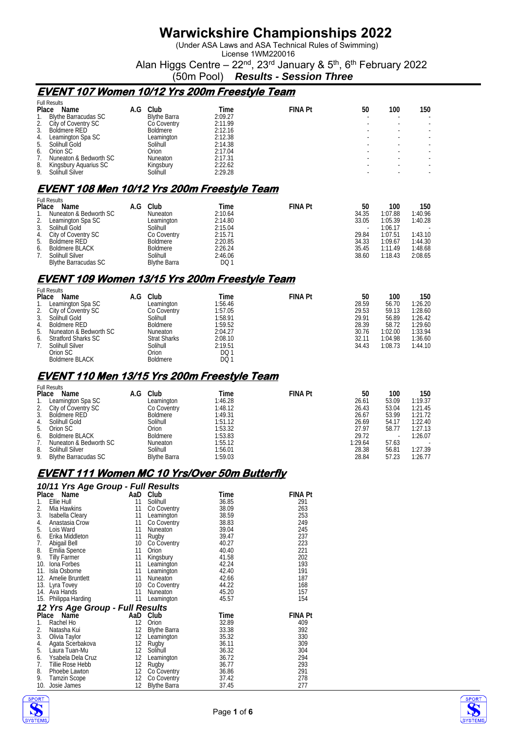# Warwickshire Championships 2022

(Under ASA Laws and ASA Technical Rules of Swimming)
License 1WM220016
Alan Higgs Centre – 22nd, 23rd January & 5th, 6th February 2022
(50m Pool) ***Results - Session Three***

## EVENT 107 Women 10/12 Yrs 200m Freestyle Team

Full Results

| Place | Name | A.G | Club | Time | FINA Pt | 50 | 100 | 150 |
|---|---|---|---|---|---|---|---|---|
| 1. | Blythe Barracudas SC | | Blythe Barra | 2:09.27 | | - | - | - |
| 2. | City of Coventry SC | | Co Coventry | 2:11.99 | | - | - | - |
| 3. | Boldmere RED | | Boldmere | 2:12.16 | | - | - | - |
| 4. | Leamington Spa SC | | Leamington | 2:12.38 | | - | - | - |
| 5. | Solihull Gold | | Solihull | 2:14.38 | | - | - | - |
| 6. | Orion SC | | Orion | 2:17.04 | | - | - | - |
| 7. | Nuneaton & Bedworth SC | | Nuneaton | 2:17.31 | | - | - | - |
| 8. | Kingsbury Aquarius SC | | Kingsbury | 2:22.62 | | - | - | - |
| 9. | Solihull Silver | | Solihull | 2:29.28 | | - | - | - |

## EVENT 108 Men 10/12 Yrs 200m Freestyle Team

Full Results

| Place | Name | A.G | Club | Time | FINA Pt | 50 | 100 | 150 |
|---|---|---|---|---|---|---|---|---|
| 1. | Nuneaton & Bedworth SC | | Nuneaton | 2:10.64 | | 34.35 | 1:07.88 | 1:40.96 |
| 2. | Leamington Spa SC | | Leamington | 2:14.80 | | 33.05 | 1:05.39 | 1:40.28 |
| 3. | Solihull Gold | | Solihull | 2:15.04 | | - | 1:06.17 | - |
| 4. | City of Coventry SC | | Co Coventry | 2:15.71 | | 29.84 | 1:07.51 | 1:43.10 |
| 5. | Boldmere RED | | Boldmere | 2:20.85 | | 34.33 | 1:09.67 | 1:44.30 |
| 6. | Boldmere BLACK | | Boldmere | 2:26.24 | | 35.45 | 1:11.49 | 1:48.68 |
| 7. | Solihull Silver | | Solihull | 2:46.06 | | 38.60 | 1:18.43 | 2:08.65 |
| | Blythe Barracudas SC | | Blythe Barra | DQ 1 | | | | |

## EVENT 109 Women 13/15 Yrs 200m Freestyle Team

Full Results

| Place | Name | A.G | Club | Time | FINA Pt | 50 | 100 | 150 |
|---|---|---|---|---|---|---|---|---|
| 1. | Leamington Spa SC | | Leamington | 1:56.46 | | 28.59 | 56.70 | 1:26.20 |
| 2. | City of Coventry SC | | Co Coventry | 1:57.05 | | 29.53 | 59.13 | 1:28.60 |
| 3. | Solihull Gold | | Solihull | 1:58.91 | | 29.91 | 56.89 | 1:26.42 |
| 4. | Boldmere RED | | Boldmere | 1:59.52 | | 28.39 | 58.72 | 1:29.60 |
| 5. | Nuneaton & Bedworth SC | | Nuneaton | 2:04.27 | | 30.76 | 1:02.00 | 1:33.94 |
| 6. | Stratford Sharks SC | | Strat Sharks | 2:08.10 | | 32.11 | 1:04.98 | 1:36.60 |
| 7. | Solihull Silver | | Solihull | 2:19.51 | | 34.43 | 1:08.73 | 1:44.10 |
| | Orion SC | | Orion | DQ 1 | | | | |
| | Boldmere BLACK | | Boldmere | DQ 1 | | | | |

## EVENT 110 Men 13/15 Yrs 200m Freestyle Team

Full Results

| Place | Name | A.G | Club | Time | FINA Pt | 50 | 100 | 150 |
|---|---|---|---|---|---|---|---|---|
| 1. | Leamington Spa SC | | Leamington | 1:46.28 | | 26.61 | 53.09 | 1:19.37 |
| 2. | City of Coventry SC | | Co Coventry | 1:48.12 | | 26.43 | 53.04 | 1:21.45 |
| 3. | Boldmere RED | | Boldmere | 1:49.31 | | 26.67 | 53.99 | 1:21.72 |
| 4. | Solihull Gold | | Solihull | 1:51.12 | | 26.69 | 54.17 | 1:22.40 |
| 5. | Orion SC | | Orion | 1:53.32 | | 27.97 | 58.77 | 1:27.13 |
| 6. | Boldmere BLACK | | Boldmere | 1:53.83 | | 29.72 | - | 1:26.07 |
| 7. | Nuneaton & Bedworth SC | | Nuneaton | 1:55.12 | | 1:29.64 | 57.63 | - |
| 8. | Solihull Silver | | Solihull | 1:56.01 | | 28.38 | 56.81 | 1:27.39 |
| 9. | Blythe Barracudas SC | | Blythe Barra | 1:59.03 | | 28.84 | 57.23 | 1:26.77 |

## EVENT 111 Women MC 10 Yrs/Over 50m Butterfly

### 10/11 Yrs Age Group - Full Results

| Place | Name | AaD | Club | Time | FINA Pt |
|---|---|---|---|---|---|
| 1. | Ellie Hull | 11 | Solihull | 36.85 | 291 |
| 2. | Mia Hawkins | 11 | Co Coventry | 38.09 | 263 |
| 3. | Isabella Cleary | 11 | Leamington | 38.59 | 253 |
| 4. | Anastasia Crow | 11 | Co Coventry | 38.83 | 249 |
| 5. | Lois Ward | 11 | Nuneaton | 39.04 | 245 |
| 6. | Erika Middleton | 11 | Rugby | 39.47 | 237 |
| 7. | Abigail Bell | 10 | Co Coventry | 40.27 | 223 |
| 8. | Emilia Spence | 11 | Orion | 40.40 | 221 |
| 9. | Tilly Farmer | 11 | Kingsbury | 41.58 | 202 |
| 10. | Iona Forbes | 11 | Leamington | 42.24 | 193 |
| 11. | Isla Osborne | 11 | Leamington | 42.40 | 191 |
| 12. | Amelie Bruntlett | 11 | Nuneaton | 42.66 | 187 |
| 13. | Lyra Tovey | 10 | Co Coventry | 44.22 | 168 |
| 14. | Ava Hands | 11 | Nuneaton | 45.20 | 157 |
| 15. | Philippa Harding | 11 | Leamington | 45.57 | 154 |

### 12 Yrs Age Group - Full Results

| Place | Name | AaD | Club | Time | FINA Pt |
|---|---|---|---|---|---|
| 1. | Rachel Ho | 12 | Orion | 32.89 | 409 |
| 2. | Natasha Kui | 12 | Blythe Barra | 33.38 | 392 |
| 3. | Olivia Taylor | 12 | Leamington | 35.32 | 330 |
| 4. | Agata Scerbakova | 12 | Rugby | 36.11 | 309 |
| 5. | Laura Tuan-Mu | 12 | Solihull | 36.32 | 304 |
| 6. | Ysabela Dela Cruz | 12 | Leamington | 36.72 | 294 |
| 7. | Tillie Rose Hebb | 12 | Rugby | 36.77 | 293 |
| 8. | Phoebe Lawton | 12 | Co Coventry | 36.86 | 291 |
| 9. | Tamzin Scope | 12 | Co Coventry | 37.42 | 278 |
| 10. | Josie James | 12 | Blythe Barra | 37.45 | 277 |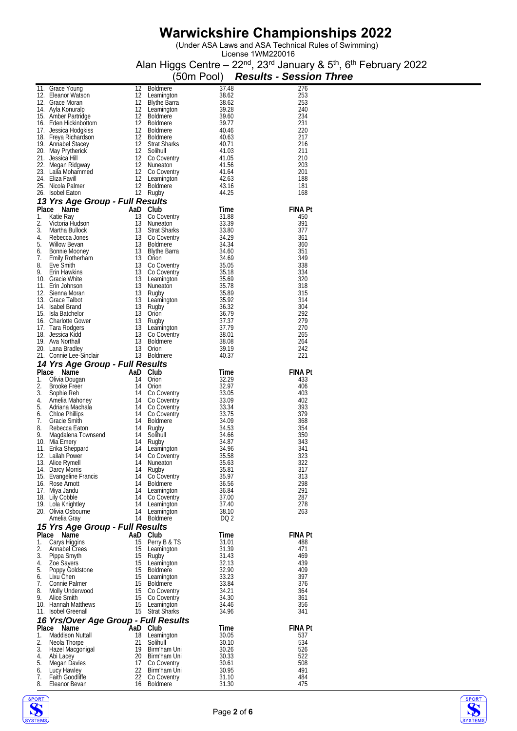# Warwickshire Championships 2022

(Under ASA Laws and ASA Technical Rules of Swimming)
License 1WM220016

Alan Higgs Centre – 22nd, 23rd January & 5th, 6th February 2022

(50m Pool) ***Results - Session Three***

| Place | Name | AaD | Club | Time | FINA Pt |
|---|---|---|---|---|---|
| 11. | Grace Young | 12 | Boldmere | 37.48 | 276 |
| 12. | Eleanor Watson | 12 | Leamington | 38.62 | 253 |
| 12. | Grace Moran | 12 | Blythe Barra | 38.62 | 253 |
| 14. | Ayla Konuralp | 12 | Leamington | 39.28 | 240 |
| 15. | Amber Partridge | 12 | Boldmere | 39.60 | 234 |
| 16. | Eden Hickinbottom | 12 | Boldmere | 39.77 | 231 |
| 17. | Jessica Hodgkiss | 12 | Boldmere | 40.46 | 220 |
| 18. | Freya Richardson | 12 | Boldmere | 40.63 | 217 |
| 19. | Annabel Stacey | 12 | Strat Sharks | 40.71 | 216 |
| 20. | May Prytherick | 12 | Solihull | 41.03 | 211 |
| 21. | Jessica Hill | 12 | Co Coventry | 41.05 | 210 |
| 22. | Megan Ridgway | 12 | Nuneaton | 41.56 | 203 |
| 23. | Laila Mohammed | 12 | Co Coventry | 41.64 | 201 |
| 24. | Eliza Favill | 12 | Leamington | 42.63 | 188 |
| 25. | Nicola Palmer | 12 | Boldmere | 43.16 | 181 |
| 26. | Isobel Eaton | 12 | Rugby | 44.25 | 168 |

### *13 Yrs Age Group - Full Results*

| Place | Name | AaD | Club | Time | FINA Pt |
|---|---|---|---|---|---|
| 1. | Katie Ray | 13 | Co Coventry | 31.88 | 450 |
| 2. | Victoria Hudson | 13 | Nuneaton | 33.39 | 391 |
| 3. | Martha Bullock | 13 | Strat Sharks | 33.80 | 377 |
| 4. | Rebecca Jones | 13 | Co Coventry | 34.29 | 361 |
| 5. | Willow Bevan | 13 | Boldmere | 34.34 | 360 |
| 6. | Bonnie Mooney | 13 | Blythe Barra | 34.60 | 351 |
| 7. | Emily Rotherham | 13 | Orion | 34.69 | 349 |
| 8. | Eve Smith | 13 | Co Coventry | 35.05 | 338 |
| 9. | Erin Hawkins | 13 | Co Coventry | 35.18 | 334 |
| 10. | Gracie White | 13 | Leamington | 35.69 | 320 |
| 11. | Erin Johnson | 13 | Nuneaton | 35.78 | 318 |
| 12. | Sienna Moran | 13 | Rugby | 35.89 | 315 |
| 13. | Grace Talbot | 13 | Leamington | 35.92 | 314 |
| 14. | Isabel Brand | 13 | Rugby | 36.32 | 304 |
| 15. | Isla Batchelor | 13 | Orion | 36.79 | 292 |
| 16. | Charlotte Gower | 13 | Rugby | 37.37 | 279 |
| 17. | Tara Rodgers | 13 | Leamington | 37.79 | 270 |
| 18. | Jessica Kidd | 13 | Co Coventry | 38.01 | 265 |
| 19. | Ava Northall | 13 | Boldmere | 38.08 | 264 |
| 20. | Lana Bradley | 13 | Orion | 39.19 | 242 |
| 21. | Connie Lee-Sinclair | 13 | Boldmere | 40.37 | 221 |

### *14 Yrs Age Group - Full Results*

| Place | Name | AaD | Club | Time | FINA Pt |
|---|---|---|---|---|---|
| 1. | Olivia Dougan | 14 | Orion | 32.29 | 433 |
| 2. | Brooke Freer | 14 | Orion | 32.97 | 406 |
| 3. | Sophie Reh | 14 | Co Coventry | 33.05 | 403 |
| 4. | Amelia Mahoney | 14 | Co Coventry | 33.09 | 402 |
| 5. | Adriana Machala | 14 | Co Coventry | 33.34 | 393 |
| 6. | Chloe Phillips | 14 | Co Coventry | 33.75 | 379 |
| 7. | Gracie Smith | 14 | Boldmere | 34.09 | 368 |
| 8. | Rebecca Eaton | 14 | Rugby | 34.53 | 354 |
| 9. | Magdalena Townsend | 14 | Solihull | 34.66 | 350 |
| 10. | Mia Emery | 14 | Rugby | 34.87 | 343 |
| 11. | Erika Sheppard | 14 | Leamington | 34.96 | 341 |
| 12. | Lailah Power | 14 | Co Coventry | 35.58 | 323 |
| 13. | Alice Rymell | 14 | Nuneaton | 35.63 | 322 |
| 14. | Darcy Morris | 14 | Rugby | 35.81 | 317 |
| 15. | Evangeline Francis | 14 | Co Coventry | 35.97 | 313 |
| 16. | Rose Arnott | 14 | Boldmere | 36.56 | 298 |
| 17. | Miya Jandu | 14 | Leamington | 36.84 | 291 |
| 18. | Lily Cobble | 14 | Co Coventry | 37.00 | 287 |
| 19. | Lola Knightley | 14 | Leamington | 37.40 | 278 |
| 20. | Olivia Osbourne | 14 | Leamington | 38.10 | 263 |
| | Amelia Gray | 14 | Boldmere | DQ 2 | |

### *15 Yrs Age Group - Full Results*

| Place | Name | AaD | Club | Time | FINA Pt |
|---|---|---|---|---|---|
| 1. | Carys Higgins | 15 | Perry B & TS | 31.01 | 488 |
| 2. | Annabel Crees | 15 | Leamington | 31.39 | 471 |
| 3. | Pippa Smyth | 15 | Rugby | 31.43 | 469 |
| 4. | Zoe Sayers | 15 | Leamington | 32.13 | 439 |
| 5. | Poppy Goldstone | 15 | Boldmere | 32.90 | 409 |
| 6. | Lixu Chen | 15 | Leamington | 33.23 | 397 |
| 7. | Connie Palmer | 15 | Boldmere | 33.84 | 376 |
| 8. | Molly Underwood | 15 | Co Coventry | 34.21 | 364 |
| 9. | Alice Smith | 15 | Co Coventry | 34.30 | 361 |
| 10. | Hannah Matthews | 15 | Leamington | 34.46 | 356 |
| 11. | Isobel Greenall | 15 | Strat Sharks | 34.96 | 341 |

### *16 Yrs/Over Age Group - Full Results*

| Place | Name | AaD | Club | Time | FINA Pt |
|---|---|---|---|---|---|
| 1. | Maddison Nuttall | 18 | Leamington | 30.05 | 537 |
| 2. | Neola Thorpe | 21 | Solihull | 30.10 | 534 |
| 3. | Hazel Macgonigal | 19 | Birm'ham Uni | 30.26 | 526 |
| 4. | Abi Lacey | 20 | Birm'ham Uni | 30.33 | 522 |
| 5. | Megan Davies | 17 | Co Coventry | 30.61 | 508 |
| 6. | Lucy Hawley | 22 | Birm'ham Uni | 30.95 | 491 |
| 7. | Faith Goodliffe | 22 | Co Coventry | 31.10 | 484 |
| 8. | Eleanor Bevan | 16 | Boldmere | 31.30 | 475 |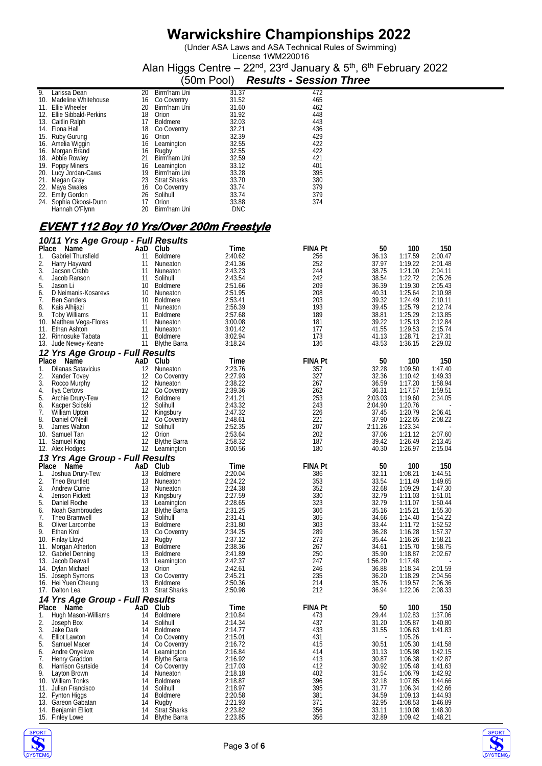# Warwickshire Championships 2022

(Under ASA Laws and ASA Technical Rules of Swimming)
License 1WM220016
Alan Higgs Centre – 22nd, 23rd January & 5th, 6th February 2022
(50m Pool) ***Results - Session Three***

| Place | Name | AaD | Club | Time | FINA Pt |
|---|---|---|---|---|---|
| 9. | Larissa Dean | 20 | Birm'ham Uni | 31.37 | 472 |
| 10. | Madeline Whitehouse | 16 | Co Coventry | 31.52 | 465 |
| 11. | Ellie Wheeler | 20 | Birm'ham Uni | 31.60 | 462 |
| 12. | Ellie Sibbald-Perkins | 18 | Orion | 31.92 | 448 |
| 13. | Caitlin Ralph | 17 | Boldmere | 32.03 | 443 |
| 14. | Fiona Hall | 18 | Co Coventry | 32.21 | 436 |
| 15. | Ruby Gurung | 16 | Orion | 32.39 | 429 |
| 16. | Amelia Wiggin | 16 | Leamington | 32.55 | 422 |
| 16. | Morgan Brand | 16 | Rugby | 32.55 | 422 |
| 18. | Abbie Rowley | 21 | Birm'ham Uni | 32.59 | 421 |
| 19. | Poppy Miners | 16 | Leamington | 33.12 | 401 |
| 20. | Lucy Jordan-Caws | 19 | Birm'ham Uni | 33.28 | 395 |
| 21. | Megan Gray | 23 | Strat Sharks | 33.70 | 380 |
| 22. | Maya Swales | 16 | Co Coventry | 33.74 | 379 |
| 22. | Emily Gordon | 26 | Solihull | 33.74 | 379 |
| 24. | Sophia Okoosi-Dunn | 17 | Orion | 33.88 | 374 |
| | Hannah O'Flynn | 20 | Birm'ham Uni | DNC | |

## EVENT 112 Boy 10 Yrs/Over 200m Freestyle

### 10/11 Yrs Age Group - Full Results

| Place | Name | AaD | Club | Time | FINA Pt | 50 | 100 | 150 |
|---|---|---|---|---|---|---|---|---|
| 1. | Gabriel Thursfield | 11 | Boldmere | 2:40.62 | 256 | 36.13 | 1:17.59 | 2:00.47 |
| 2. | Harry Hayward | 11 | Nuneaton | 2:41.36 | 252 | 37.97 | 1:19.22 | 2:01.48 |
| 3. | Jacson Crabb | 11 | Nuneaton | 2:43.23 | 244 | 38.75 | 1:21.00 | 2:04.11 |
| 4. | Jacob Ranson | 11 | Solihull | 2:43.54 | 242 | 38.54 | 1:22.72 | 2:05.26 |
| 5. | Jason Li | 10 | Boldmere | 2:51.66 | 209 | 36.39 | 1:19.30 | 2:05.43 |
| 6. | D Neimanis-Kosarevs | 10 | Nuneaton | 2:51.95 | 208 | 40.31 | 1:25.64 | 2:10.98 |
| 7. | Ben Sanders | 10 | Boldmere | 2:53.41 | 203 | 39.32 | 1:24.49 | 2:10.11 |
| 8. | Kais Alhijazi | 11 | Nuneaton | 2:56.39 | 193 | 39.45 | 1:25.79 | 2:12.74 |
| 9. | Toby Williams | 11 | Boldmere | 2:57.68 | 189 | 38.81 | 1:25.29 | 2:13.85 |
| 10. | Matthew Vega-Flores | 11 | Nuneaton | 3:00.08 | 181 | 39.22 | 1:25.13 | 2:12.84 |
| 11. | Ethan Ashton | 11 | Nuneaton | 3:01.42 | 177 | 41.55 | 1:29.53 | 2:15.74 |
| 12. | Rinnosuke Tabata | 11 | Boldmere | 3:02.94 | 173 | 41.13 | 1:28.71 | 2:17.31 |
| 13. | Jude Newey-Keane | 11 | Blythe Barra | 3:18.24 | 136 | 43.53 | 1:36.15 | 2:29.02 |

### 12 Yrs Age Group - Full Results

| Place | Name | AaD | Club | Time | FINA Pt | 50 | 100 | 150 |
|---|---|---|---|---|---|---|---|---|
| 1. | Dilanas Satavicius | 12 | Nuneaton | 2:23.76 | 357 | 32.28 | 1:09.50 | 1:47.40 |
| 2. | Xander Tovey | 12 | Co Coventry | 2:27.93 | 327 | 32.36 | 1:10.42 | 1:49.33 |
| 3. | Rocco Murphy | 12 | Nuneaton | 2:38.22 | 267 | 36.59 | 1:17.20 | 1:58.94 |
| 4. | Ilya Certovs | 12 | Co Coventry | 2:39.36 | 262 | 36.31 | 1:17.57 | 1:59.51 |
| 5. | Archie Drury-Tew | 12 | Boldmere | 2:41.21 | 253 | 2:03.03 | 1:19.60 | 2:34.05 |
| 6. | Kacper Scibski | 12 | Solihull | 2:43.32 | 243 | 2:04.90 | 1:20.76 | - |
| 7. | William Upton | 12 | Kingsbury | 2:47.32 | 226 | 37.45 | 1:20.79 | 2:06.41 |
| 8. | Daniel O'Neill | 12 | Co Coventry | 2:48.61 | 221 | 37.90 | 1:22.65 | 2:08.22 |
| 9. | James Walton | 12 | Solihull | 2:52.35 | 207 | 2:11.26 | 1:23.34 | - |
| 10. | Samuel Tan | 12 | Orion | 2:53.64 | 202 | 37.06 | 1:21.12 | 2:07.60 |
| 11. | Samuel King | 12 | Blythe Barra | 2:58.32 | 187 | 39.42 | 1:26.49 | 2:13.45 |
| 12. | Alex Hodges | 12 | Leamington | 3:00.56 | 180 | 40.30 | 1:26.97 | 2:15.04 |

### 13 Yrs Age Group - Full Results

| Place | Name | AaD | Club | Time | FINA Pt | 50 | 100 | 150 |
|---|---|---|---|---|---|---|---|---|
| 1. | Joshua Drury-Tew | 13 | Boldmere | 2:20.04 | 386 | 32.11 | 1:08.21 | 1:44.51 |
| 2. | Theo Bruntlett | 13 | Nuneaton | 2:24.22 | 353 | 33.54 | 1:11.49 | 1:49.65 |
| 3. | Andrew Currie | 13 | Nuneaton | 2:24.38 | 352 | 32.68 | 1:09.29 | 1:47.30 |
| 4. | Jenson Pickett | 13 | Kingsbury | 2:27.59 | 330 | 32.79 | 1:11.03 | 1:51.01 |
| 5. | Daniel Roche | 13 | Leamington | 2:28.65 | 323 | 32.79 | 1:11.07 | 1:50.44 |
| 6. | Noah Gambroudes | 13 | Blythe Barra | 2:31.25 | 306 | 35.16 | 1:15.21 | 1:55.30 |
| 7. | Theo Bramwell | 13 | Solihull | 2:31.41 | 305 | 34.66 | 1:14.40 | 1:54.22 |
| 8. | Oliver Larcombe | 13 | Boldmere | 2:31.80 | 303 | 33.44 | 1:11.72 | 1:52.52 |
| 9. | Ethan Krol | 13 | Co Coventry | 2:34.25 | 289 | 36.28 | 1:16.28 | 1:57.37 |
| 10. | Finlay Lloyd | 13 | Rugby | 2:37.12 | 273 | 35.44 | 1:16.26 | 1:58.21 |
| 11. | Morgan Atherton | 13 | Boldmere | 2:38.36 | 267 | 34.61 | 1:15.70 | 1:58.75 |
| 12. | Gabriel Denning | 13 | Boldmere | 2:41.89 | 250 | 35.90 | 1:18.87 | 2:02.67 |
| 13. | Jacob Deavall | 13 | Leamington | 2:42.37 | 247 | 1:56.20 | 1:17.48 | - |
| 14. | Dylan Michael | 13 | Orion | 2:42.61 | 246 | 36.88 | 1:18.34 | 2:01.59 |
| 15. | Joseph Symons | 13 | Co Coventry | 2:45.21 | 235 | 36.20 | 1:18.29 | 2:04.56 |
| 16. | Hei Yuen Cheung | 13 | Boldmere | 2:50.36 | 214 | 35.76 | 1:19.57 | 2:06.36 |
| 17. | Dalton Lea | 13 | Strat Sharks | 2:50.98 | 212 | 36.94 | 1:22.06 | 2:08.33 |

### 14 Yrs Age Group - Full Results

| Place | Name | AaD | Club | Time | FINA Pt | 50 | 100 | 150 |
|---|---|---|---|---|---|---|---|---|
| 1. | Hugh Mason-Williams | 14 | Boldmere | 2:10.84 | 473 | 29.44 | 1:02.83 | 1:37.06 |
| 2. | Joseph Box | 14 | Solihull | 2:14.34 | 437 | 31.20 | 1:05.87 | 1:40.80 |
| 3. | Jake Dark | 14 | Boldmere | 2:14.77 | 433 | 31.55 | 1:06.63 | 1:41.83 |
| 4. | Elliot Lawton | 14 | Co Coventry | 2:15.01 | 431 | - | 1:05.26 | - |
| 5. | Samuel Macer | 14 | Co Coventry | 2:16.72 | 415 | 30.51 | 1:05.30 | 1:41.58 |
| 6. | Andre Onyekwe | 14 | Leamington | 2:16.84 | 414 | 31.13 | 1:05.98 | 1:42.15 |
| 7. | Henry Graddon | 14 | Blythe Barra | 2:16.92 | 413 | 30.87 | 1:06.38 | 1:42.87 |
| 8. | Harrison Gartside | 14 | Co Coventry | 2:17.03 | 412 | 30.92 | 1:05.48 | 1:41.63 |
| 9. | Layton Brown | 14 | Nuneaton | 2:18.18 | 402 | 31.54 | 1:06.79 | 1:42.92 |
| 10. | William Tonks | 14 | Boldmere | 2:18.87 | 396 | 32.18 | 1:07.85 | 1:44.66 |
| 11. | Julian Francisco | 14 | Solihull | 2:18.97 | 395 | 31.77 | 1:06.34 | 1:42.66 |
| 12. | Fynton Higgs | 14 | Boldmere | 2:20.58 | 381 | 34.59 | 1:09.13 | 1:44.93 |
| 13. | Gareon Gabatan | 14 | Rugby | 2:21.93 | 371 | 32.95 | 1:08.53 | 1:46.89 |
| 14. | Benjamin Elliott | 14 | Strat Sharks | 2:23.82 | 356 | 33.11 | 1:10.08 | 1:48.30 |
| 15. | Finley Lowe | 14 | Blythe Barra | 2:23.85 | 356 | 32.89 | 1:09.42 | 1:48.21 |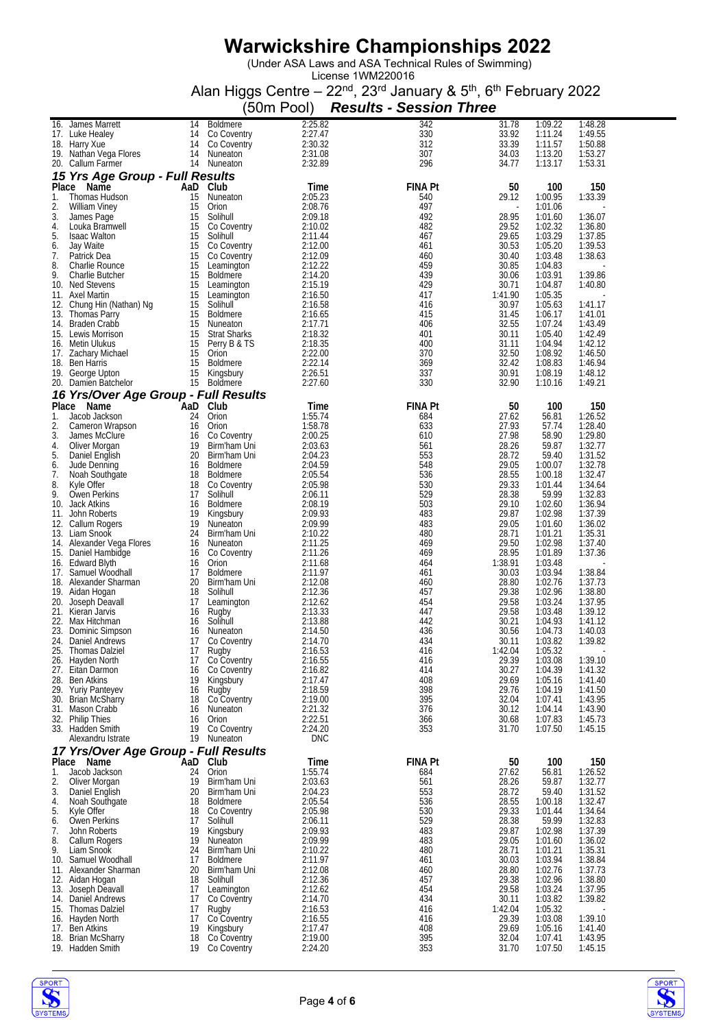# Warwickshire Championships 2022

(Under ASA Laws and ASA Technical Rules of Swimming)
License 1WM220016

Alan Higgs Centre – 22nd, 23rd January & 5th, 6th February 2022

(50m Pool) ***Results - Session Three***

| Place | Name | AaD | Club | Time | FINA Pt | 50 | 100 | 150 |
|---|---|---|---|---|---|---|---|---|
| 16. | James Marrett | 14 | Boldmere | 2:25.82 | 342 | 31.78 | 1:09.22 | 1:48.28 |
| 17. | Luke Healey | 14 | Co Coventry | 2:27.47 | 330 | 33.92 | 1:11.24 | 1:49.55 |
| 18. | Harry Xue | 14 | Co Coventry | 2:30.32 | 312 | 33.39 | 1:11.57 | 1:50.88 |
| 19. | Nathan Vega Flores | 14 | Nuneaton | 2:31.08 | 307 | 34.03 | 1:13.20 | 1:53.27 |
| 20. | Callum Farmer | 14 | Nuneaton | 2:32.89 | 296 | 34.77 | 1:13.17 | 1:53.31 |

### 15 Yrs Age Group - Full Results

| Place | Name | AaD | Club | Time | FINA Pt | 50 | 100 | 150 |
|---|---|---|---|---|---|---|---|---|
| 1. | Thomas Hudson | 15 | Nuneaton | 2:05.23 | 540 | 29.12 | 1:00.95 | 1:33.39 |
| 2. | William Viney | 15 | Orion | 2:08.76 | 497 | - | 1:01.06 | - |
| 3. | James Page | 15 | Solihull | 2:09.18 | 492 | 28.95 | 1:01.60 | 1:36.07 |
| 4. | Louka Bramwell | 15 | Co Coventry | 2:10.02 | 482 | 29.52 | 1:02.32 | 1:36.80 |
| 5. | Isaac Walton | 15 | Solihull | 2:11.44 | 467 | 29.65 | 1:03.29 | 1:37.85 |
| 6. | Jay Waite | 15 | Co Coventry | 2:12.00 | 461 | 30.53 | 1:05.20 | 1:39.53 |
| 7. | Patrick Dea | 15 | Co Coventry | 2:12.09 | 460 | 30.40 | 1:03.48 | 1:38.63 |
| 8. | Charlie Rounce | 15 | Leamington | 2:12.22 | 459 | 30.85 | 1:04.83 | - |
| 9. | Charlie Butcher | 15 | Boldmere | 2:14.20 | 439 | 30.06 | 1:03.91 | 1:39.86 |
| 10. | Ned Stevens | 15 | Leamington | 2:15.19 | 429 | 30.71 | 1:04.87 | 1:40.80 |
| 11. | Axel Martin | 15 | Leamington | 2:16.50 | 417 | 1:41.90 | 1:05.35 | - |
| 12. | Chung Hin (Nathan) Ng | 15 | Solihull | 2:16.58 | 416 | 30.97 | 1:05.63 | 1:41.17 |
| 13. | Thomas Parry | 15 | Boldmere | 2:16.65 | 415 | 31.45 | 1:06.17 | 1:41.01 |
| 14. | Braden Crabb | 15 | Nuneaton | 2:17.71 | 406 | 32.55 | 1:07.24 | 1:43.49 |
| 15. | Lewis Morrison | 15 | Strat Sharks | 2:18.32 | 401 | 30.11 | 1:05.40 | 1:42.49 |
| 16. | Metin Ulukus | 15 | Perry B & TS | 2:18.35 | 400 | 31.11 | 1:04.94 | 1:42.12 |
| 17. | Zachary Michael | 15 | Orion | 2:22.00 | 370 | 32.50 | 1:08.92 | 1:46.50 |
| 18. | Ben Harris | 15 | Boldmere | 2:22.14 | 369 | 32.42 | 1:08.83 | 1:46.94 |
| 19. | George Upton | 15 | Kingsbury | 2:26.51 | 337 | 30.91 | 1:08.19 | 1:48.12 |
| 20. | Damien Batchelor | 15 | Boldmere | 2:27.60 | 330 | 32.90 | 1:10.16 | 1:49.21 |

### 16 Yrs/Over Age Group - Full Results

| Place | Name | AaD | Club | Time | FINA Pt | 50 | 100 | 150 |
|---|---|---|---|---|---|---|---|---|
| 1. | Jacob Jackson | 24 | Orion | 1:55.74 | 684 | 27.62 | 56.81 | 1:26.52 |
| 2. | Cameron Wrapson | 16 | Orion | 1:58.78 | 633 | 27.93 | 57.74 | 1:28.40 |
| 3. | James McClure | 16 | Co Coventry | 2:00.25 | 610 | 27.98 | 58.90 | 1:29.80 |
| 4. | Oliver Morgan | 19 | Birm'ham Uni | 2:03.63 | 561 | 28.26 | 59.87 | 1:32.77 |
| 5. | Daniel English | 20 | Birm'ham Uni | 2:04.23 | 553 | 28.72 | 59.40 | 1:31.52 |
| 6. | Jude Denning | 16 | Boldmere | 2:04.59 | 548 | 29.05 | 1:00.07 | 1:32.78 |
| 7. | Noah Southgate | 18 | Boldmere | 2:05.54 | 536 | 28.55 | 1:00.18 | 1:32.47 |
| 8. | Kyle Offer | 18 | Co Coventry | 2:05.98 | 530 | 29.33 | 1:01.44 | 1:34.64 |
| 9. | Owen Perkins | 17 | Solihull | 2:06.11 | 529 | 28.38 | 59.99 | 1:32.83 |
| 10. | Jack Atkins | 16 | Boldmere | 2:08.19 | 503 | 29.10 | 1:02.60 | 1:36.94 |
| 11. | John Roberts | 19 | Kingsbury | 2:09.93 | 483 | 29.87 | 1:02.98 | 1:37.39 |
| 12. | Callum Rogers | 19 | Nuneaton | 2:09.99 | 483 | 29.05 | 1:01.60 | 1:36.02 |
| 13. | Liam Snook | 24 | Birm'ham Uni | 2:10.22 | 480 | 28.71 | 1:01.21 | 1:35.31 |
| 14. | Alexander Vega Flores | 16 | Nuneaton | 2:11.25 | 469 | 29.50 | 1:02.98 | 1:37.40 |
| 15. | Daniel Hambidge | 16 | Co Coventry | 2:11.26 | 469 | 28.95 | 1:01.89 | 1:37.36 |
| 16. | Edward Blyth | 16 | Orion | 2:11.68 | 464 | 1:38.91 | 1:03.48 | - |
| 17. | Samuel Woodhall | 17 | Boldmere | 2:11.97 | 461 | 30.03 | 1:03.94 | 1:38.84 |
| 18. | Alexander Sharman | 20 | Birm'ham Uni | 2:12.08 | 460 | 28.80 | 1:02.76 | 1:37.73 |
| 19. | Aidan Hogan | 18 | Solihull | 2:12.36 | 457 | 29.38 | 1:02.96 | 1:38.80 |
| 20. | Joseph Deavall | 17 | Leamington | 2:12.62 | 454 | 29.58 | 1:03.24 | 1:37.95 |
| 21. | Kieran Jarvis | 16 | Rugby | 2:13.33 | 447 | 29.58 | 1:03.48 | 1:39.12 |
| 22. | Max Hitchman | 16 | Solihull | 2:13.88 | 442 | 30.21 | 1:04.93 | 1:41.12 |
| 23. | Dominic Simpson | 16 | Nuneaton | 2:14.50 | 436 | 30.56 | 1:04.73 | 1:40.03 |
| 24. | Daniel Andrews | 17 | Co Coventry | 2:14.70 | 434 | 30.11 | 1:03.82 | 1:39.82 |
| 25. | Thomas Dalziel | 17 | Rugby | 2:16.53 | 416 | 1:42.04 | 1:05.32 | - |
| 26. | Hayden North | 17 | Co Coventry | 2:16.55 | 416 | 29.39 | 1:03.08 | 1:39.10 |
| 27. | Eitan Darmon | 16 | Co Coventry | 2:16.82 | 414 | 30.27 | 1:04.39 | 1:41.32 |
| 28. | Ben Atkins | 19 | Kingsbury | 2:17.47 | 408 | 29.69 | 1:05.16 | 1:41.40 |
| 29. | Yuriy Panteyev | 16 | Rugby | 2:18.59 | 398 | 29.76 | 1:04.19 | 1:41.50 |
| 30. | Brian McSharry | 18 | Co Coventry | 2:19.00 | 395 | 32.04 | 1:07.41 | 1:43.95 |
| 31. | Mason Crabb | 16 | Nuneaton | 2:21.32 | 376 | 30.12 | 1:04.14 | 1:43.90 |
| 32. | Philip Thies | 16 | Orion | 2:22.51 | 366 | 30.68 | 1:07.83 | 1:45.73 |
| 33. | Hadden Smith | 19 | Co Coventry | 2:24.20 | 353 | 31.70 | 1:07.50 | 1:45.15 |
| | Alexandru Istrate | 19 | Nuneaton | DNC | | | | |

### 17 Yrs/Over Age Group - Full Results

| Place | Name | AaD | Club | Time | FINA Pt | 50 | 100 | 150 |
|---|---|---|---|---|---|---|---|---|
| 1. | Jacob Jackson | 24 | Orion | 1:55.74 | 684 | 27.62 | 56.81 | 1:26.52 |
| 2. | Oliver Morgan | 19 | Birm'ham Uni | 2:03.63 | 561 | 28.26 | 59.87 | 1:32.77 |
| 3. | Daniel English | 20 | Birm'ham Uni | 2:04.23 | 553 | 28.72 | 59.40 | 1:31.52 |
| 4. | Noah Southgate | 18 | Boldmere | 2:05.54 | 536 | 28.55 | 1:00.18 | 1:32.47 |
| 5. | Kyle Offer | 18 | Co Coventry | 2:05.98 | 530 | 29.33 | 1:01.44 | 1:34.64 |
| 6. | Owen Perkins | 17 | Solihull | 2:06.11 | 529 | 28.38 | 59.99 | 1:32.83 |
| 7. | John Roberts | 19 | Kingsbury | 2:09.93 | 483 | 29.87 | 1:02.98 | 1:37.39 |
| 8. | Callum Rogers | 19 | Nuneaton | 2:09.99 | 483 | 29.05 | 1:01.60 | 1:36.02 |
| 9. | Liam Snook | 24 | Birm'ham Uni | 2:10.22 | 480 | 28.71 | 1:01.21 | 1:35.31 |
| 10. | Samuel Woodhall | 17 | Boldmere | 2:11.97 | 461 | 30.03 | 1:03.94 | 1:38.84 |
| 11. | Alexander Sharman | 20 | Birm'ham Uni | 2:12.08 | 460 | 28.80 | 1:02.76 | 1:37.73 |
| 12. | Aidan Hogan | 18 | Solihull | 2:12.36 | 457 | 29.38 | 1:02.96 | 1:38.80 |
| 13. | Joseph Deavall | 17 | Leamington | 2:12.62 | 454 | 29.58 | 1:03.24 | 1:37.95 |
| 14. | Daniel Andrews | 17 | Co Coventry | 2:14.70 | 434 | 30.11 | 1:03.82 | 1:39.82 |
| 15. | Thomas Dalziel | 17 | Rugby | 2:16.53 | 416 | 1:42.04 | 1:05.32 | - |
| 16. | Hayden North | 17 | Co Coventry | 2:16.55 | 416 | 29.39 | 1:03.08 | 1:39.10 |
| 17. | Ben Atkins | 19 | Kingsbury | 2:17.47 | 408 | 29.69 | 1:05.16 | 1:41.40 |
| 18. | Brian McSharry | 18 | Co Coventry | 2:19.00 | 395 | 32.04 | 1:07.41 | 1:43.95 |
| 19. | Hadden Smith | 19 | Co Coventry | 2:24.20 | 353 | 31.70 | 1:07.50 | 1:45.15 |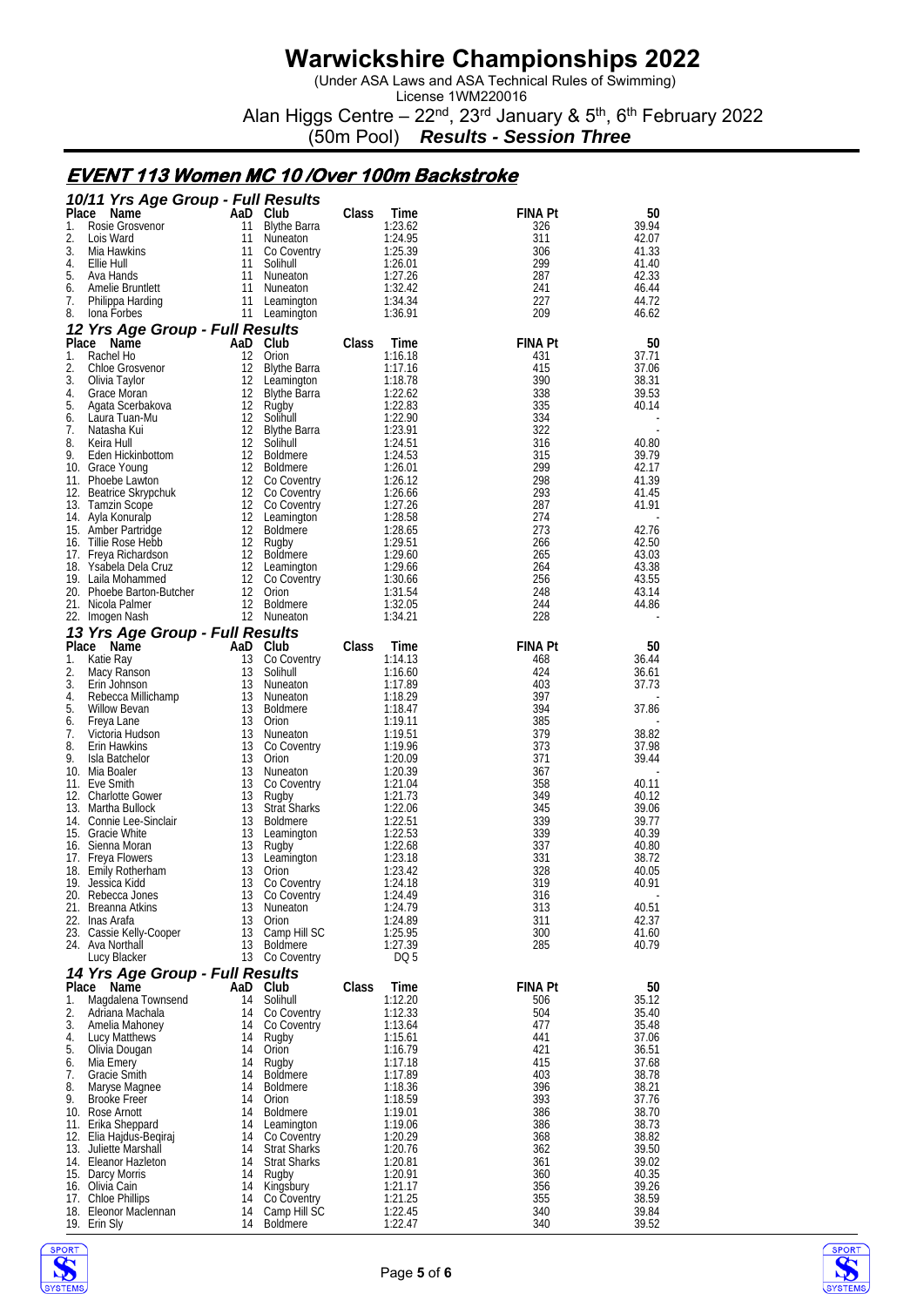# Warwickshire Championships 2022

(Under ASA Laws and ASA Technical Rules of Swimming)
License 1WM220016
Alan Higgs Centre – 22nd, 23rd January & 5th, 6th February 2022
(50m Pool) ***Results - Session Three***

## EVENT 113 Women MC 10 /Over 100m Backstroke

### 10/11 Yrs Age Group - Full Results

| Place | Name | AaD | Club | Class | Time | FINA Pt | 50 |
|---|---|---|---|---|---|---|---|
| 1. | Rosie Grosvenor | 11 | Blythe Barra | | 1:23.62 | 326 | 39.94 |
| 2. | Lois Ward | 11 | Nuneaton | | 1:24.95 | 311 | 42.07 |
| 3. | Mia Hawkins | 11 | Co Coventry | | 1:25.39 | 306 | 41.33 |
| 4. | Ellie Hull | 11 | Solihull | | 1:26.01 | 299 | 41.40 |
| 5. | Ava Hands | 11 | Nuneaton | | 1:27.26 | 287 | 42.33 |
| 6. | Amelie Bruntlett | 11 | Nuneaton | | 1:32.42 | 241 | 46.44 |
| 7. | Philippa Harding | 11 | Leamington | | 1:34.34 | 227 | 44.72 |
| 8. | Iona Forbes | 11 | Leamington | | 1:36.91 | 209 | 46.62 |

### 12 Yrs Age Group - Full Results

| Place | Name | AaD | Club | Class | Time | FINA Pt | 50 |
|---|---|---|---|---|---|---|---|
| 1. | Rachel Ho | 12 | Orion | | 1:16.18 | 431 | 37.71 |
| 2. | Chloe Grosvenor | 12 | Blythe Barra | | 1:17.16 | 415 | 37.06 |
| 3. | Olivia Taylor | 12 | Leamington | | 1:18.78 | 390 | 38.31 |
| 4. | Grace Moran | 12 | Blythe Barra | | 1:22.62 | 338 | 39.53 |
| 5. | Agata Scerbakova | 12 | Rugby | | 1:22.83 | 335 | 40.14 |
| 6. | Laura Tuan-Mu | 12 | Solihull | | 1:22.90 | 334 | - |
| 7. | Natasha Kui | 12 | Blythe Barra | | 1:23.91 | 322 | - |
| 8. | Keira Hull | 12 | Solihull | | 1:24.51 | 316 | 40.80 |
| 9. | Eden Hickinbottom | 12 | Boldmere | | 1:24.53 | 315 | 39.79 |
| 10. | Grace Young | 12 | Boldmere | | 1:26.01 | 299 | 42.17 |
| 11. | Phoebe Lawton | 12 | Co Coventry | | 1:26.12 | 298 | 41.39 |
| 12. | Beatrice Skrypchuk | 12 | Co Coventry | | 1:26.66 | 293 | 41.45 |
| 13. | Tamzin Scope | 12 | Co Coventry | | 1:27.26 | 287 | 41.91 |
| 14. | Ayla Konuralp | 12 | Leamington | | 1:28.58 | 274 | - |
| 15. | Amber Partridge | 12 | Boldmere | | 1:28.65 | 273 | 42.76 |
| 16. | Tillie Rose Hebb | 12 | Rugby | | 1:29.51 | 266 | 42.50 |
| 17. | Freya Richardson | 12 | Boldmere | | 1:29.60 | 265 | 43.03 |
| 18. | Ysabela Dela Cruz | 12 | Leamington | | 1:29.66 | 264 | 43.38 |
| 19. | Laila Mohammed | 12 | Co Coventry | | 1:30.66 | 256 | 43.55 |
| 20. | Phoebe Barton-Butcher | 12 | Orion | | 1:31.54 | 248 | 43.14 |
| 21. | Nicola Palmer | 12 | Boldmere | | 1:32.05 | 244 | 44.86 |
| 22. | Imogen Nash | 12 | Nuneaton | | 1:34.21 | 228 | - |

### 13 Yrs Age Group - Full Results

| Place | Name | AaD | Club | Class | Time | FINA Pt | 50 |
|---|---|---|---|---|---|---|---|
| 1. | Katie Ray | 13 | Co Coventry | | 1:14.13 | 468 | 36.44 |
| 2. | Macy Ranson | 13 | Solihull | | 1:16.60 | 424 | 36.61 |
| 3. | Erin Johnson | 13 | Nuneaton | | 1:17.89 | 403 | 37.73 |
| 4. | Rebecca Millichamp | 13 | Nuneaton | | 1:18.29 | 397 | - |
| 5. | Willow Bevan | 13 | Boldmere | | 1:18.47 | 394 | 37.86 |
| 6. | Freya Lane | 13 | Orion | | 1:19.11 | 385 | - |
| 7. | Victoria Hudson | 13 | Nuneaton | | 1:19.51 | 379 | 38.82 |
| 8. | Erin Hawkins | 13 | Co Coventry | | 1:19.96 | 373 | 37.98 |
| 9. | Isla Batchelor | 13 | Orion | | 1:20.09 | 371 | 39.44 |
| 10. | Mia Boaler | 13 | Nuneaton | | 1:20.39 | 367 | - |
| 11. | Eve Smith | 13 | Co Coventry | | 1:21.04 | 358 | 40.11 |
| 12. | Charlotte Gower | 13 | Rugby | | 1:21.73 | 349 | 40.12 |
| 13. | Martha Bullock | 13 | Strat Sharks | | 1:22.06 | 345 | 39.06 |
| 14. | Connie Lee-Sinclair | 13 | Boldmere | | 1:22.51 | 339 | 39.77 |
| 15. | Gracie White | 13 | Leamington | | 1:22.53 | 339 | 40.39 |
| 16. | Sienna Moran | 13 | Rugby | | 1:22.68 | 337 | 40.80 |
| 17. | Freya Flowers | 13 | Leamington | | 1:23.18 | 331 | 38.72 |
| 18. | Emily Rotherham | 13 | Orion | | 1:23.42 | 328 | 40.05 |
| 19. | Jessica Kidd | 13 | Co Coventry | | 1:24.18 | 319 | 40.91 |
| 20. | Rebecca Jones | 13 | Co Coventry | | 1:24.49 | 316 | - |
| 21. | Breanna Atkins | 13 | Nuneaton | | 1:24.79 | 313 | 40.51 |
| 22. | Inas Arafa | 13 | Orion | | 1:24.89 | 311 | 42.37 |
| 23. | Cassie Kelly-Cooper | 13 | Camp Hill SC | | 1:25.95 | 300 | 41.60 |
| 24. | Ava Northall | 13 | Boldmere | | 1:27.39 | 285 | 40.79 |
| | Lucy Blacker | 13 | Co Coventry | | DQ 5 | | |

### 14 Yrs Age Group - Full Results

| Place | Name | AaD | Club | Class | Time | FINA Pt | 50 |
|---|---|---|---|---|---|---|---|
| 1. | Magdalena Townsend | 14 | Solihull | | 1:12.20 | 506 | 35.12 |
| 2. | Adriana Machala | 14 | Co Coventry | | 1:12.33 | 504 | 35.40 |
| 3. | Amelia Mahoney | 14 | Co Coventry | | 1:13.64 | 477 | 35.48 |
| 4. | Lucy Matthews | 14 | Rugby | | 1:15.61 | 441 | 37.06 |
| 5. | Olivia Dougan | 14 | Orion | | 1:16.79 | 421 | 36.51 |
| 6. | Mia Emery | 14 | Rugby | | 1:17.18 | 415 | 37.68 |
| 7. | Gracie Smith | 14 | Boldmere | | 1:17.89 | 403 | 38.78 |
| 8. | Maryse Magnee | 14 | Boldmere | | 1:18.36 | 396 | 38.21 |
| 9. | Brooke Freer | 14 | Orion | | 1:18.59 | 393 | 37.76 |
| 10. | Rose Arnott | 14 | Boldmere | | 1:19.01 | 386 | 38.70 |
| 11. | Erika Sheppard | 14 | Leamington | | 1:19.06 | 386 | 38.73 |
| 12. | Elia Hajdus-Beqiraj | 14 | Co Coventry | | 1:20.29 | 368 | 38.82 |
| 13. | Juliette Marshall | 14 | Strat Sharks | | 1:20.76 | 362 | 39.50 |
| 14. | Eleanor Hazleton | 14 | Strat Sharks | | 1:20.81 | 361 | 39.02 |
| 15. | Darcy Morris | 14 | Rugby | | 1:20.91 | 360 | 40.35 |
| 16. | Olivia Cain | 14 | Kingsbury | | 1:21.17 | 356 | 39.26 |
| 17. | Chloe Phillips | 14 | Co Coventry | | 1:21.25 | 355 | 38.59 |
| 18. | Eleonor Maclennan | 14 | Camp Hill SC | | 1:22.45 | 340 | 39.84 |
| 19. | Erin Sly | 14 | Boldmere | | 1:22.47 | 340 | 39.52 |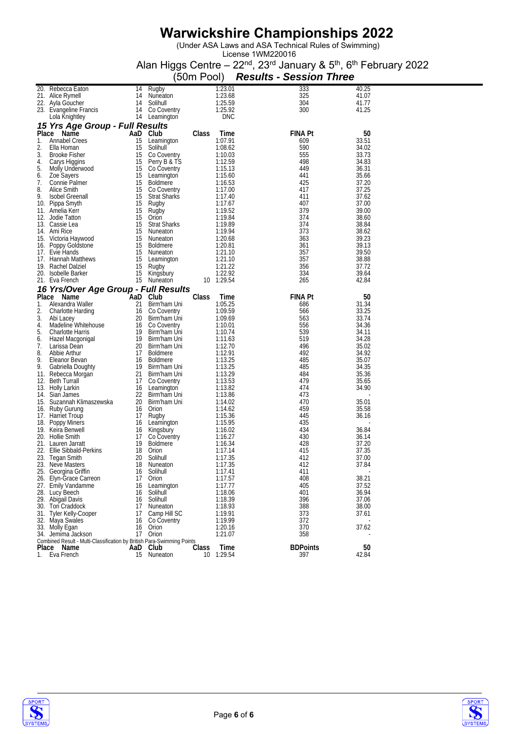# Warwickshire Championships 2022

(Under ASA Laws and ASA Technical Rules of Swimming)
License 1WM220016
Alan Higgs Centre – 22nd, 23rd January & 5th, 6th February 2022

(50m Pool) ***Results - Session Three***

| Place | Name | AaD | Club | Class | Time | FINA Pt | 50 |
|---|---|---|---|---|---|---|---|
| 20. | Rebecca Eaton | 14 | Rugby | | 1:23.01 | 333 | 40.25 |
| 21. | Alice Rymell | 14 | Nuneaton | | 1:23.68 | 325 | 41.07 |
| 22. | Ayla Goucher | 14 | Solihull | | 1:25.59 | 304 | 41.77 |
| 23. | Evangeline Francis | 14 | Co Coventry | | 1:25.92 | 300 | 41.25 |
| | Lola Knightley | 14 | Leamington | | DNC | | |

### *15 Yrs Age Group - Full Results*

| Place | Name | AaD | Club | Class | Time | FINA Pt | 50 |
|---|---|---|---|---|---|---|---|
| 1. | Annabel Crees | 15 | Leamington | | 1:07.91 | 609 | 33.51 |
| 2. | Ella Homan | 15 | Solihull | | 1:08.62 | 590 | 34.02 |
| 3. | Brooke Fisher | 15 | Co Coventry | | 1:10.03 | 555 | 33.73 |
| 4. | Carys Higgins | 15 | Perry B & TS | | 1:12.59 | 498 | 34.83 |
| 5. | Molly Underwood | 15 | Co Coventry | | 1:15.13 | 449 | 36.31 |
| 6. | Zoe Sayers | 15 | Leamington | | 1:15.60 | 441 | 35.66 |
| 7. | Connie Palmer | 15 | Boldmere | | 1:16.53 | 425 | 37.20 |
| 8. | Alice Smith | 15 | Co Coventry | | 1:17.00 | 417 | 37.25 |
| 9. | Isobel Greenall | 15 | Strat Sharks | | 1:17.40 | 411 | 37.62 |
| 10. | Pippa Smyth | 15 | Rugby | | 1:17.67 | 407 | 37.00 |
| 11. | Amelia Kerr | 15 | Rugby | | 1:19.52 | 379 | 39.00 |
| 12. | Jodie Tatton | 15 | Orion | | 1:19.84 | 374 | 38.60 |
| 13. | Cassie Lea | 15 | Strat Sharks | | 1:19.89 | 374 | 38.84 |
| 14. | Ami Rice | 15 | Nuneaton | | 1:19.94 | 373 | 38.62 |
| 15. | Victoria Haywood | 15 | Nuneaton | | 1:20.68 | 363 | 39.23 |
| 16. | Poppy Goldstone | 15 | Boldmere | | 1:20.81 | 361 | 39.13 |
| 17. | Evie Hands | 15 | Nuneaton | | 1:21.10 | 357 | 39.50 |
| 17. | Hannah Matthews | 15 | Leamington | | 1:21.10 | 357 | 38.88 |
| 19. | Rachel Dalziel | 15 | Rugby | | 1:21.22 | 356 | 37.72 |
| 20. | Isobelle Barker | 15 | Kingsbury | | 1:22.92 | 334 | 39.64 |
| 21. | Eva French | 15 | Nuneaton | 10 | 1:29.54 | 265 | 42.84 |

### *16 Yrs/Over Age Group - Full Results*

| Place | Name | AaD | Club | Class | Time | FINA Pt | 50 |
|---|---|---|---|---|---|---|---|
| 1. | Alexandra Waller | 21 | Birm'ham Uni | | 1:05.25 | 686 | 31.34 |
| 2. | Charlotte Harding | 16 | Co Coventry | | 1:09.59 | 566 | 33.25 |
| 3. | Abi Lacey | 20 | Birm'ham Uni | | 1:09.69 | 563 | 33.74 |
| 4. | Madeline Whitehouse | 16 | Co Coventry | | 1:10.01 | 556 | 34.36 |
| 5. | Charlotte Harris | 19 | Birm'ham Uni | | 1:10.74 | 539 | 34.11 |
| 6. | Hazel Macgonigal | 19 | Birm'ham Uni | | 1:11.63 | 519 | 34.28 |
| 7. | Larissa Dean | 20 | Birm'ham Uni | | 1:12.70 | 496 | 35.02 |
| 8. | Abbie Arthur | 17 | Boldmere | | 1:12.91 | 492 | 34.92 |
| 9. | Eleanor Bevan | 16 | Boldmere | | 1:13.25 | 485 | 35.07 |
| 9. | Gabriella Doughty | 19 | Birm'ham Uni | | 1:13.25 | 485 | 34.35 |
| 11. | Rebecca Morgan | 21 | Birm'ham Uni | | 1:13.29 | 484 | 35.36 |
| 12. | Beth Turrall | 17 | Co Coventry | | 1:13.53 | 479 | 35.65 |
| 13. | Holly Larkin | 16 | Leamington | | 1:13.82 | 474 | 34.90 |
| 14. | Sian James | 22 | Birm'ham Uni | | 1:13.86 | 473 | - |
| 15. | Suzannah Klimaszewska | 20 | Birm'ham Uni | | 1:14.02 | 470 | 35.01 |
| 16. | Ruby Gurung | 16 | Orion | | 1:14.62 | 459 | 35.58 |
| 17. | Harriet Troup | 17 | Rugby | | 1:15.36 | 445 | 36.16 |
| 18. | Poppy Miners | 16 | Leamington | | 1:15.95 | 435 | - |
| 19. | Keira Benwell | 16 | Kingsbury | | 1:16.02 | 434 | 36.84 |
| 20. | Hollie Smith | 17 | Co Coventry | | 1:16.27 | 430 | 36.14 |
| 21. | Lauren Jarratt | 19 | Boldmere | | 1:16.34 | 428 | 37.20 |
| 22. | Ellie Sibbald-Perkins | 18 | Orion | | 1:17.14 | 415 | 37.35 |
| 23. | Tegan Smith | 20 | Solihull | | 1:17.35 | 412 | 37.00 |
| 23. | Neve Masters | 18 | Nuneaton | | 1:17.35 | 412 | 37.84 |
| 25. | Georgina Griffin | 16 | Solihull | | 1:17.41 | 411 | - |
| 26. | Elyn-Grace Carreon | 17 | Orion | | 1:17.57 | 408 | 38.21 |
| 27. | Emily Vandamme | 16 | Leamington | | 1:17.77 | 405 | 37.52 |
| 28. | Lucy Beech | 16 | Solihull | | 1:18.06 | 401 | 36.94 |
| 29. | Abigail Davis | 16 | Solihull | | 1:18.39 | 396 | 37.06 |
| 30. | Tori Craddock | 17 | Nuneaton | | 1:18.93 | 388 | 38.00 |
| 31. | Tyler Kelly-Cooper | 17 | Camp Hill SC | | 1:19.91 | 373 | 37.61 |
| 32. | Maya Swales | 16 | Co Coventry | | 1:19.99 | 372 | - |
| 33. | Molly Egan | 16 | Orion | | 1:20.16 | 370 | 37.62 |
| 34. | Jemima Jackson | 17 | Orion | | 1:21.07 | 358 | - |

Combined Result - Multi-Classification by British Para-Swimming Points

| Place | Name | AaD | Club | Class | Time | BDPoints | 50 |
|---|---|---|---|---|---|---|---|
| 1. | Eva French | 15 | Nuneaton | 10 | 1:29.54 | 397 | 42.84 |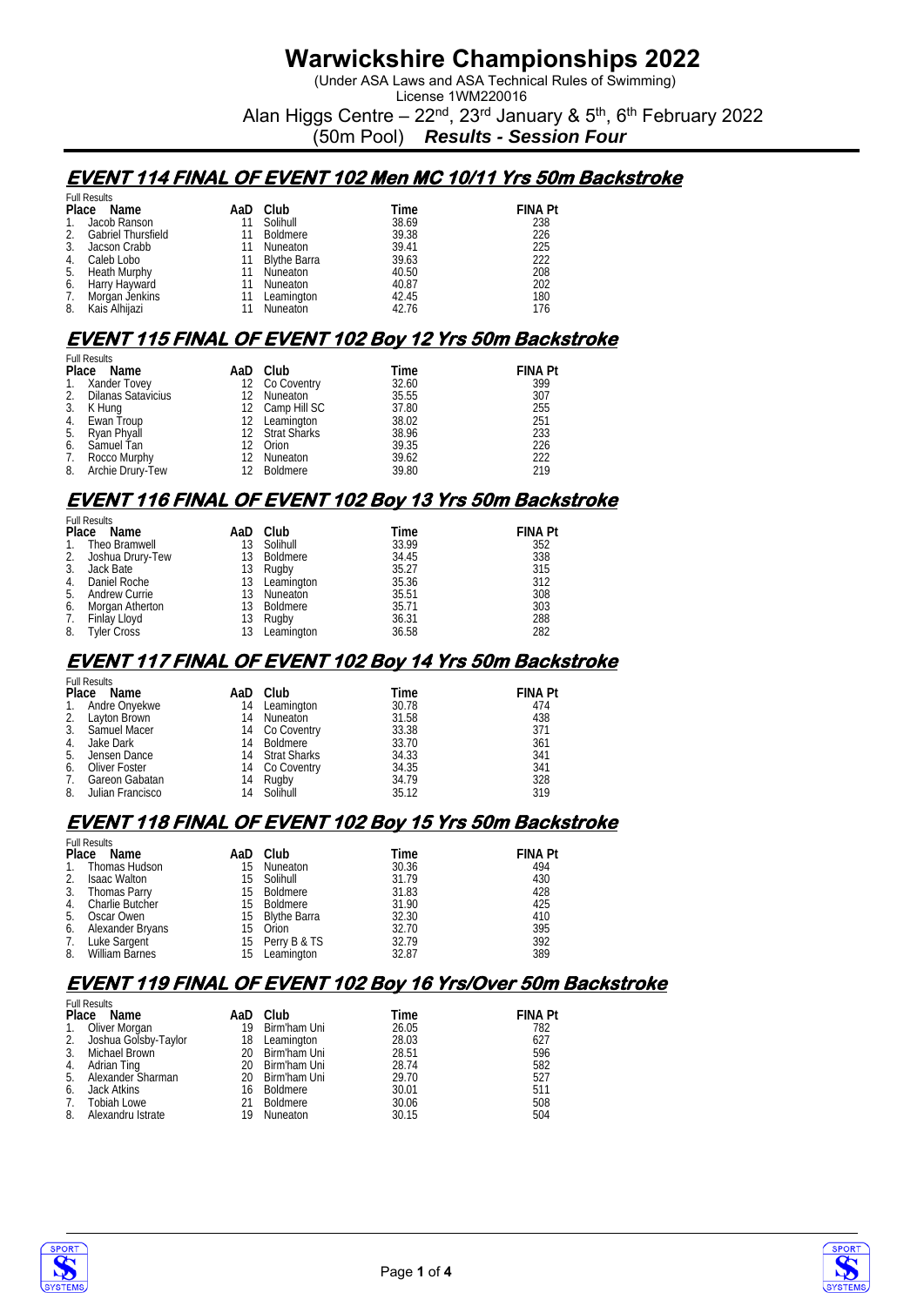# Warwickshire Championships 2022

(Under ASA Laws and ASA Technical Rules of Swimming)
License 1WM220016
Alan Higgs Centre – 22nd, 23rd January & 5th, 6th February 2022
(50m Pool) ***Results - Session Four***

## EVENT 114 FINAL OF EVENT 102 Men MC 10/11 Yrs 50m Backstroke

Full Results

| Place | Name | AaD | Club | Time | FINA Pt |
|---|---|---|---|---|---|
| 1. | Jacob Ranson | 11 | Solihull | 38.69 | 238 |
| 2. | Gabriel Thursfield | 11 | Boldmere | 39.38 | 226 |
| 3. | Jacson Crabb | 11 | Nuneaton | 39.41 | 225 |
| 4. | Caleb Lobo | 11 | Blythe Barra | 39.63 | 222 |
| 5. | Heath Murphy | 11 | Nuneaton | 40.50 | 208 |
| 6. | Harry Hayward | 11 | Nuneaton | 40.87 | 202 |
| 7. | Morgan Jenkins | 11 | Leamington | 42.45 | 180 |
| 8. | Kais Alhijazi | 11 | Nuneaton | 42.76 | 176 |

## EVENT 115 FINAL OF EVENT 102 Boy 12 Yrs 50m Backstroke

Full Results

| Place | Name | AaD | Club | Time | FINA Pt |
|---|---|---|---|---|---|
| 1. | Xander Tovey | 12 | Co Coventry | 32.60 | 399 |
| 2. | Dilanas Satavicius | 12 | Nuneaton | 35.55 | 307 |
| 3. | K Hung | 12 | Camp Hill SC | 37.80 | 255 |
| 4. | Ewan Troup | 12 | Leamington | 38.02 | 251 |
| 5. | Ryan Phyall | 12 | Strat Sharks | 38.96 | 233 |
| 6. | Samuel Tan | 12 | Orion | 39.35 | 226 |
| 7. | Rocco Murphy | 12 | Nuneaton | 39.62 | 222 |
| 8. | Archie Drury-Tew | 12 | Boldmere | 39.80 | 219 |

## EVENT 116 FINAL OF EVENT 102 Boy 13 Yrs 50m Backstroke

Full Results

| Place | Name | AaD | Club | Time | FINA Pt |
|---|---|---|---|---|---|
| 1. | Theo Bramwell | 13 | Solihull | 33.99 | 352 |
| 2. | Joshua Drury-Tew | 13 | Boldmere | 34.45 | 338 |
| 3. | Jack Bate | 13 | Rugby | 35.27 | 315 |
| 4. | Daniel Roche | 13 | Leamington | 35.36 | 312 |
| 5. | Andrew Currie | 13 | Nuneaton | 35.51 | 308 |
| 6. | Morgan Atherton | 13 | Boldmere | 35.71 | 303 |
| 7. | Finlay Lloyd | 13 | Rugby | 36.31 | 288 |
| 8. | Tyler Cross | 13 | Leamington | 36.58 | 282 |

## EVENT 117 FINAL OF EVENT 102 Boy 14 Yrs 50m Backstroke

Full Results

| Place | Name | AaD | Club | Time | FINA Pt |
|---|---|---|---|---|---|
| 1. | Andre Onyekwe | 14 | Leamington | 30.78 | 474 |
| 2. | Layton Brown | 14 | Nuneaton | 31.58 | 438 |
| 3. | Samuel Macer | 14 | Co Coventry | 33.38 | 371 |
| 4. | Jake Dark | 14 | Boldmere | 33.70 | 361 |
| 5. | Jensen Dance | 14 | Strat Sharks | 34.33 | 341 |
| 6. | Oliver Foster | 14 | Co Coventry | 34.35 | 341 |
| 7. | Gareon Gabatan | 14 | Rugby | 34.79 | 328 |
| 8. | Julian Francisco | 14 | Solihull | 35.12 | 319 |

## EVENT 118 FINAL OF EVENT 102 Boy 15 Yrs 50m Backstroke

Full Results

| Place | Name | AaD | Club | Time | FINA Pt |
|---|---|---|---|---|---|
| 1. | Thomas Hudson | 15 | Nuneaton | 30.36 | 494 |
| 2. | Isaac Walton | 15 | Solihull | 31.79 | 430 |
| 3. | Thomas Parry | 15 | Boldmere | 31.83 | 428 |
| 4. | Charlie Butcher | 15 | Boldmere | 31.90 | 425 |
| 5. | Oscar Owen | 15 | Blythe Barra | 32.30 | 410 |
| 6. | Alexander Bryans | 15 | Orion | 32.70 | 395 |
| 7. | Luke Sargent | 15 | Perry B & TS | 32.79 | 392 |
| 8. | William Barnes | 15 | Leamington | 32.87 | 389 |

## EVENT 119 FINAL OF EVENT 102 Boy 16 Yrs/Over 50m Backstroke

Full Results

| Place | Name | AaD | Club | Time | FINA Pt |
|---|---|---|---|---|---|
| 1. | Oliver Morgan | 19 | Birm'ham Uni | 26.05 | 782 |
| 2. | Joshua Golsby-Taylor | 18 | Leamington | 28.03 | 627 |
| 3. | Michael Brown | 20 | Birm'ham Uni | 28.51 | 596 |
| 4. | Adrian Ting | 20 | Birm'ham Uni | 28.74 | 582 |
| 5. | Alexander Sharman | 20 | Birm'ham Uni | 29.70 | 527 |
| 6. | Jack Atkins | 16 | Boldmere | 30.01 | 511 |
| 7. | Tobiah Lowe | 21 | Boldmere | 30.06 | 508 |
| 8. | Alexandru Istrate | 19 | Nuneaton | 30.15 | 504 |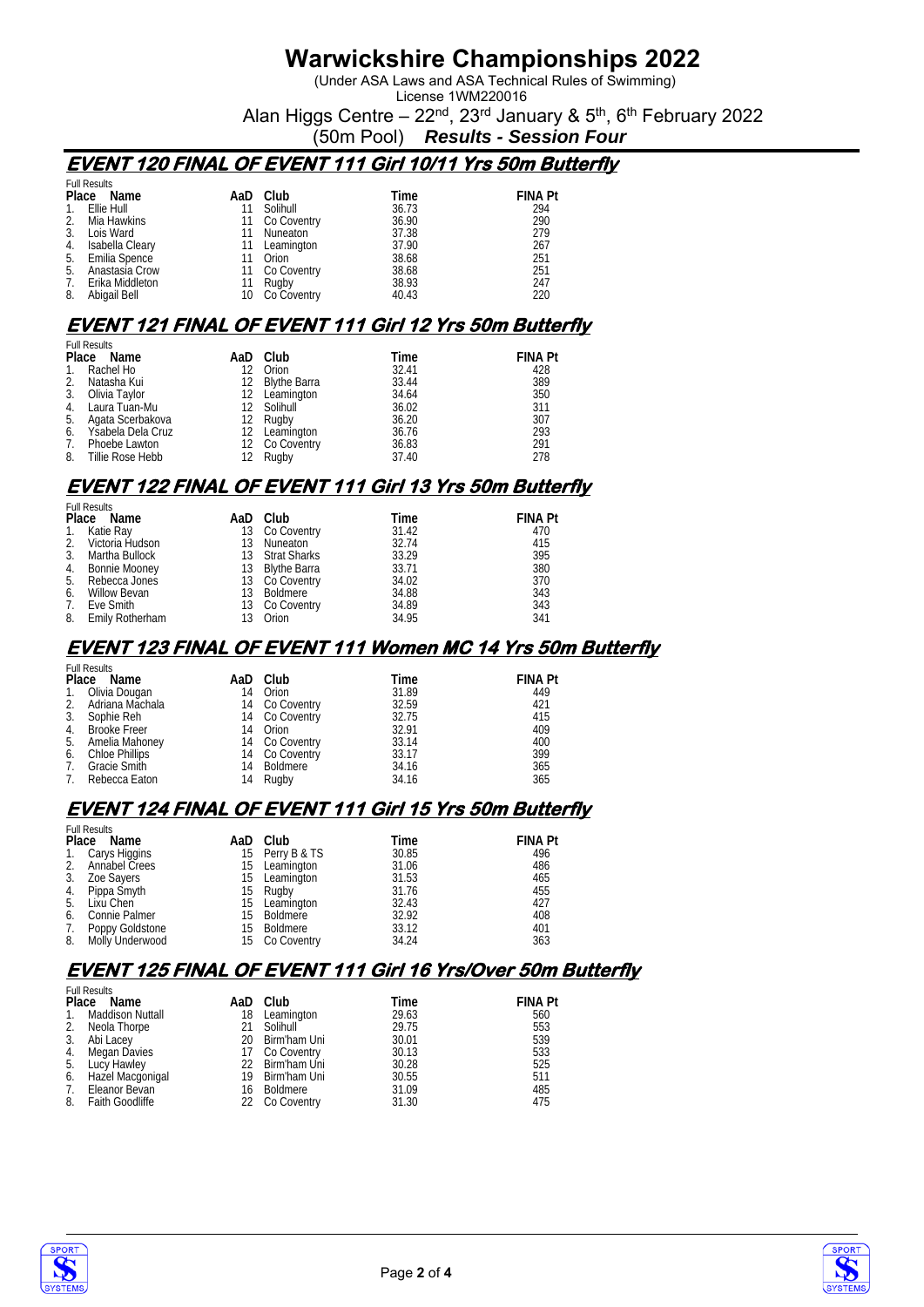# Warwickshire Championships 2022

(Under ASA Laws and ASA Technical Rules of Swimming)

License 1WM220016

Alan Higgs Centre – 22nd, 23rd January & 5th, 6th February 2022

(50m Pool) ***Results - Session Four***

## EVENT 120 FINAL OF EVENT 111 Girl 10/11 Yrs 50m Butterfly

Full Results

| Place | Name | AaD | Club | Time | FINA Pt |
|---|---|---|---|---|---|
| 1. | Ellie Hull | 11 | Solihull | 36.73 | 294 |
| 2. | Mia Hawkins | 11 | Co Coventry | 36.90 | 290 |
| 3. | Lois Ward | 11 | Nuneaton | 37.38 | 279 |
| 4. | Isabella Cleary | 11 | Leamington | 37.90 | 267 |
| 5. | Emilia Spence | 11 | Orion | 38.68 | 251 |
| 5. | Anastasia Crow | 11 | Co Coventry | 38.68 | 251 |
| 7. | Erika Middleton | 11 | Rugby | 38.93 | 247 |
| 8. | Abigail Bell | 10 | Co Coventry | 40.43 | 220 |

## EVENT 121 FINAL OF EVENT 111 Girl 12 Yrs 50m Butterfly

Full Results

| Place | Name | AaD | Club | Time | FINA Pt |
|---|---|---|---|---|---|
| 1. | Rachel Ho | 12 | Orion | 32.41 | 428 |
| 2. | Natasha Kui | 12 | Blythe Barra | 33.44 | 389 |
| 3. | Olivia Taylor | 12 | Leamington | 34.64 | 350 |
| 4. | Laura Tuan-Mu | 12 | Solihull | 36.02 | 311 |
| 5. | Agata Scerbakova | 12 | Rugby | 36.20 | 307 |
| 6. | Ysabela Dela Cruz | 12 | Leamington | 36.76 | 293 |
| 7. | Phoebe Lawton | 12 | Co Coventry | 36.83 | 291 |
| 8. | Tillie Rose Hebb | 12 | Rugby | 37.40 | 278 |

## EVENT 122 FINAL OF EVENT 111 Girl 13 Yrs 50m Butterfly

Full Results

| Place | Name | AaD | Club | Time | FINA Pt |
|---|---|---|---|---|---|
| 1. | Katie Ray | 13 | Co Coventry | 31.42 | 470 |
| 2. | Victoria Hudson | 13 | Nuneaton | 32.74 | 415 |
| 3. | Martha Bullock | 13 | Strat Sharks | 33.29 | 395 |
| 4. | Bonnie Mooney | 13 | Blythe Barra | 33.71 | 380 |
| 5. | Rebecca Jones | 13 | Co Coventry | 34.02 | 370 |
| 6. | Willow Bevan | 13 | Boldmere | 34.88 | 343 |
| 7. | Eve Smith | 13 | Co Coventry | 34.89 | 343 |
| 8. | Emily Rotherham | 13 | Orion | 34.95 | 341 |

## EVENT 123 FINAL OF EVENT 111 Women MC 14 Yrs 50m Butterfly

Full Results

| Place | Name | AaD | Club | Time | FINA Pt |
|---|---|---|---|---|---|
| 1. | Olivia Dougan | 14 | Orion | 31.89 | 449 |
| 2. | Adriana Machala | 14 | Co Coventry | 32.59 | 421 |
| 3. | Sophie Reh | 14 | Co Coventry | 32.75 | 415 |
| 4. | Brooke Freer | 14 | Orion | 32.91 | 409 |
| 5. | Amelia Mahoney | 14 | Co Coventry | 33.14 | 400 |
| 6. | Chloe Phillips | 14 | Co Coventry | 33.17 | 399 |
| 7. | Gracie Smith | 14 | Boldmere | 34.16 | 365 |
| 7. | Rebecca Eaton | 14 | Rugby | 34.16 | 365 |

## EVENT 124 FINAL OF EVENT 111 Girl 15 Yrs 50m Butterfly

Full Results

| Place | Name | AaD | Club | Time | FINA Pt |
|---|---|---|---|---|---|
| 1. | Carys Higgins | 15 | Perry B & TS | 30.85 | 496 |
| 2. | Annabel Crees | 15 | Leamington | 31.06 | 486 |
| 3. | Zoe Sayers | 15 | Leamington | 31.53 | 465 |
| 4. | Pippa Smyth | 15 | Rugby | 31.76 | 455 |
| 5. | Lixu Chen | 15 | Leamington | 32.43 | 427 |
| 6. | Connie Palmer | 15 | Boldmere | 32.92 | 408 |
| 7. | Poppy Goldstone | 15 | Boldmere | 33.12 | 401 |
| 8. | Molly Underwood | 15 | Co Coventry | 34.24 | 363 |

## EVENT 125 FINAL OF EVENT 111 Girl 16 Yrs/Over 50m Butterfly

Full Results

| Place | Name | AaD | Club | Time | FINA Pt |
|---|---|---|---|---|---|
| 1. | Maddison Nuttall | 18 | Leamington | 29.63 | 560 |
| 2. | Neola Thorpe | 21 | Solihull | 29.75 | 553 |
| 3. | Abi Lacey | 20 | Birm'ham Uni | 30.01 | 539 |
| 4. | Megan Davies | 17 | Co Coventry | 30.13 | 533 |
| 5. | Lucy Hawley | 22 | Birm'ham Uni | 30.28 | 525 |
| 6. | Hazel Macgonigal | 19 | Birm'ham Uni | 30.55 | 511 |
| 7. | Eleanor Bevan | 16 | Boldmere | 31.09 | 485 |
| 8. | Faith Goodliffe | 22 | Co Coventry | 31.30 | 475 |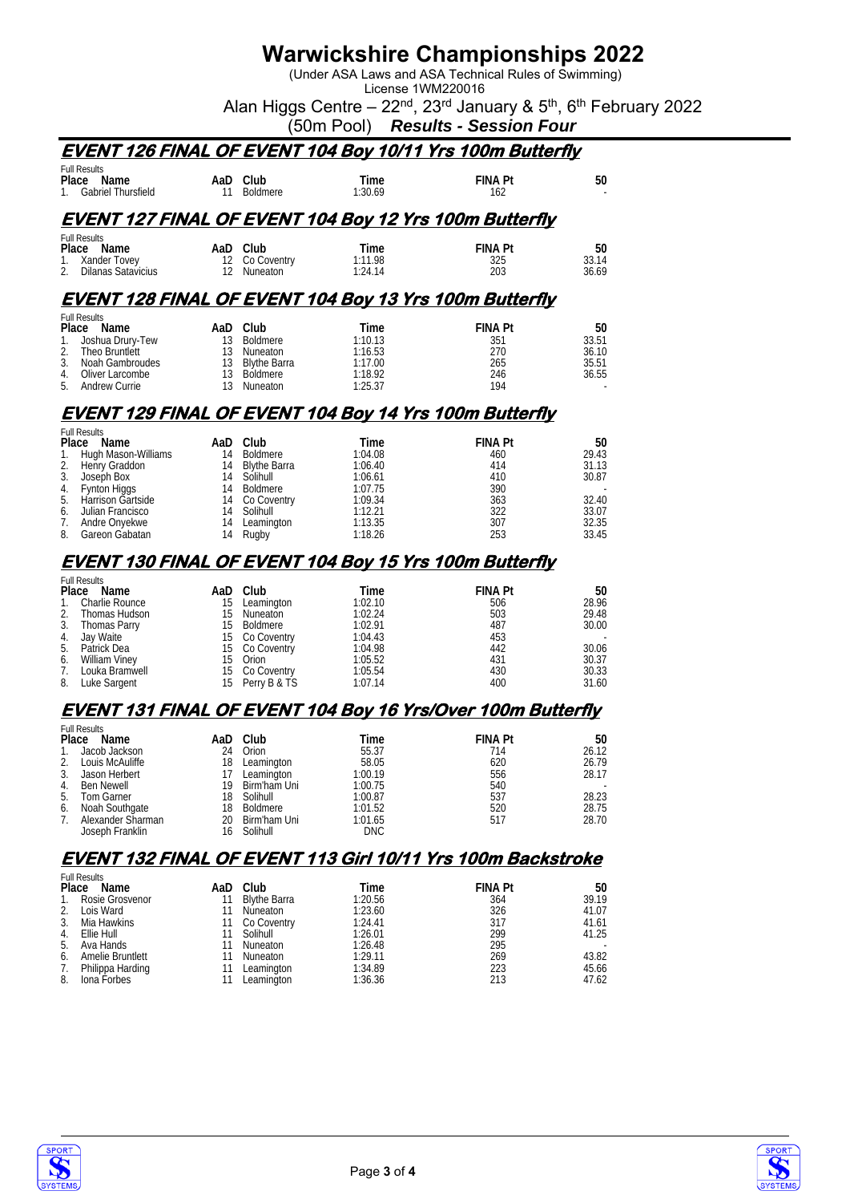# Warwickshire Championships 2022

(Under ASA Laws and ASA Technical Rules of Swimming)

License 1WM220016

Alan Higgs Centre – 22nd, 23rd January & 5th, 6th February 2022

(50m Pool) ***Results - Session Four***

## EVENT 126 FINAL OF EVENT 104 Boy 10/11 Yrs 100m Butterfly

Full Results

| Place | Name | AaD | Club | Time | FINA Pt | 50 |
|---|---|---|---|---|---|---|
| 1. | Gabriel Thursfield | 11 | Boldmere | 1:30.69 | 162 | - |

## EVENT 127 FINAL OF EVENT 104 Boy 12 Yrs 100m Butterfly

Full Results

| Place | Name | AaD | Club | Time | FINA Pt | 50 |
|---|---|---|---|---|---|---|
| 1. | Xander Tovey | 12 | Co Coventry | 1:11.98 | 325 | 33.14 |
| 2. | Dilanas Satavicius | 12 | Nuneaton | 1:24.14 | 203 | 36.69 |

## EVENT 128 FINAL OF EVENT 104 Boy 13 Yrs 100m Butterfly

Full Results

| Place | Name | AaD | Club | Time | FINA Pt | 50 |
|---|---|---|---|---|---|---|
| 1. | Joshua Drury-Tew | 13 | Boldmere | 1:10.13 | 351 | 33.51 |
| 2. | Theo Bruntlett | 13 | Nuneaton | 1:16.53 | 270 | 36.10 |
| 3. | Noah Gambroudes | 13 | Blythe Barra | 1:17.00 | 265 | 35.51 |
| 4. | Oliver Larcombe | 13 | Boldmere | 1:18.92 | 246 | 36.55 |
| 5. | Andrew Currie | 13 | Nuneaton | 1:25.37 | 194 | - |

## EVENT 129 FINAL OF EVENT 104 Boy 14 Yrs 100m Butterfly

Full Results

| Place | Name | AaD | Club | Time | FINA Pt | 50 |
|---|---|---|---|---|---|---|
| 1. | Hugh Mason-Williams | 14 | Boldmere | 1:04.08 | 460 | 29.43 |
| 2. | Henry Graddon | 14 | Blythe Barra | 1:06.40 | 414 | 31.13 |
| 3. | Joseph Box | 14 | Solihull | 1:06.61 | 410 | 30.87 |
| 4. | Fynton Higgs | 14 | Boldmere | 1:07.75 | 390 | - |
| 5. | Harrison Gartside | 14 | Co Coventry | 1:09.34 | 363 | 32.40 |
| 6. | Julian Francisco | 14 | Solihull | 1:12.21 | 322 | 33.07 |
| 7. | Andre Onyekwe | 14 | Leamington | 1:13.35 | 307 | 32.35 |
| 8. | Gareon Gabatan | 14 | Rugby | 1:18.26 | 253 | 33.45 |

## EVENT 130 FINAL OF EVENT 104 Boy 15 Yrs 100m Butterfly

Full Results

| Place | Name | AaD | Club | Time | FINA Pt | 50 |
|---|---|---|---|---|---|---|
| 1. | Charlie Rounce | 15 | Leamington | 1:02.10 | 506 | 28.96 |
| 2. | Thomas Hudson | 15 | Nuneaton | 1:02.24 | 503 | 29.48 |
| 3. | Thomas Parry | 15 | Boldmere | 1:02.91 | 487 | 30.00 |
| 4. | Jay Waite | 15 | Co Coventry | 1:04.43 | 453 | - |
| 5. | Patrick Dea | 15 | Co Coventry | 1:04.98 | 442 | 30.06 |
| 6. | William Viney | 15 | Orion | 1:05.52 | 431 | 30.37 |
| 7. | Louka Bramwell | 15 | Co Coventry | 1:05.54 | 430 | 30.33 |
| 8. | Luke Sargent | 15 | Perry B & TS | 1:07.14 | 400 | 31.60 |

## EVENT 131 FINAL OF EVENT 104 Boy 16 Yrs/Over 100m Butterfly

Full Results

| Place | Name | AaD | Club | Time | FINA Pt | 50 |
|---|---|---|---|---|---|---|
| 1. | Jacob Jackson | 24 | Orion | 55.37 | 714 | 26.12 |
| 2. | Louis McAuliffe | 18 | Leamington | 58.05 | 620 | 26.79 |
| 3. | Jason Herbert | 17 | Leamington | 1:00.19 | 556 | 28.17 |
| 4. | Ben Newell | 19 | Birm'ham Uni | 1:00.75 | 540 | - |
| 5. | Tom Garner | 18 | Solihull | 1:00.87 | 537 | 28.23 |
| 6. | Noah Southgate | 18 | Boldmere | 1:01.52 | 520 | 28.75 |
| 7. | Alexander Sharman | 20 | Birm'ham Uni | 1:01.65 | 517 | 28.70 |
| | Joseph Franklin | 16 | Solihull | DNC | | |

## EVENT 132 FINAL OF EVENT 113 Girl 10/11 Yrs 100m Backstroke

Full Results

| Place | Name | AaD | Club | Time | FINA Pt | 50 |
|---|---|---|---|---|---|---|
| 1. | Rosie Grosvenor | 11 | Blythe Barra | 1:20.56 | 364 | 39.19 |
| 2. | Lois Ward | 11 | Nuneaton | 1:23.60 | 326 | 41.07 |
| 3. | Mia Hawkins | 11 | Co Coventry | 1:24.41 | 317 | 41.61 |
| 4. | Ellie Hull | 11 | Solihull | 1:26.01 | 299 | 41.25 |
| 5. | Ava Hands | 11 | Nuneaton | 1:26.48 | 295 | - |
| 6. | Amelie Bruntlett | 11 | Nuneaton | 1:29.11 | 269 | 43.82 |
| 7. | Philippa Harding | 11 | Leamington | 1:34.89 | 223 | 45.66 |
| 8. | Iona Forbes | 11 | Leamington | 1:36.36 | 213 | 47.62 |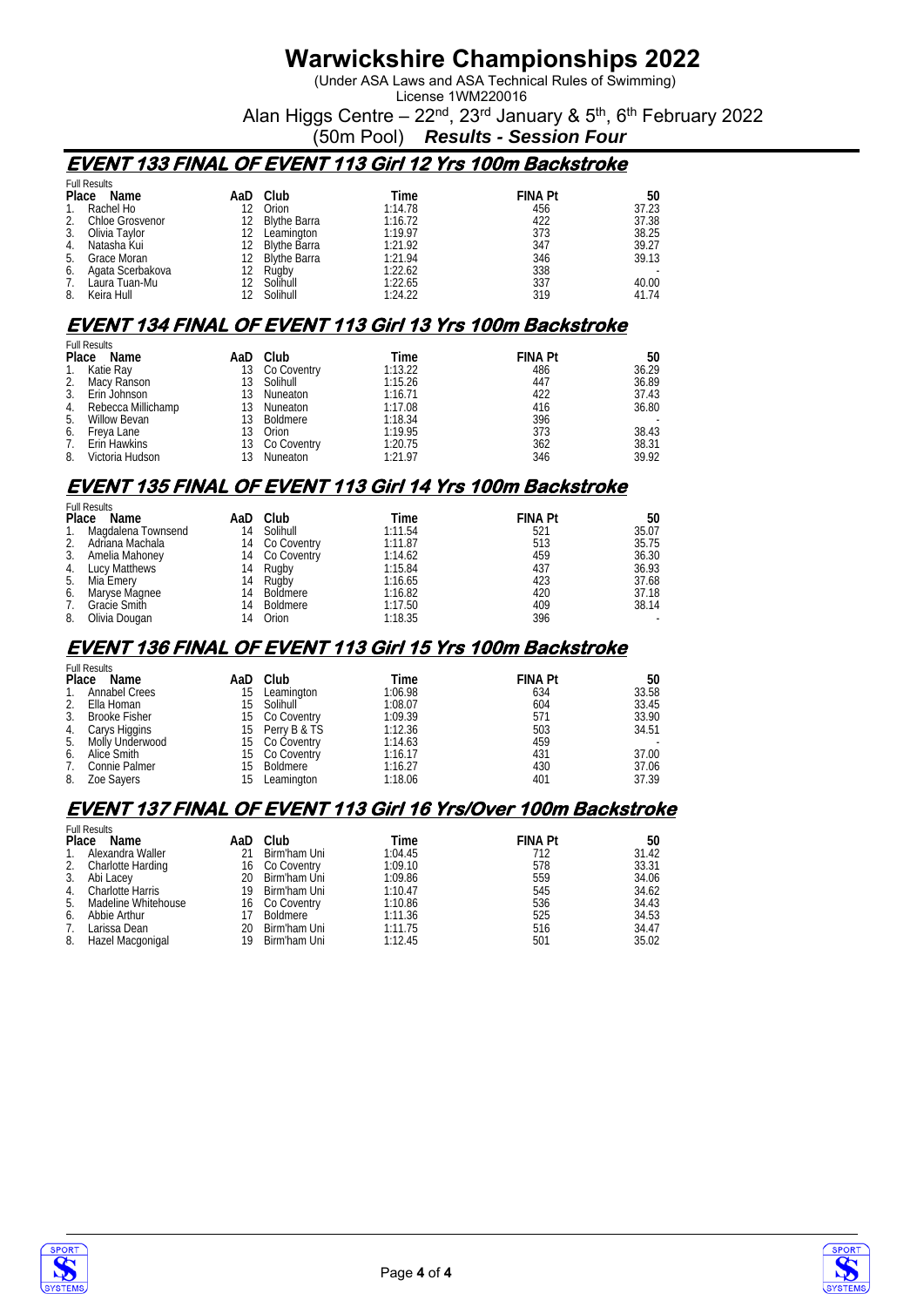# Warwickshire Championships 2022

(Under ASA Laws and ASA Technical Rules of Swimming)
License 1WM220016
Alan Higgs Centre – 22nd, 23rd January & 5th, 6th February 2022
(50m Pool) ***Results - Session Four***

## EVENT 133 FINAL OF EVENT 113 Girl 12 Yrs 100m Backstroke

Full Results

| Place | Name | AaD | Club | Time | FINA Pt | 50 |
|---|---|---|---|---|---|---|
| 1. | Rachel Ho | 12 | Orion | 1:14.78 | 456 | 37.23 |
| 2. | Chloe Grosvenor | 12 | Blythe Barra | 1:16.72 | 422 | 37.38 |
| 3. | Olivia Taylor | 12 | Leamington | 1:19.97 | 373 | 38.25 |
| 4. | Natasha Kui | 12 | Blythe Barra | 1:21.92 | 347 | 39.27 |
| 5. | Grace Moran | 12 | Blythe Barra | 1:21.94 | 346 | 39.13 |
| 6. | Agata Scerbakova | 12 | Rugby | 1:22.62 | 338 | - |
| 7. | Laura Tuan-Mu | 12 | Solihull | 1:22.65 | 337 | 40.00 |
| 8. | Keira Hull | 12 | Solihull | 1:24.22 | 319 | 41.74 |

## EVENT 134 FINAL OF EVENT 113 Girl 13 Yrs 100m Backstroke

Full Results

| Place | Name | AaD | Club | Time | FINA Pt | 50 |
|---|---|---|---|---|---|---|
| 1. | Katie Ray | 13 | Co Coventry | 1:13.22 | 486 | 36.29 |
| 2. | Macy Ranson | 13 | Solihull | 1:15.26 | 447 | 36.89 |
| 3. | Erin Johnson | 13 | Nuneaton | 1:16.71 | 422 | 37.43 |
| 4. | Rebecca Millichamp | 13 | Nuneaton | 1:17.08 | 416 | 36.80 |
| 5. | Willow Bevan | 13 | Boldmere | 1:18.34 | 396 | - |
| 6. | Freya Lane | 13 | Orion | 1:19.95 | 373 | 38.43 |
| 7. | Erin Hawkins | 13 | Co Coventry | 1:20.75 | 362 | 38.31 |
| 8. | Victoria Hudson | 13 | Nuneaton | 1:21.97 | 346 | 39.92 |

## EVENT 135 FINAL OF EVENT 113 Girl 14 Yrs 100m Backstroke

Full Results

| Place | Name | AaD | Club | Time | FINA Pt | 50 |
|---|---|---|---|---|---|---|
| 1. | Magdalena Townsend | 14 | Solihull | 1:11.54 | 521 | 35.07 |
| 2. | Adriana Machala | 14 | Co Coventry | 1:11.87 | 513 | 35.75 |
| 3. | Amelia Mahoney | 14 | Co Coventry | 1:14.62 | 459 | 36.30 |
| 4. | Lucy Matthews | 14 | Rugby | 1:15.84 | 437 | 36.93 |
| 5. | Mia Emery | 14 | Rugby | 1:16.65 | 423 | 37.68 |
| 6. | Maryse Magnee | 14 | Boldmere | 1:16.82 | 420 | 37.18 |
| 7. | Gracie Smith | 14 | Boldmere | 1:17.50 | 409 | 38.14 |
| 8. | Olivia Dougan | 14 | Orion | 1:18.35 | 396 | - |

## EVENT 136 FINAL OF EVENT 113 Girl 15 Yrs 100m Backstroke

Full Results

| Place | Name | AaD | Club | Time | FINA Pt | 50 |
|---|---|---|---|---|---|---|
| 1. | Annabel Crees | 15 | Leamington | 1:06.98 | 634 | 33.58 |
| 2. | Ella Homan | 15 | Solihull | 1:08.07 | 604 | 33.45 |
| 3. | Brooke Fisher | 15 | Co Coventry | 1:09.39 | 571 | 33.90 |
| 4. | Carys Higgins | 15 | Perry B & TS | 1:12.36 | 503 | 34.51 |
| 5. | Molly Underwood | 15 | Co Coventry | 1:14.63 | 459 | - |
| 6. | Alice Smith | 15 | Co Coventry | 1:16.17 | 431 | 37.00 |
| 7. | Connie Palmer | 15 | Boldmere | 1:16.27 | 430 | 37.06 |
| 8. | Zoe Sayers | 15 | Leamington | 1:18.06 | 401 | 37.39 |

## EVENT 137 FINAL OF EVENT 113 Girl 16 Yrs/Over 100m Backstroke

Full Results

| Place | Name | AaD | Club | Time | FINA Pt | 50 |
|---|---|---|---|---|---|---|
| 1. | Alexandra Waller | 21 | Birm'ham Uni | 1:04.45 | 712 | 31.42 |
| 2. | Charlotte Harding | 16 | Co Coventry | 1:09.10 | 578 | 33.31 |
| 3. | Abi Lacey | 20 | Birm'ham Uni | 1:09.86 | 559 | 34.06 |
| 4. | Charlotte Harris | 19 | Birm'ham Uni | 1:10.47 | 545 | 34.62 |
| 5. | Madeline Whitehouse | 16 | Co Coventry | 1:10.86 | 536 | 34.43 |
| 6. | Abbie Arthur | 17 | Boldmere | 1:11.36 | 525 | 34.53 |
| 7. | Larissa Dean | 20 | Birm'ham Uni | 1:11.75 | 516 | 34.47 |
| 8. | Hazel Macgonigal | 19 | Birm'ham Uni | 1:12.45 | 501 | 35.02 |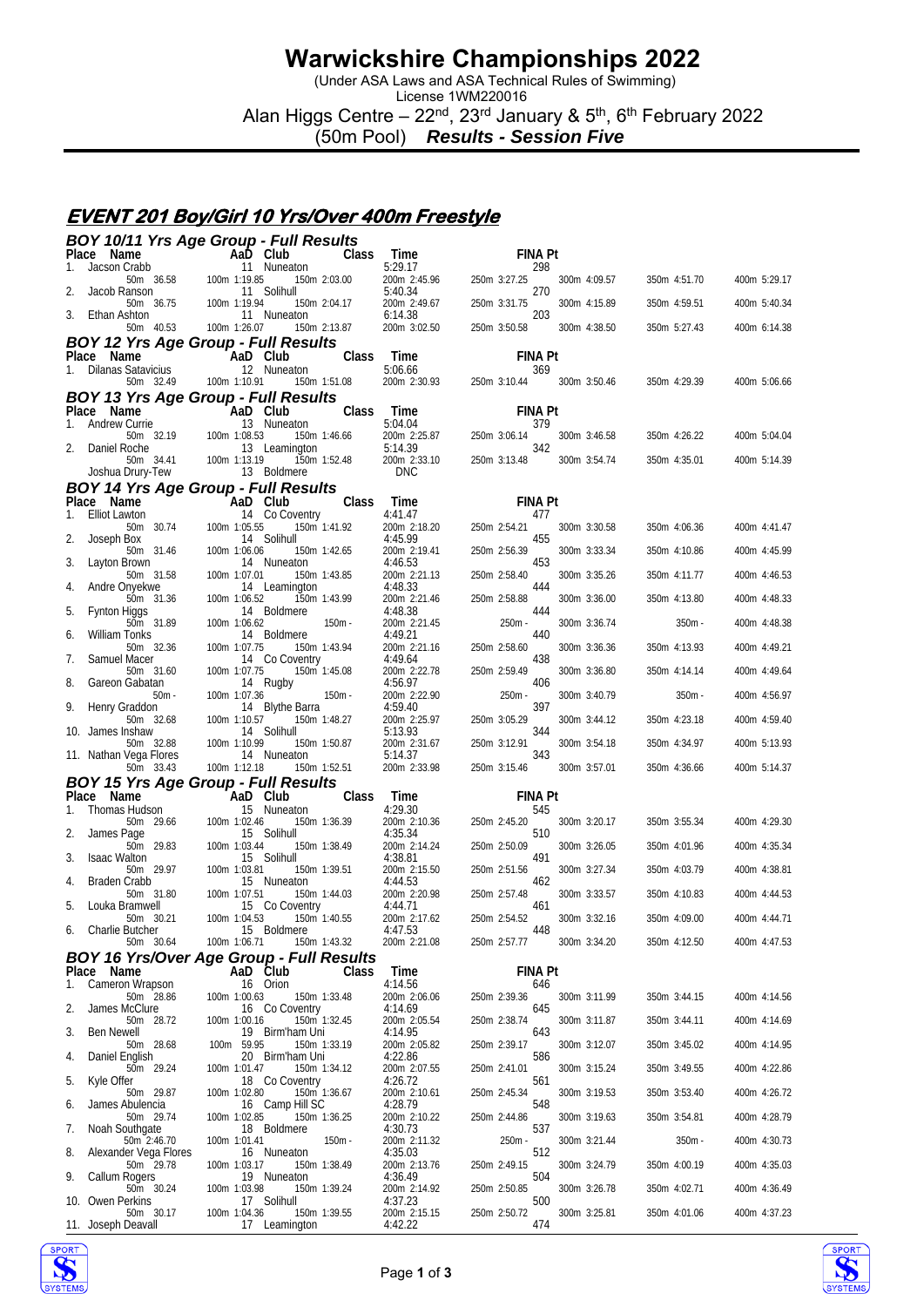# Warwickshire Championships 2022

(Under ASA Laws and ASA Technical Rules of Swimming)
License 1WM220016
Alan Higgs Centre – 22nd, 23rd January & 5th, 6th February 2022
(50m Pool) ***Results - Session Five***

## EVENT 201 Boy/Girl 10 Yrs/Over 400m Freestyle

### BOY 10/11 Yrs Age Group - Full Results

| Place | Name | AaD | Club | Class | Time | FINA Pt |
|---|---|---|---|---|---|---|
| 1. | Jacson Crabb | 11 | Nuneaton | | 5:29.17 | 298 |
| | 50m 36.58 | 100m 1:19.85 | 150m 2:03.00 | 200m 2:45.96 | 250m 3:27.25 | 300m 4:09.57 | 350m 4:51.70 | 400m 5:29.17 |
| 2. | Jacob Ranson | 11 | Solihull | | 5:40.34 | 270 |
| | 50m 36.75 | 100m 1:19.94 | 150m 2:04.17 | 200m 2:49.67 | 250m 3:31.75 | 300m 4:15.89 | 350m 4:59.51 | 400m 5:40.34 |
| 3. | Ethan Ashton | 11 | Nuneaton | | 6:14.38 | 203 |
| | 50m 40.53 | 100m 1:26.07 | 150m 2:13.87 | 200m 3:02.50 | 250m 3:50.58 | 300m 4:38.50 | 350m 5:27.43 | 400m 6:14.38 |

### BOY 12 Yrs Age Group - Full Results

| Place | Name | AaD | Club | Class | Time | FINA Pt |
|---|---|---|---|---|---|---|
| 1. | Dilanas Satavicius | 12 | Nuneaton | | 5:06.66 | 369 |
| | 50m 32.49 | 100m 1:10.91 | 150m 1:51.08 | 200m 2:30.93 | 250m 3:10.44 | 300m 3:50.46 | 350m 4:29.39 | 400m 5:06.66 |

### BOY 13 Yrs Age Group - Full Results

| Place | Name | AaD | Club | Class | Time | FINA Pt |
|---|---|---|---|---|---|---|
| 1. | Andrew Currie | 13 | Nuneaton | | 5:04.04 | 379 |
| | 50m 32.19 | 100m 1:08.53 | 150m 1:46.66 | 200m 2:25.87 | 250m 3:06.14 | 300m 3:46.58 | 350m 4:26.22 | 400m 5:04.04 |
| 2. | Daniel Roche | 13 | Leamington | | 5:14.39 | 342 |
| | 50m 34.41 | 100m 1:13.19 | 150m 1:52.48 | 200m 2:33.10 | 250m 3:13.48 | 300m 3:54.74 | 350m 4:35.01 | 400m 5:14.39 |
| | Joshua Drury-Tew | 13 | Boldmere | | DNC | |

### BOY 14 Yrs Age Group - Full Results

| Place | Name | AaD | Club | Class | Time | FINA Pt |
|---|---|---|---|---|---|---|
| 1. | Elliot Lawton | 14 | Co Coventry | | 4:41.47 | 477 |
| | 50m 30.74 | 100m 1:05.55 | 150m 1:41.92 | 200m 2:18.20 | 250m 2:54.21 | 300m 3:30.58 | 350m 4:06.36 | 400m 4:41.47 |
| 2. | Joseph Box | 14 | Solihull | | 4:45.99 | 455 |
| | 50m 31.46 | 100m 1:06.06 | 150m 1:42.65 | 200m 2:19.41 | 250m 2:56.39 | 300m 3:33.34 | 350m 4:10.86 | 400m 4:45.99 |
| 3. | Layton Brown | 14 | Nuneaton | | 4:46.53 | 453 |
| | 50m 31.58 | 100m 1:07.01 | 150m 1:43.85 | 200m 2:21.13 | 250m 2:58.40 | 300m 3:35.26 | 350m 4:11.77 | 400m 4:46.53 |
| 4. | Andre Onyekwe | 14 | Leamington | | 4:48.33 | 444 |
| | 50m 31.36 | 100m 1:06.52 | 150m 1:43.99 | 200m 2:21.46 | 250m 2:58.88 | 300m 3:36.00 | 350m 4:13.80 | 400m 4:48.33 |
| 5. | Fynton Higgs | 14 | Boldmere | | 4:48.38 | 444 |
| | 50m 31.89 | 100m 1:06.62 | 150m - | 200m 2:21.45 | 250m - | 300m 3:36.74 | 350m - | 400m 4:48.38 |
| 6. | William Tonks | 14 | Boldmere | | 4:49.21 | 440 |
| | 50m 32.36 | 100m 1:07.75 | 150m 1:43.94 | 200m 2:21.16 | 250m 2:58.60 | 300m 3:36.36 | 350m 4:13.93 | 400m 4:49.21 |
| 7. | Samuel Macer | 14 | Co Coventry | | 4:49.64 | 438 |
| | 50m 31.60 | 100m 1:07.75 | 150m 1:45.08 | 200m 2:22.78 | 250m 2:59.49 | 300m 3:36.80 | 350m 4:14.14 | 400m 4:49.64 |
| 8. | Gareon Gabatan | 14 | Rugby | | 4:56.97 | 406 |
| | 50m - | 100m 1:07.36 | 150m - | 200m 2:22.90 | 250m - | 300m 3:40.79 | 350m - | 400m 4:56.97 |
| 9. | Henry Graddon | 14 | Blythe Barra | | 4:59.40 | 397 |
| | 50m 32.68 | 100m 1:10.57 | 150m 1:48.27 | 200m 2:25.97 | 250m 3:05.29 | 300m 3:44.12 | 350m 4:23.18 | 400m 4:59.40 |
| 10. | James Inshaw | 14 | Solihull | | 5:13.93 | 344 |
| | 50m 32.88 | 100m 1:10.99 | 150m 1:50.87 | 200m 2:31.67 | 250m 3:12.91 | 300m 3:54.18 | 350m 4:34.97 | 400m 5:13.93 |
| 11. | Nathan Vega Flores | 14 | Nuneaton | | 5:14.37 | 343 |
| | 50m 33.43 | 100m 1:12.18 | 150m 1:52.51 | 200m 2:33.98 | 250m 3:15.46 | 300m 3:57.01 | 350m 4:36.66 | 400m 5:14.37 |

### BOY 15 Yrs Age Group - Full Results

| Place | Name | AaD | Club | Class | Time | FINA Pt |
|---|---|---|---|---|---|---|
| 1. | Thomas Hudson | 15 | Nuneaton | | 4:29.30 | 545 |
| | 50m 29.66 | 100m 1:02.46 | 150m 1:36.39 | 200m 2:10.36 | 250m 2:45.20 | 300m 3:20.17 | 350m 3:55.34 | 400m 4:29.30 |
| 2. | James Page | 15 | Solihull | | 4:35.34 | 510 |
| | 50m 29.83 | 100m 1:03.44 | 150m 1:38.49 | 200m 2:14.24 | 250m 2:50.09 | 300m 3:26.05 | 350m 4:01.96 | 400m 4:35.34 |
| 3. | Isaac Walton | 15 | Solihull | | 4:38.81 | 491 |
| | 50m 29.97 | 100m 1:03.81 | 150m 1:39.51 | 200m 2:15.50 | 250m 2:51.56 | 300m 3:27.34 | 350m 4:03.79 | 400m 4:38.81 |
| 4. | Braden Crabb | 15 | Nuneaton | | 4:44.53 | 462 |
| | 50m 31.80 | 100m 1:07.51 | 150m 1:44.03 | 200m 2:20.98 | 250m 2:57.48 | 300m 3:33.57 | 350m 4:10.83 | 400m 4:44.53 |
| 5. | Louka Bramwell | 15 | Co Coventry | | 4:44.71 | 461 |
| | 50m 30.21 | 100m 1:04.53 | 150m 1:40.55 | 200m 2:17.62 | 250m 2:54.52 | 300m 3:32.16 | 350m 4:09.00 | 400m 4:44.71 |
| 6. | Charlie Butcher | 15 | Boldmere | | 4:47.53 | 448 |
| | 50m 30.64 | 100m 1:06.71 | 150m 1:43.32 | 200m 2:21.08 | 250m 2:57.77 | 300m 3:34.20 | 350m 4:12.50 | 400m 4:47.53 |

### BOY 16 Yrs/Over Age Group - Full Results

| Place | Name | AaD | Club | Class | Time | FINA Pt |
|---|---|---|---|---|---|---|
| 1. | Cameron Wrapson | 16 | Orion | | 4:14.56 | 646 |
| | 50m 28.86 | 100m 1:00.63 | 150m 1:33.48 | 200m 2:06.06 | 250m 2:39.36 | 300m 3:11.99 | 350m 3:44.15 | 400m 4:14.56 |
| 2. | James McClure | 16 | Co Coventry | | 4:14.69 | 645 |
| | 50m 28.72 | 100m 1:00.16 | 150m 1:32.45 | 200m 2:05.54 | 250m 2:38.74 | 300m 3:11.87 | 350m 3:44.11 | 400m 4:14.69 |
| 3. | Ben Newell | 19 | Birm'ham Uni | | 4:14.95 | 643 |
| | 50m 28.68 | 100m 59.95 | 150m 1:33.19 | 200m 2:05.82 | 250m 2:39.17 | 300m 3:12.07 | 350m 3:45.02 | 400m 4:14.95 |
| 4. | Daniel English | 20 | Birm'ham Uni | | 4:22.86 | 586 |
| | 50m 29.24 | 100m 1:01.47 | 150m 1:34.12 | 200m 2:07.55 | 250m 2:41.01 | 300m 3:15.24 | 350m 3:49.55 | 400m 4:22.86 |
| 5. | Kyle Offer | 18 | Co Coventry | | 4:26.72 | 561 |
| | 50m 29.87 | 100m 1:02.80 | 150m 1:36.67 | 200m 2:10.61 | 250m 2:45.34 | 300m 3:19.53 | 350m 3:53.40 | 400m 4:26.72 |
| 6. | James Abulencia | 16 | Camp Hill SC | | 4:28.79 | 548 |
| | 50m 29.74 | 100m 1:02.85 | 150m 1:36.25 | 200m 2:10.22 | 250m 2:44.86 | 300m 3:19.63 | 350m 3:54.81 | 400m 4:28.79 |
| 7. | Noah Southgate | 18 | Boldmere | | 4:30.73 | 537 |
| | 50m 2:46.70 | 100m 1:01.41 | 150m - | 200m 2:11.32 | 250m - | 300m 3:21.44 | 350m - | 400m 4:30.73 |
| 8. | Alexander Vega Flores | 16 | Nuneaton | | 4:35.03 | 512 |
| | 50m 29.78 | 100m 1:03.17 | 150m 1:38.49 | 200m 2:13.76 | 250m 2:49.15 | 300m 3:24.79 | 350m 4:00.19 | 400m 4:35.03 |
| 9. | Callum Rogers | 19 | Nuneaton | | 4:36.49 | 504 |
| | 50m 30.24 | 100m 1:03.98 | 150m 1:39.24 | 200m 2:14.92 | 250m 2:50.85 | 300m 3:26.78 | 350m 4:02.71 | 400m 4:36.49 |
| 10. | Owen Perkins | 17 | Solihull | | 4:37.23 | 500 |
| | 50m 30.17 | 100m 1:04.36 | 150m 1:39.55 | 200m 2:15.15 | 250m 2:50.72 | 300m 3:25.81 | 350m 4:01.06 | 400m 4:37.23 |
| 11. | Joseph Deavall | 17 | Leamington | | 4:42.22 | 474 |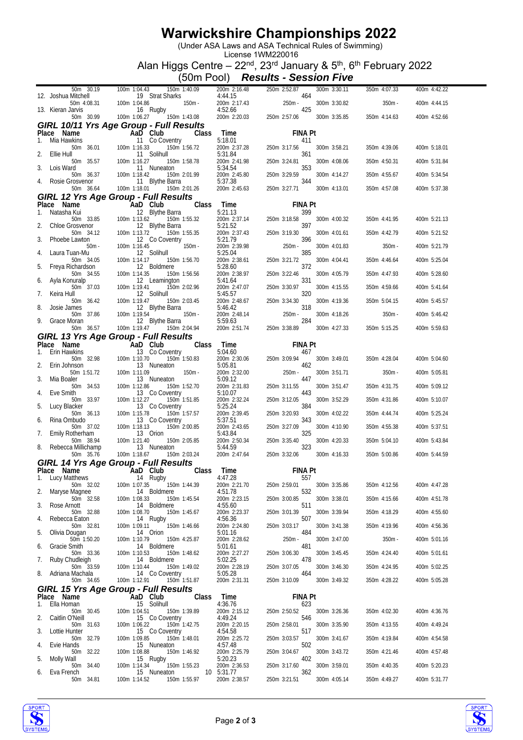# Warwickshire Championships 2022

(Under ASA Laws and ASA Technical Rules of Swimming)
License 1WM220016

Alan Higgs Centre – 22nd, 23rd January & 5th, 6th February 2022

(50m Pool) ***Results - Session Five***

| 50m 30.19 | 100m 1:04.43 | 150m 1:40.09 | 200m 2:16.48 | 250m 2:52.87 | 300m 3:30.11 | 350m 4:07.33 | 400m 4:42.22 |
|---|---|---|---|---|---|---|---|

12. Joshua Mitchell 19 Strat Sharks 4:44.15 464

| 50m 4:08.31 | 100m 1:04.86 | 150m - | 200m 2:17.43 | 250m - | 300m 3:30.82 | 350m - | 400m 4:44.15 |
|---|---|---|---|---|---|---|---|

13. Kieran Jarvis 16 Rugby 4:52.66 425

| 50m 30.99 | 100m 1:06.27 | 150m 1:43.08 | 200m 2:20.03 | 250m 2:57.06 | 300m 3:35.85 | 350m 4:14.63 | 400m 4:52.66 |
|---|---|---|---|---|---|---|---|

## GIRL 10/11 Yrs Age Group - Full Results

| Place | Name | AaD | Club | Class | Time | FINA Pt |
|---|---|---|---|---|---|---|
| 1. | Mia Hawkins | 11 | Co Coventry | | 5:18.01 | 411 |
| | 50m 36.01 | 100m 1:16.33 | 150m 1:56.72 | 200m 2:37.28 | 250m 3:17.56 | 300m 3:58.21 | 350m 4:39.06 | 400m 5:18.01 |
| 2. | Ellie Hull | 11 | Solihull | | 5:31.84 | 361 |
| | 50m 35.57 | 100m 1:16.27 | 150m 1:58.78 | 200m 2:41.98 | 250m 3:24.81 | 300m 4:08.06 | 350m 4:50.31 | 400m 5:31.84 |
| 3. | Lois Ward | 11 | Nuneaton | | 5:34.54 | 353 |
| | 50m 36.37 | 100m 1:18.42 | 150m 2:01.99 | 200m 2:45.80 | 250m 3:29.59 | 300m 4:14.27 | 350m 4:55.67 | 400m 5:34.54 |
| 4. | Rosie Grosvenor | 11 | Blythe Barra | | 5:37.38 | 344 |
| | 50m 36.64 | 100m 1:18.01 | 150m 2:01.26 | 200m 2:45.63 | 250m 3:27.71 | 300m 4:13.01 | 350m 4:57.08 | 400m 5:37.38 |

## GIRL 12 Yrs Age Group - Full Results

| Place | Name | AaD | Club | Class | Time | FINA Pt |
|---|---|---|---|---|---|---|
| 1. | Natasha Kui | 12 | Blythe Barra | | 5:21.13 | 399 |
| | 50m 33.85 | 100m 1:13.62 | 150m 1:55.32 | 200m 2:37.14 | 250m 3:18.58 | 300m 4:00.32 | 350m 4:41.95 | 400m 5:21.13 |
| 2. | Chloe Grosvenor | 12 | Blythe Barra | | 5:21.52 | 397 |
| | 50m 34.12 | 100m 1:13.72 | 150m 1:55.35 | 200m 2:37.43 | 250m 3:19.30 | 300m 4:01.61 | 350m 4:42.79 | 400m 5:21.52 |
| 3. | Phoebe Lawton | 12 | Co Coventry | | 5:21.79 | 396 |
| | 50m - | 100m 1:16.45 | 150m - | 200m 2:39.98 | 250m - | 300m 4:01.83 | 350m - | 400m 5:21.79 |
| 4. | Laura Tuan-Mu | 12 | Solihull | | 5:25.04 | 385 |
| | 50m 34.05 | 100m 1:14.17 | 150m 1:56.70 | 200m 2:38.61 | 250m 3:21.72 | 300m 4:04.41 | 350m 4:46.64 | 400m 5:25.04 |
| 5. | Freya Richardson | 12 | Boldmere | | 5:28.60 | 372 |
| | 50m 34.55 | 100m 1:14.35 | 150m 1:56.56 | 200m 2:38.97 | 250m 3:22.46 | 300m 4:05.79 | 350m 4:47.93 | 400m 5:28.60 |
| 6. | Ayla Konuralp | 12 | Leamington | | 5:41.64 | 331 |
| | 50m 37.03 | 100m 1:19.41 | 150m 2:02.96 | 200m 2:47.07 | 250m 3:30.97 | 300m 4:15.55 | 350m 4:59.66 | 400m 5:41.64 |
| 7. | Keira Hull | 12 | Solihull | | 5:45.57 | 320 |
| | 50m 36.42 | 100m 1:19.47 | 150m 2:03.45 | 200m 2:48.67 | 250m 3:34.30 | 300m 4:19.36 | 350m 5:04.15 | 400m 5:45.57 |
| 8. | Josie James | 12 | Blythe Barra | | 5:46.42 | 318 |
| | 50m 37.86 | 100m 1:19.54 | 150m - | 200m 2:48.14 | 250m - | 300m 4:18.26 | 350m - | 400m 5:46.42 |
| 9. | Grace Moran | 12 | Blythe Barra | | 5:59.63 | 284 |
| | 50m 36.57 | 100m 1:19.47 | 150m 2:04.94 | 200m 2:51.74 | 250m 3:38.89 | 300m 4:27.33 | 350m 5:15.25 | 400m 5:59.63 |

## GIRL 13 Yrs Age Group - Full Results

| Place | Name | AaD | Club | Class | Time | FINA Pt |
|---|---|---|---|---|---|---|
| 1. | Erin Hawkins | 13 | Co Coventry | | 5:04.60 | 467 |
| | 50m 32.98 | 100m 1:10.70 | 150m 1:50.83 | 200m 2:30.06 | 250m 3:09.94 | 300m 3:49.01 | 350m 4:28.04 | 400m 5:04.60 |
| 2. | Erin Johnson | 13 | Nuneaton | | 5:05.81 | 462 |
| | 50m 1:51.72 | 100m 1:11.09 | 150m - | 200m 2:32.00 | 250m - | 300m 3:51.71 | 350m - | 400m 5:05.81 |
| 3. | Mia Boaler | 13 | Nuneaton | | 5:09.12 | 447 |
| | 50m 34.53 | 100m 1:12.86 | 150m 1:52.70 | 200m 2:31.83 | 250m 3:11.55 | 300m 3:51.47 | 350m 4:31.75 | 400m 5:09.12 |
| 4. | Eve Smith | 13 | Co Coventry | | 5:10.07 | 443 |
| | 50m 33.97 | 100m 1:12.27 | 150m 1:51.85 | 200m 2:32.24 | 250m 3:12.05 | 300m 3:52.29 | 350m 4:31.86 | 400m 5:10.07 |
| 5. | Lucy Blacker | 13 | Co Coventry | | 5:25.24 | 384 |
| | 50m 36.13 | 100m 1:15.78 | 150m 1:57.57 | 200m 2:39.45 | 250m 3:20.93 | 300m 4:02.22 | 350m 4:44.74 | 400m 5:25.24 |
| 6. | Rina Ombudo | 13 | Co Coventry | | 5:37.51 | 343 |
| | 50m 37.02 | 100m 1:18.13 | 150m 2:00.85 | 200m 2:43.65 | 250m 3:27.09 | 300m 4:10.90 | 350m 4:55.38 | 400m 5:37.51 |
| 7. | Emily Rotherham | 13 | Orion | | 5:43.84 | 325 |
| | 50m 38.94 | 100m 1:21.40 | 150m 2:05.85 | 200m 2:50.34 | 250m 3:35.40 | 300m 4:20.33 | 350m 5:04.10 | 400m 5:43.84 |
| 8. | Rebecca Millichamp | 13 | Nuneaton | | 5:44.59 | 323 |
| | 50m 35.76 | 100m 1:18.67 | 150m 2:03.24 | 200m 2:47.64 | 250m 3:32.06 | 300m 4:16.33 | 350m 5:00.86 | 400m 5:44.59 |

## GIRL 14 Yrs Age Group - Full Results

| Place | Name | AaD | Club | Class | Time | FINA Pt |
|---|---|---|---|---|---|---|
| 1. | Lucy Matthews | 14 | Rugby | | 4:47.28 | 557 |
| | 50m 32.02 | 100m 1:07.35 | 150m 1:44.39 | 200m 2:21.70 | 250m 2:59.01 | 300m 3:35.86 | 350m 4:12.56 | 400m 4:47.28 |
| 2. | Maryse Magnee | 14 | Boldmere | | 4:51.78 | 532 |
| | 50m 32.58 | 100m 1:08.33 | 150m 1:45.54 | 200m 2:23.15 | 250m 3:00.85 | 300m 3:38.01 | 350m 4:15.66 | 400m 4:51.78 |
| 3. | Rose Arnott | 14 | Boldmere | | 4:55.60 | 511 |
| | 50m 32.88 | 100m 1:08.70 | 150m 1:45.67 | 200m 2:23.37 | 250m 3:01.39 | 300m 3:39.94 | 350m 4:18.29 | 400m 4:55.60 |
| 4. | Rebecca Eaton | 14 | Rugby | | 4:56.36 | 507 |
| | 50m 32.81 | 100m 1:09.11 | 150m 1:46.66 | 200m 2:24.80 | 250m 3:03.17 | 300m 3:41.38 | 350m 4:19.96 | 400m 4:56.36 |
| 5. | Olivia Dougan | 14 | Orion | | 5:01.16 | 484 |
| | 50m 1:50.20 | 100m 1:10.79 | 150m 4:25.87 | 200m 2:28.62 | 250m - | 300m 3:47.00 | 350m - | 400m 5:01.16 |
| 6. | Gracie Smith | 14 | Boldmere | | 5:01.61 | 481 |
| | 50m 33.36 | 100m 1:10.53 | 150m 1:48.62 | 200m 2:27.27 | 250m 3:06.30 | 300m 3:45.45 | 350m 4:24.40 | 400m 5:01.61 |
| 7. | Ruby Chudleigh | 14 | Boldmere | | 5:02.25 | 478 |
| | 50m 33.59 | 100m 1:10.44 | 150m 1:49.02 | 200m 2:28.19 | 250m 3:07.05 | 300m 3:46.30 | 350m 4:24.95 | 400m 5:02.25 |
| 8. | Adriana Machala | 14 | Co Coventry | | 5:05.28 | 464 |
| | 50m 34.65 | 100m 1:12.91 | 150m 1:51.87 | 200m 2:31.31 | 250m 3:10.09 | 300m 3:49.32 | 350m 4:28.22 | 400m 5:05.28 |

## GIRL 15 Yrs Age Group - Full Results

| Place | Name | AaD | Club | Class | Time | FINA Pt |
|---|---|---|---|---|---|---|
| 1. | Ella Homan | 15 | Solihull | | 4:36.76 | 623 |
| | 50m 30.45 | 100m 1:04.51 | 150m 1:39.89 | 200m 2:15.12 | 250m 2:50.52 | 300m 3:26.36 | 350m 4:02.30 | 400m 4:36.76 |
| 2. | Caitlin O'Neill | 15 | Co Coventry | | 4:49.24 | 546 |
| | 50m 31.63 | 100m 1:06.22 | 150m 1:42.75 | 200m 2:20.15 | 250m 2:58.01 | 300m 3:35.90 | 350m 4:13.55 | 400m 4:49.24 |
| 3. | Lottie Hunter | 15 | Co Coventry | | 4:54.58 | 517 |
| | 50m 32.79 | 100m 1:09.85 | 150m 1:48.01 | 200m 2:25.72 | 250m 3:03.57 | 300m 3:41.67 | 350m 4:19.84 | 400m 4:54.58 |
| 4. | Evie Hands | 15 | Nuneaton | | 4:57.48 | 502 |
| | 50m 32.22 | 100m 1:08.88 | 150m 1:46.92 | 200m 2:25.79 | 250m 3:04.67 | 300m 3:43.72 | 350m 4:21.46 | 400m 4:57.48 |
| 5. | Molly Wall | 15 | Rugby | | 5:20.23 | 402 |
| | 50m 34.40 | 100m 1:14.34 | 150m 1:55.23 | 200m 2:36.53 | 250m 3:17.60 | 300m 3:59.01 | 350m 4:40.35 | 400m 5:20.23 |
| 6. | Eva French | 15 | Nuneaton | 10 | 5:31.77 | 362 |
| | 50m 34.81 | 100m 1:14.52 | 150m 1:55.97 | 200m 2:38.57 | 250m 3:21.51 | 300m 4:05.14 | 350m 4:49.27 | 400m 5:31.77 |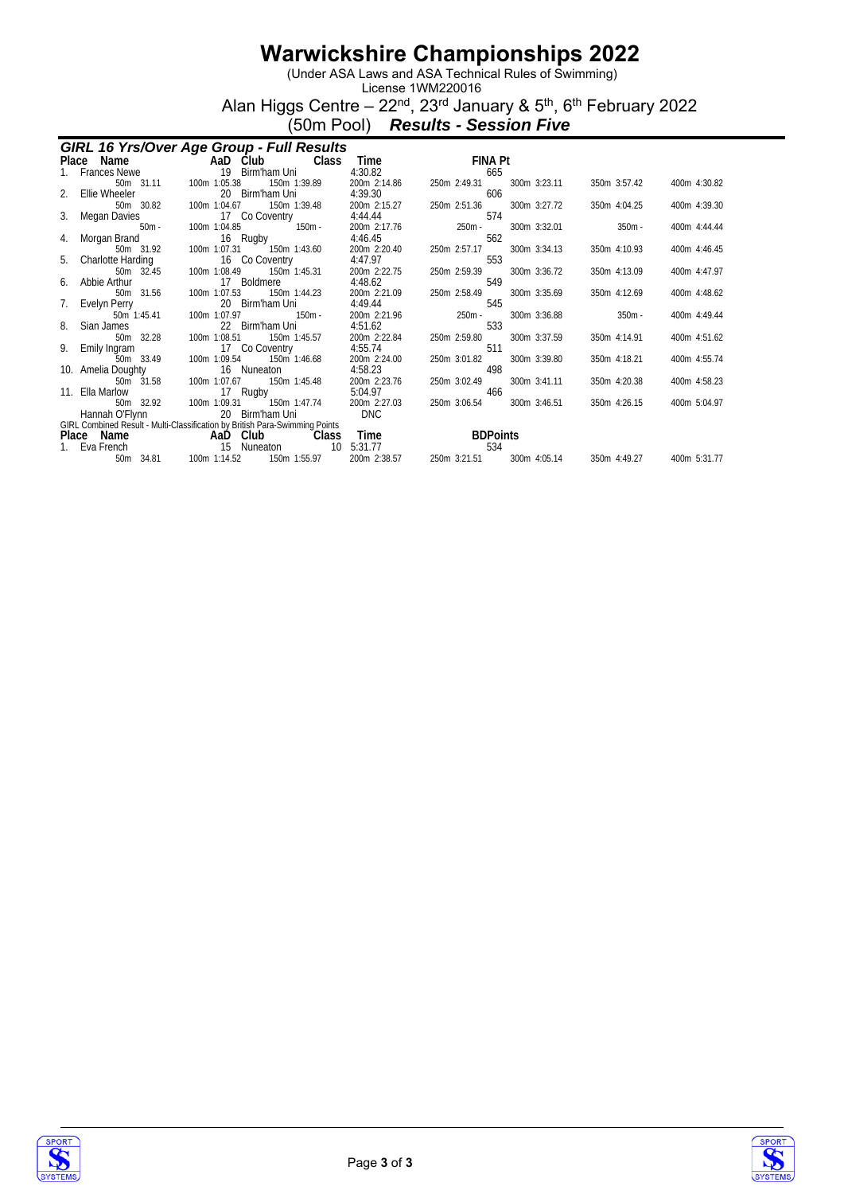# Warwickshire Championships 2022

(Under ASA Laws and ASA Technical Rules of Swimming)

License 1WM220016

Alan Higgs Centre – 22nd, 23rd January & 5th, 6th February 2022

(50m Pool) ***Results - Session Five***

## GIRL 16 Yrs/Over Age Group - Full Results

| Place | Name | AaD | Club | Class | Time | FINA Pt | | | |
|---|---|---|---|---|---|---|---|---|---|
| 1. | Frances Newe | 19 | Birm'ham Uni | | 4:30.82 | 665 | | | |
| | 50m 31.11 | 100m 1:05.38 | 150m 1:39.89 | | 200m 2:14.86 | 250m 2:49.31 | 300m 3:23.11 | 350m 3:57.42 | 400m 4:30.82 |
| 2. | Ellie Wheeler | 20 | Birm'ham Uni | | 4:39.30 | 606 | | | |
| | 50m 30.82 | 100m 1:04.67 | 150m 1:39.48 | | 200m 2:15.27 | 250m 2:51.36 | 300m 3:27.72 | 350m 4:04.25 | 400m 4:39.30 |
| 3. | Megan Davies | 17 | Co Coventry | | 4:44.44 | 574 | | | |
| | 50m - | 100m 1:04.85 | 150m - | | 200m 2:17.76 | 250m - | 300m 3:32.01 | 350m - | 400m 4:44.44 |
| 4. | Morgan Brand | 16 | Rugby | | 4:46.45 | 562 | | | |
| | 50m 31.92 | 100m 1:07.31 | 150m 1:43.60 | | 200m 2:20.40 | 250m 2:57.17 | 300m 3:34.13 | 350m 4:10.93 | 400m 4:46.45 |
| 5. | Charlotte Harding | 16 | Co Coventry | | 4:47.97 | 553 | | | |
| | 50m 32.45 | 100m 1:08.49 | 150m 1:45.31 | | 200m 2:22.75 | 250m 2:59.39 | 300m 3:36.72 | 350m 4:13.09 | 400m 4:47.97 |
| 6. | Abbie Arthur | 17 | Boldmere | | 4:48.62 | 549 | | | |
| | 50m 31.56 | 100m 1:07.53 | 150m 1:44.23 | | 200m 2:21.09 | 250m 2:58.49 | 300m 3:35.69 | 350m 4:12.69 | 400m 4:48.62 |
| 7. | Evelyn Perry | 20 | Birm'ham Uni | | 4:49.44 | 545 | | | |
| | 50m 1:45.41 | 100m 1:07.97 | 150m - | | 200m 2:21.96 | 250m - | 300m 3:36.88 | 350m - | 400m 4:49.44 |
| 8. | Sian James | 22 | Birm'ham Uni | | 4:51.62 | 533 | | | |
| | 50m 32.28 | 100m 1:08.51 | 150m 1:45.57 | | 200m 2:22.84 | 250m 2:59.80 | 300m 3:37.59 | 350m 4:14.91 | 400m 4:51.62 |
| 9. | Emily Ingram | 17 | Co Coventry | | 4:55.74 | 511 | | | |
| | 50m 33.49 | 100m 1:09.54 | 150m 1:46.68 | | 200m 2:24.00 | 250m 3:01.82 | 300m 3:39.80 | 350m 4:18.21 | 400m 4:55.74 |
| 10. | Amelia Doughty | 16 | Nuneaton | | 4:58.23 | 498 | | | |
| | 50m 31.58 | 100m 1:07.67 | 150m 1:45.48 | | 200m 2:23.76 | 250m 3:02.49 | 300m 3:41.11 | 350m 4:20.38 | 400m 4:58.23 |
| 11. | Ella Marlow | 17 | Rugby | | 5:04.97 | 466 | | | |
| | 50m 32.92 | 100m 1:09.31 | 150m 1:47.74 | | 200m 2:27.03 | 250m 3:06.54 | 300m 3:46.51 | 350m 4:26.15 | 400m 5:04.97 |
| | Hannah O'Flynn | 20 | Birm'ham Uni | | DNC | | | | |

GIRL Combined Result - Multi-Classification by British Para-Swimming Points

| Place | Name | AaD | Club | Class | Time | BDPoints | | | |
|---|---|---|---|---|---|---|---|---|---|
| 1. | Eva French | 15 | Nuneaton | 10 | 5:31.77 | 534 | | | |
| | 50m 34.81 | 100m 1:14.52 | 150m 1:55.97 | | 200m 2:38.57 | 250m 3:21.51 | 300m 4:05.14 | 350m 4:49.27 | 400m 5:31.77 |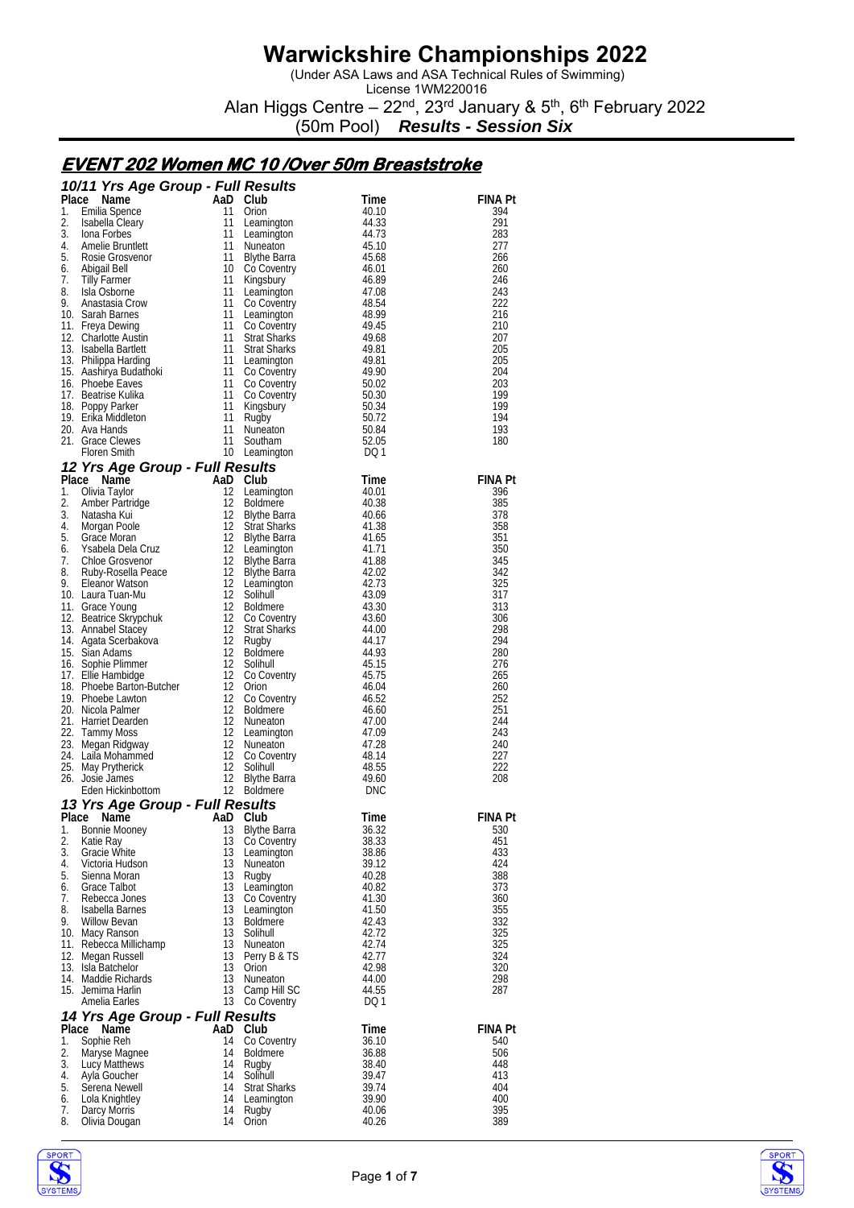# Warwickshire Championships 2022

(Under ASA Laws and ASA Technical Rules of Swimming)
License 1WM220016
Alan Higgs Centre – 22nd, 23rd January & 5th, 6th February 2022
(50m Pool) ***Results - Session Six***

## EVENT 202 Women MC 10 /Over 50m Breaststroke

### 10/11 Yrs Age Group - Full Results

| Place | Name | AaD | Club | Time | FINA Pt |
|---|---|---|---|---|---|
| 1. | Emilia Spence | 11 | Orion | 40.10 | 394 |
| 2. | Isabella Cleary | 11 | Leamington | 44.33 | 291 |
| 3. | Iona Forbes | 11 | Leamington | 44.73 | 283 |
| 4. | Amelie Bruntlett | 11 | Nuneaton | 45.10 | 277 |
| 5. | Rosie Grosvenor | 11 | Blythe Barra | 45.68 | 266 |
| 6. | Abigail Bell | 10 | Co Coventry | 46.01 | 260 |
| 7. | Tilly Farmer | 11 | Kingsbury | 46.89 | 246 |
| 8. | Isla Osborne | 11 | Leamington | 47.08 | 243 |
| 9. | Anastasia Crow | 11 | Co Coventry | 48.54 | 222 |
| 10. | Sarah Barnes | 11 | Leamington | 48.99 | 216 |
| 11. | Freya Dewing | 11 | Co Coventry | 49.45 | 210 |
| 12. | Charlotte Austin | 11 | Strat Sharks | 49.68 | 207 |
| 13. | Isabella Bartlett | 11 | Strat Sharks | 49.81 | 205 |
| 13. | Philippa Harding | 11 | Leamington | 49.81 | 205 |
| 15. | Aashirya Budathoki | 11 | Co Coventry | 49.90 | 204 |
| 16. | Phoebe Eaves | 11 | Co Coventry | 50.02 | 203 |
| 17. | Beatrise Kulika | 11 | Co Coventry | 50.30 | 199 |
| 18. | Poppy Parker | 11 | Kingsbury | 50.34 | 199 |
| 19. | Erika Middleton | 11 | Rugby | 50.72 | 194 |
| 20. | Ava Hands | 11 | Nuneaton | 50.84 | 193 |
| 21. | Grace Clewes | 11 | Southam | 52.05 | 180 |
| | Floren Smith | 10 | Leamington | DQ 1 | |

### 12 Yrs Age Group - Full Results

| Place | Name | AaD | Club | Time | FINA Pt |
|---|---|---|---|---|---|
| 1. | Olivia Taylor | 12 | Leamington | 40.01 | 396 |
| 2. | Amber Partridge | 12 | Boldmere | 40.38 | 385 |
| 3. | Natasha Kui | 12 | Blythe Barra | 40.66 | 378 |
| 4. | Morgan Poole | 12 | Strat Sharks | 41.38 | 358 |
| 5. | Grace Moran | 12 | Blythe Barra | 41.65 | 351 |
| 6. | Ysabela Dela Cruz | 12 | Leamington | 41.71 | 350 |
| 7. | Chloe Grosvenor | 12 | Blythe Barra | 41.88 | 345 |
| 8. | Ruby-Rosella Peace | 12 | Blythe Barra | 42.02 | 342 |
| 9. | Eleanor Watson | 12 | Leamington | 42.73 | 325 |
| 10. | Laura Tuan-Mu | 12 | Solihull | 43.09 | 317 |
| 11. | Grace Young | 12 | Boldmere | 43.30 | 313 |
| 12. | Beatrice Skrypchuk | 12 | Co Coventry | 43.60 | 306 |
| 13. | Annabel Stacey | 12 | Strat Sharks | 44.00 | 298 |
| 14. | Agata Scerbakova | 12 | Rugby | 44.17 | 294 |
| 15. | Sian Adams | 12 | Boldmere | 44.93 | 280 |
| 16. | Sophie Plimmer | 12 | Solihull | 45.15 | 276 |
| 17. | Ellie Hambidge | 12 | Co Coventry | 45.75 | 265 |
| 18. | Phoebe Barton-Butcher | 12 | Orion | 46.04 | 260 |
| 19. | Phoebe Lawton | 12 | Co Coventry | 46.52 | 252 |
| 20. | Nicola Palmer | 12 | Boldmere | 46.60 | 251 |
| 21. | Harriet Dearden | 12 | Nuneaton | 47.00 | 244 |
| 22. | Tammy Moss | 12 | Leamington | 47.09 | 243 |
| 23. | Megan Ridgway | 12 | Nuneaton | 47.28 | 240 |
| 24. | Laila Mohammed | 12 | Co Coventry | 48.14 | 227 |
| 25. | May Prytherick | 12 | Solihull | 48.55 | 222 |
| 26. | Josie James | 12 | Blythe Barra | 49.60 | 208 |
| | Eden Hickinbottom | 12 | Boldmere | DNC | |

### 13 Yrs Age Group - Full Results

| Place | Name | AaD | Club | Time | FINA Pt |
|---|---|---|---|---|---|
| 1. | Bonnie Mooney | 13 | Blythe Barra | 36.32 | 530 |
| 2. | Katie Ray | 13 | Co Coventry | 38.33 | 451 |
| 3. | Gracie White | 13 | Leamington | 38.86 | 433 |
| 4. | Victoria Hudson | 13 | Nuneaton | 39.12 | 424 |
| 5. | Sienna Moran | 13 | Rugby | 40.28 | 388 |
| 6. | Grace Talbot | 13 | Leamington | 40.82 | 373 |
| 7. | Rebecca Jones | 13 | Co Coventry | 41.30 | 360 |
| 8. | Isabella Barnes | 13 | Leamington | 41.50 | 355 |
| 9. | Willow Bevan | 13 | Boldmere | 42.43 | 332 |
| 10. | Macy Ranson | 13 | Solihull | 42.72 | 325 |
| 11. | Rebecca Millichamp | 13 | Nuneaton | 42.74 | 325 |
| 12. | Megan Russell | 13 | Perry B & TS | 42.77 | 324 |
| 13. | Isla Batchelor | 13 | Orion | 42.98 | 320 |
| 14. | Maddie Richards | 13 | Nuneaton | 44.00 | 298 |
| 15. | Jemima Harlin | 13 | Camp Hill SC | 44.55 | 287 |
| | Amelia Earles | 13 | Co Coventry | DQ 1 | |

### 14 Yrs Age Group - Full Results

| Place | Name | AaD | Club | Time | FINA Pt |
|---|---|---|---|---|---|
| 1. | Sophie Reh | 14 | Co Coventry | 36.10 | 540 |
| 2. | Maryse Magnee | 14 | Boldmere | 36.88 | 506 |
| 3. | Lucy Matthews | 14 | Rugby | 38.40 | 448 |
| 4. | Ayla Goucher | 14 | Solihull | 39.47 | 413 |
| 5. | Serena Newell | 14 | Strat Sharks | 39.74 | 404 |
| 6. | Lola Knightley | 14 | Leamington | 39.90 | 400 |
| 7. | Darcy Morris | 14 | Rugby | 40.06 | 395 |
| 8. | Olivia Dougan | 14 | Orion | 40.26 | 389 |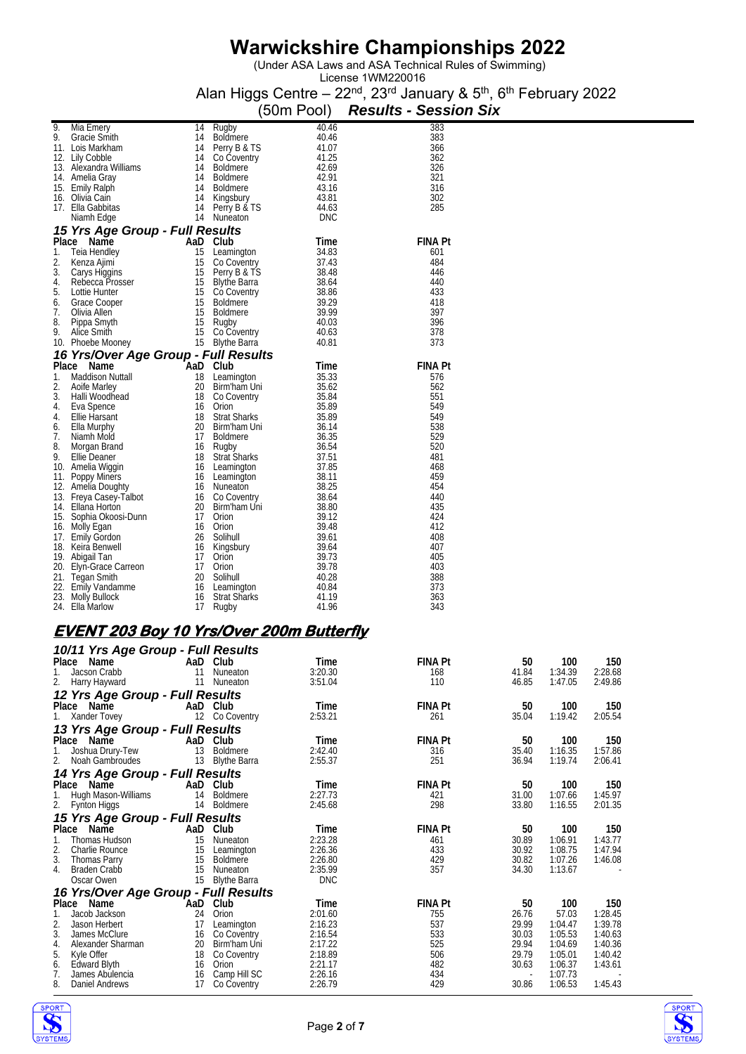# Warwickshire Championships 2022

(Under ASA Laws and ASA Technical Rules of Swimming)
License 1WM220016
Alan Higgs Centre – 22nd, 23rd January & 5th, 6th February 2022
(50m Pool) ***Results - Session Six***

| Place | Name | AaD | Club | Time | FINA Pt |
|---|---|---|---|---|---|
| 9. | Mia Emery | 14 | Rugby | 40.46 | 383 |
| 9. | Gracie Smith | 14 | Boldmere | 40.46 | 383 |
| 11. | Lois Markham | 14 | Perry B & TS | 41.07 | 366 |
| 12. | Lily Cobble | 14 | Co Coventry | 41.25 | 362 |
| 13. | Alexandra Williams | 14 | Boldmere | 42.69 | 326 |
| 14. | Amelia Gray | 14 | Boldmere | 42.91 | 321 |
| 15. | Emily Ralph | 14 | Boldmere | 43.16 | 316 |
| 16. | Olivia Cain | 14 | Kingsbury | 43.81 | 302 |
| 17. | Ella Gabbitas | 14 | Perry B & TS | 44.63 | 285 |
| | Niamh Edge | 14 | Nuneaton | DNC | |

### *15 Yrs Age Group - Full Results*

| Place | Name | AaD | Club | Time | FINA Pt |
|---|---|---|---|---|---|
| 1. | Teia Hendley | 15 | Leamington | 34.83 | 601 |
| 2. | Kenza Ajimi | 15 | Co Coventry | 37.43 | 484 |
| 3. | Carys Higgins | 15 | Perry B & TS | 38.48 | 446 |
| 4. | Rebecca Prosser | 15 | Blythe Barra | 38.64 | 440 |
| 5. | Lottie Hunter | 15 | Co Coventry | 38.86 | 433 |
| 6. | Grace Cooper | 15 | Boldmere | 39.29 | 418 |
| 7. | Olivia Allen | 15 | Boldmere | 39.99 | 397 |
| 8. | Pippa Smyth | 15 | Rugby | 40.03 | 396 |
| 9. | Alice Smith | 15 | Co Coventry | 40.63 | 378 |
| 10. | Phoebe Mooney | 15 | Blythe Barra | 40.81 | 373 |

### *16 Yrs/Over Age Group - Full Results*

| Place | Name | AaD | Club | Time | FINA Pt |
|---|---|---|---|---|---|
| 1. | Maddison Nuttall | 18 | Leamington | 35.33 | 576 |
| 2. | Aoife Marley | 20 | Birm'ham Uni | 35.62 | 562 |
| 3. | Halli Woodhead | 18 | Co Coventry | 35.84 | 551 |
| 4. | Eva Spence | 16 | Orion | 35.89 | 549 |
| 4. | Ellie Harsant | 18 | Strat Sharks | 35.89 | 549 |
| 6. | Ella Murphy | 20 | Birm'ham Uni | 36.14 | 538 |
| 7. | Niamh Mold | 17 | Boldmere | 36.35 | 529 |
| 8. | Morgan Brand | 16 | Rugby | 36.54 | 520 |
| 9. | Ellie Deaner | 18 | Strat Sharks | 37.51 | 481 |
| 10. | Amelia Wiggin | 16 | Leamington | 37.85 | 468 |
| 11. | Poppy Miners | 16 | Leamington | 38.11 | 459 |
| 12. | Amelia Doughty | 16 | Nuneaton | 38.25 | 454 |
| 13. | Freya Casey-Talbot | 16 | Co Coventry | 38.64 | 440 |
| 14. | Ellana Horton | 20 | Birm'ham Uni | 38.80 | 435 |
| 15. | Sophia Okoosi-Dunn | 17 | Orion | 39.12 | 424 |
| 16. | Molly Egan | 16 | Orion | 39.48 | 412 |
| 17. | Emily Gordon | 26 | Solihull | 39.61 | 408 |
| 18. | Keira Benwell | 16 | Kingsbury | 39.64 | 407 |
| 19. | Abigail Tan | 17 | Orion | 39.73 | 405 |
| 20. | Elyn-Grace Carreon | 17 | Orion | 39.78 | 403 |
| 21. | Tegan Smith | 20 | Solihull | 40.28 | 388 |
| 22. | Emily Vandamme | 16 | Leamington | 40.84 | 373 |
| 23. | Molly Bullock | 16 | Strat Sharks | 41.19 | 363 |
| 24. | Ella Marlow | 17 | Rugby | 41.96 | 343 |

## *EVENT 203 Boy 10 Yrs/Over 200m Butterfly*

### *10/11 Yrs Age Group - Full Results*

| Place | Name | AaD | Club | Time | FINA Pt | 50 | 100 | 150 |
|---|---|---|---|---|---|---|---|---|
| 1. | Jacson Crabb | 11 | Nuneaton | 3:20.30 | 168 | 41.84 | 1:34.39 | 2:28.68 |
| 2. | Harry Hayward | 11 | Nuneaton | 3:51.04 | 110 | 46.85 | 1:47.05 | 2:49.86 |

### *12 Yrs Age Group - Full Results*

| Place | Name | AaD | Club | Time | FINA Pt | 50 | 100 | 150 |
|---|---|---|---|---|---|---|---|---|
| 1. | Xander Tovey | 12 | Co Coventry | 2:53.21 | 261 | 35.04 | 1:19.42 | 2:05.54 |

### *13 Yrs Age Group - Full Results*

| Place | Name | AaD | Club | Time | FINA Pt | 50 | 100 | 150 |
|---|---|---|---|---|---|---|---|---|
| 1. | Joshua Drury-Tew | 13 | Boldmere | 2:42.40 | 316 | 35.40 | 1:16.35 | 1:57.86 |
| 2. | Noah Gambroudes | 13 | Blythe Barra | 2:55.37 | 251 | 36.94 | 1:19.74 | 2:06.41 |

### *14 Yrs Age Group - Full Results*

| Place | Name | AaD | Club | Time | FINA Pt | 50 | 100 | 150 |
|---|---|---|---|---|---|---|---|---|
| 1. | Hugh Mason-Williams | 14 | Boldmere | 2:27.73 | 421 | 31.00 | 1:07.66 | 1:45.97 |
| 2. | Fynton Higgs | 14 | Boldmere | 2:45.68 | 298 | 33.80 | 1:16.55 | 2:01.35 |

### *15 Yrs Age Group - Full Results*

| Place | Name | AaD | Club | Time | FINA Pt | 50 | 100 | 150 |
|---|---|---|---|---|---|---|---|---|
| 1. | Thomas Hudson | 15 | Nuneaton | 2:23.28 | 461 | 30.89 | 1:06.91 | 1:43.77 |
| 2. | Charlie Rounce | 15 | Leamington | 2:26.36 | 433 | 30.92 | 1:08.75 | 1:47.94 |
| 3. | Thomas Parry | 15 | Boldmere | 2:26.80 | 429 | 30.82 | 1:07.26 | 1:46.08 |
| 4. | Braden Crabb | 15 | Nuneaton | 2:35.99 | 357 | 34.30 | 1:13.67 | - |
| | Oscar Owen | 15 | Blythe Barra | DNC | | | | |

### *16 Yrs/Over Age Group - Full Results*

| Place | Name | AaD | Club | Time | FINA Pt | 50 | 100 | 150 |
|---|---|---|---|---|---|---|---|---|
| 1. | Jacob Jackson | 24 | Orion | 2:01.60 | 755 | 26.76 | 57.03 | 1:28.45 |
| 2. | Jason Herbert | 17 | Leamington | 2:16.23 | 537 | 29.99 | 1:04.47 | 1:39.78 |
| 3. | James McClure | 16 | Co Coventry | 2:16.54 | 533 | 30.03 | 1:05.53 | 1:40.63 |
| 4. | Alexander Sharman | 20 | Birm'ham Uni | 2:17.22 | 525 | 29.94 | 1:04.69 | 1:40.36 |
| 5. | Kyle Offer | 18 | Co Coventry | 2:18.89 | 506 | 29.79 | 1:05.01 | 1:40.42 |
| 6. | Edward Blyth | 16 | Orion | 2:21.17 | 482 | 30.63 | 1:06.37 | 1:43.61 |
| 7. | James Abulencia | 16 | Camp Hill SC | 2:26.16 | 434 | - | 1:07.73 | - |
| 8. | Daniel Andrews | 17 | Co Coventry | 2:26.79 | 429 | 30.86 | 1:06.53 | 1:45.43 |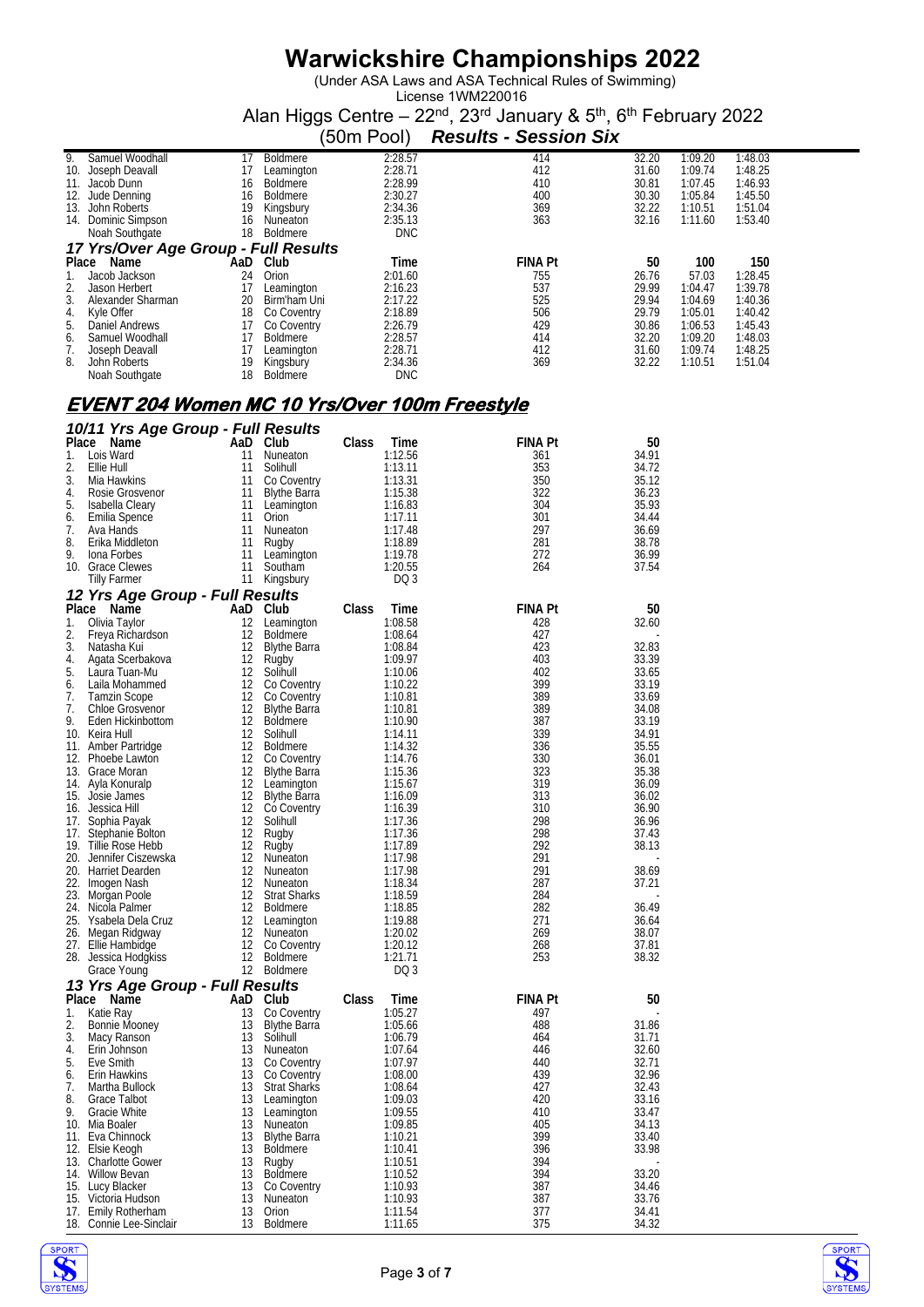# Warwickshire Championships 2022

(Under ASA Laws and ASA Technical Rules of Swimming)
License 1WM220016
Alan Higgs Centre – 22nd, 23rd January & 5th, 6th February 2022
(50m Pool) ***Results - Session Six***

| Place | Name | AaD | Club | Time | FINA Pt | 50 | 100 | 150 |
|---|---|---|---|---|---|---|---|---|
| 9. | Samuel Woodhall | 17 | Boldmere | 2:28.57 | 414 | 32.20 | 1:09.20 | 1:48.03 |
| 10. | Joseph Deavall | 17 | Leamington | 2:28.71 | 412 | 31.60 | 1:09.74 | 1:48.25 |
| 11. | Jacob Dunn | 16 | Boldmere | 2:28.99 | 410 | 30.81 | 1:07.45 | 1:46.93 |
| 12. | Jude Denning | 16 | Boldmere | 2:30.27 | 400 | 30.30 | 1:05.84 | 1:45.50 |
| 13. | John Roberts | 19 | Kingsbury | 2:34.36 | 369 | 32.22 | 1:10.51 | 1:51.04 |
| 14. | Dominic Simpson | 16 | Nuneaton | 2:35.13 | 363 | 32.16 | 1:11.60 | 1:53.40 |
| | Noah Southgate | 18 | Boldmere | DNC | | | | |

### *17 Yrs/Over Age Group - Full Results*

| Place | Name | AaD | Club | Time | FINA Pt | 50 | 100 | 150 |
|---|---|---|---|---|---|---|---|---|
| 1. | Jacob Jackson | 24 | Orion | 2:01.60 | 755 | 26.76 | 57.03 | 1:28.45 |
| 2. | Jason Herbert | 17 | Leamington | 2:16.23 | 537 | 29.99 | 1:04.47 | 1:39.78 |
| 3. | Alexander Sharman | 20 | Birm'ham Uni | 2:17.22 | 525 | 29.94 | 1:04.69 | 1:40.36 |
| 4. | Kyle Offer | 18 | Co Coventry | 2:18.89 | 506 | 29.79 | 1:05.01 | 1:40.42 |
| 5. | Daniel Andrews | 17 | Co Coventry | 2:26.79 | 429 | 30.86 | 1:06.53 | 1:45.43 |
| 6. | Samuel Woodhall | 17 | Boldmere | 2:28.57 | 414 | 32.20 | 1:09.20 | 1:48.03 |
| 7. | Joseph Deavall | 17 | Leamington | 2:28.71 | 412 | 31.60 | 1:09.74 | 1:48.25 |
| 8. | John Roberts | 19 | Kingsbury | 2:34.36 | 369 | 32.22 | 1:10.51 | 1:51.04 |
| | Noah Southgate | 18 | Boldmere | DNC | | | | |

## *EVENT 204 Women MC 10 Yrs/Over 100m Freestyle*

### *10/11 Yrs Age Group - Full Results*

| Place | Name | AaD | Club | Class | Time | FINA Pt | 50 |
|---|---|---|---|---|---|---|---|
| 1. | Lois Ward | 11 | Nuneaton | | 1:12.56 | 361 | 34.91 |
| 2. | Ellie Hull | 11 | Solihull | | 1:13.11 | 353 | 34.72 |
| 3. | Mia Hawkins | 11 | Co Coventry | | 1:13.31 | 350 | 35.12 |
| 4. | Rosie Grosvenor | 11 | Blythe Barra | | 1:15.38 | 322 | 36.23 |
| 5. | Isabella Cleary | 11 | Leamington | | 1:16.83 | 304 | 35.93 |
| 6. | Emilia Spence | 11 | Orion | | 1:17.11 | 301 | 34.44 |
| 7. | Ava Hands | 11 | Nuneaton | | 1:17.48 | 297 | 36.69 |
| 8. | Erika Middleton | 11 | Rugby | | 1:18.89 | 281 | 38.78 |
| 9. | Iona Forbes | 11 | Leamington | | 1:19.78 | 272 | 36.99 |
| 10. | Grace Clewes | 11 | Southam | | 1:20.55 | 264 | 37.54 |
| | Tilly Farmer | 11 | Kingsbury | | DQ 3 | | |

### *12 Yrs Age Group - Full Results*

| Place | Name | AaD | Club | Class | Time | FINA Pt | 50 |
|---|---|---|---|---|---|---|---|
| 1. | Olivia Taylor | 12 | Leamington | | 1:08.58 | 428 | 32.60 |
| 2. | Freya Richardson | 12 | Boldmere | | 1:08.64 | 427 | - |
| 3. | Natasha Kui | 12 | Blythe Barra | | 1:08.84 | 423 | 32.83 |
| 4. | Agata Scerbakova | 12 | Rugby | | 1:09.97 | 403 | 33.39 |
| 5. | Laura Tuan-Mu | 12 | Solihull | | 1:10.06 | 402 | 33.65 |
| 6. | Laila Mohammed | 12 | Co Coventry | | 1:10.22 | 399 | 33.19 |
| 7. | Tamzin Scope | 12 | Co Coventry | | 1:10.81 | 389 | 33.69 |
| 7. | Chloe Grosvenor | 12 | Blythe Barra | | 1:10.81 | 389 | 34.08 |
| 9. | Eden Hickinbottom | 12 | Boldmere | | 1:10.90 | 387 | 33.19 |
| 10. | Keira Hull | 12 | Solihull | | 1:14.11 | 339 | 34.91 |
| 11. | Amber Partridge | 12 | Boldmere | | 1:14.32 | 336 | 35.55 |
| 12. | Phoebe Lawton | 12 | Co Coventry | | 1:14.76 | 330 | 36.01 |
| 13. | Grace Moran | 12 | Blythe Barra | | 1:15.36 | 323 | 35.38 |
| 14. | Ayla Konuralp | 12 | Leamington | | 1:15.67 | 319 | 36.09 |
| 15. | Josie James | 12 | Blythe Barra | | 1:16.09 | 313 | 36.02 |
| 16. | Jessica Hill | 12 | Co Coventry | | 1:16.39 | 310 | 36.90 |
| 17. | Sophia Payak | 12 | Solihull | | 1:17.36 | 298 | 36.96 |
| 17. | Stephanie Bolton | 12 | Rugby | | 1:17.36 | 298 | 37.43 |
| 19. | Tillie Rose Hebb | 12 | Rugby | | 1:17.89 | 292 | 38.13 |
| 20. | Jennifer Ciszewska | 12 | Nuneaton | | 1:17.98 | 291 | - |
| 20. | Harriet Dearden | 12 | Nuneaton | | 1:17.98 | 291 | 38.69 |
| 22. | Imogen Nash | 12 | Nuneaton | | 1:18.34 | 287 | 37.21 |
| 23. | Morgan Poole | 12 | Strat Sharks | | 1:18.59 | 284 | - |
| 24. | Nicola Palmer | 12 | Boldmere | | 1:18.85 | 282 | 36.49 |
| 25. | Ysabela Dela Cruz | 12 | Leamington | | 1:19.88 | 271 | 36.64 |
| 26. | Megan Ridgway | 12 | Nuneaton | | 1:20.02 | 269 | 38.07 |
| 27. | Ellie Hambidge | 12 | Co Coventry | | 1:20.12 | 268 | 37.81 |
| 28. | Jessica Hodgkiss | 12 | Boldmere | | 1:21.71 | 253 | 38.32 |
| | Grace Young | 12 | Boldmere | | DQ 3 | | |

### *13 Yrs Age Group - Full Results*

| Place | Name | AaD | Club | Class | Time | FINA Pt | 50 |
|---|---|---|---|---|---|---|---|
| 1. | Katie Ray | 13 | Co Coventry | | 1:05.27 | 497 | - |
| 2. | Bonnie Mooney | 13 | Blythe Barra | | 1:05.66 | 488 | 31.86 |
| 3. | Macy Ranson | 13 | Solihull | | 1:06.79 | 464 | 31.71 |
| 4. | Erin Johnson | 13 | Nuneaton | | 1:07.64 | 446 | 32.60 |
| 5. | Eve Smith | 13 | Co Coventry | | 1:07.97 | 440 | 32.71 |
| 6. | Erin Hawkins | 13 | Co Coventry | | 1:08.00 | 439 | 32.96 |
| 7. | Martha Bullock | 13 | Strat Sharks | | 1:08.64 | 427 | 32.43 |
| 8. | Grace Talbot | 13 | Leamington | | 1:09.03 | 420 | 33.16 |
| 9. | Gracie White | 13 | Leamington | | 1:09.55 | 410 | 33.47 |
| 10. | Mia Boaler | 13 | Nuneaton | | 1:09.85 | 405 | 34.13 |
| 11. | Eva Chinnock | 13 | Blythe Barra | | 1:10.21 | 399 | 33.40 |
| 12. | Elsie Keogh | 13 | Boldmere | | 1:10.41 | 396 | 33.98 |
| 13. | Charlotte Gower | 13 | Rugby | | 1:10.51 | 394 | - |
| 14. | Willow Bevan | 13 | Boldmere | | 1:10.52 | 394 | 33.20 |
| 15. | Lucy Blacker | 13 | Co Coventry | | 1:10.93 | 387 | 34.46 |
| 15. | Victoria Hudson | 13 | Nuneaton | | 1:10.93 | 387 | 33.76 |
| 17. | Emily Rotherham | 13 | Orion | | 1:11.54 | 377 | 34.41 |
| 18. | Connie Lee-Sinclair | 13 | Boldmere | | 1:11.65 | 375 | 34.32 |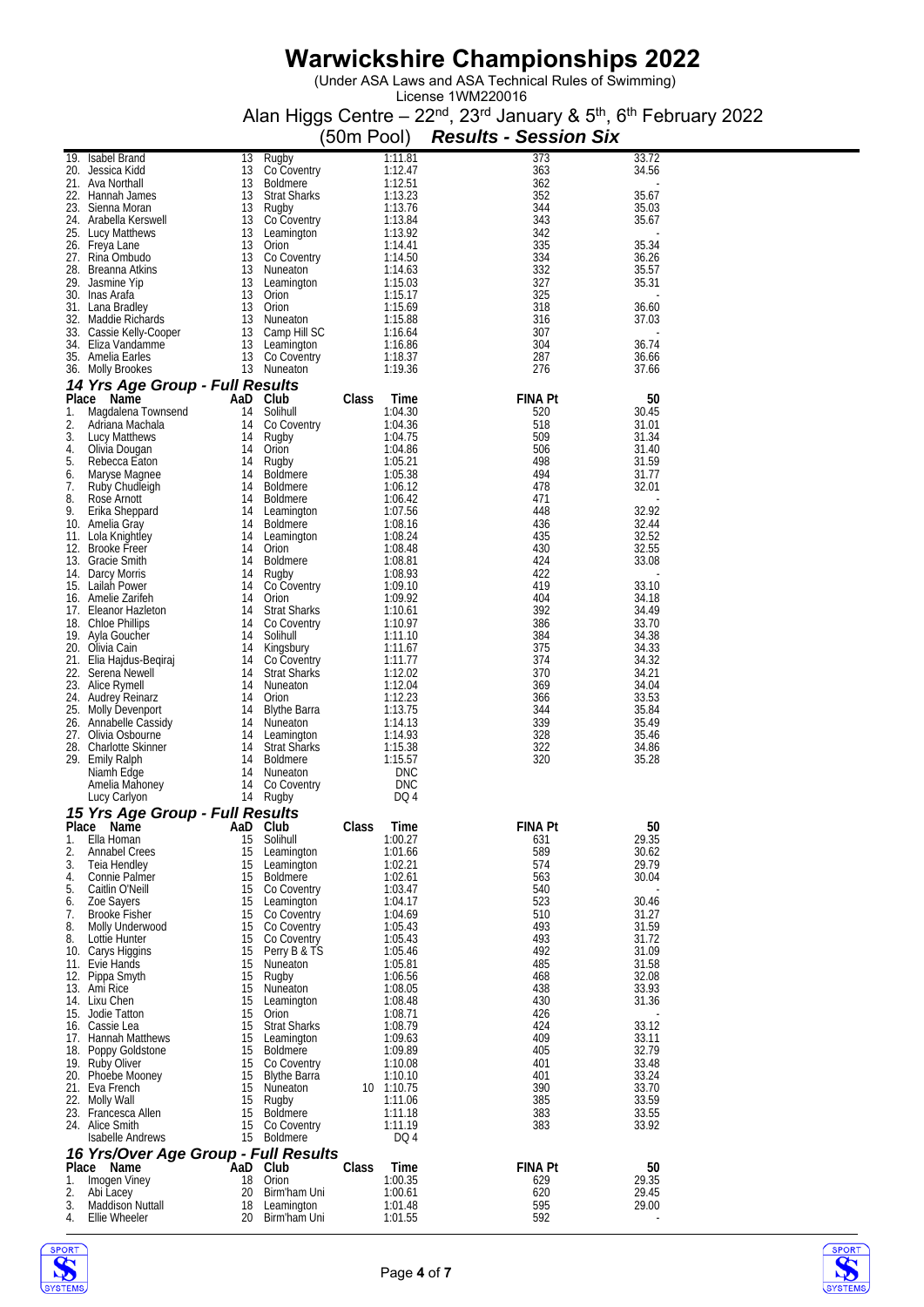# Warwickshire Championships 2022

(Under ASA Laws and ASA Technical Rules of Swimming)
License 1WM220016

Alan Higgs Centre – 22nd, 23rd January & 5th, 6th February 2022

(50m Pool) ***Results - Session Six***

| Place | Name | AaD | Club | Class | Time | FINA Pt | 50 |
|---|---|---|---|---|---|---|---|
| 19. | Isabel Brand | 13 | Rugby | | 1:11.81 | 373 | 33.72 |
| 20. | Jessica Kidd | 13 | Co Coventry | | 1:12.47 | 363 | 34.56 |
| 21. | Ava Northall | 13 | Boldmere | | 1:12.51 | 362 | - |
| 22. | Hannah James | 13 | Strat Sharks | | 1:13.23 | 352 | 35.67 |
| 23. | Sienna Moran | 13 | Rugby | | 1:13.76 | 344 | 35.03 |
| 24. | Arabella Kerswell | 13 | Co Coventry | | 1:13.84 | 343 | 35.67 |
| 25. | Lucy Matthews | 13 | Leamington | | 1:13.92 | 342 | - |
| 26. | Freya Lane | 13 | Orion | | 1:14.41 | 335 | 35.34 |
| 27. | Rina Ombudo | 13 | Co Coventry | | 1:14.50 | 334 | 36.26 |
| 28. | Breanna Atkins | 13 | Nuneaton | | 1:14.63 | 332 | 35.57 |
| 29. | Jasmine Yip | 13 | Leamington | | 1:15.03 | 327 | 35.31 |
| 30. | Inas Arafa | 13 | Orion | | 1:15.17 | 325 | - |
| 31. | Lana Bradley | 13 | Orion | | 1:15.69 | 318 | 36.60 |
| 32. | Maddie Richards | 13 | Nuneaton | | 1:15.88 | 316 | 37.03 |
| 33. | Cassie Kelly-Cooper | 13 | Camp Hill SC | | 1:16.64 | 307 | - |
| 34. | Eliza Vandamme | 13 | Leamington | | 1:16.86 | 304 | 36.74 |
| 35. | Amelia Earles | 13 | Co Coventry | | 1:18.37 | 287 | 36.66 |
| 36. | Molly Brookes | 13 | Nuneaton | | 1:19.36 | 276 | 37.66 |

### *14 Yrs Age Group - Full Results*

| Place | Name | AaD | Club | Class | Time | FINA Pt | 50 |
|---|---|---|---|---|---|---|---|
| 1. | Magdalena Townsend | 14 | Solihull | | 1:04.30 | 520 | 30.45 |
| 2. | Adriana Machala | 14 | Co Coventry | | 1:04.36 | 518 | 31.01 |
| 3. | Lucy Matthews | 14 | Rugby | | 1:04.75 | 509 | 31.34 |
| 4. | Olivia Dougan | 14 | Orion | | 1:04.86 | 506 | 31.40 |
| 5. | Rebecca Eaton | 14 | Rugby | | 1:05.21 | 498 | 31.59 |
| 6. | Maryse Magnee | 14 | Boldmere | | 1:05.38 | 494 | 31.77 |
| 7. | Ruby Chudleigh | 14 | Boldmere | | 1:06.12 | 478 | 32.01 |
| 8. | Rose Arnott | 14 | Boldmere | | 1:06.42 | 471 | - |
| 9. | Erika Sheppard | 14 | Leamington | | 1:07.56 | 448 | 32.92 |
| 10. | Amelia Gray | 14 | Boldmere | | 1:08.16 | 436 | 32.44 |
| 11. | Lola Knightley | 14 | Leamington | | 1:08.24 | 435 | 32.52 |
| 12. | Brooke Freer | 14 | Orion | | 1:08.48 | 430 | 32.55 |
| 13. | Gracie Smith | 14 | Boldmere | | 1:08.81 | 424 | 33.08 |
| 14. | Darcy Morris | 14 | Rugby | | 1:08.93 | 422 | - |
| 15. | Lailah Power | 14 | Co Coventry | | 1:09.10 | 419 | 33.10 |
| 16. | Amelie Zarifeh | 14 | Orion | | 1:09.92 | 404 | 34.18 |
| 17. | Eleanor Hazleton | 14 | Strat Sharks | | 1:10.61 | 392 | 34.49 |
| 18. | Chloe Phillips | 14 | Co Coventry | | 1:10.97 | 386 | 33.70 |
| 19. | Ayla Goucher | 14 | Solihull | | 1:11.10 | 384 | 34.38 |
| 20. | Olivia Cain | 14 | Kingsbury | | 1:11.67 | 375 | 34.33 |
| 21. | Elia Hajdus-Beqiraj | 14 | Co Coventry | | 1:11.77 | 374 | 34.32 |
| 22. | Serena Newell | 14 | Strat Sharks | | 1:12.02 | 370 | 34.21 |
| 23. | Alice Rymell | 14 | Nuneaton | | 1:12.04 | 369 | 34.04 |
| 24. | Audrey Reinarz | 14 | Orion | | 1:12.23 | 366 | 33.53 |
| 25. | Molly Devenport | 14 | Blythe Barra | | 1:13.75 | 344 | 35.84 |
| 26. | Annabelle Cassidy | 14 | Nuneaton | | 1:14.13 | 339 | 35.49 |
| 27. | Olivia Osbourne | 14 | Leamington | | 1:14.93 | 328 | 35.46 |
| 28. | Charlotte Skinner | 14 | Strat Sharks | | 1:15.38 | 322 | 34.86 |
| 29. | Emily Ralph | 14 | Boldmere | | 1:15.57 | 320 | 35.28 |
| | Niamh Edge | 14 | Nuneaton | | DNC | | |
| | Amelia Mahoney | 14 | Co Coventry | | DNC | | |
| | Lucy Carlyon | 14 | Rugby | | DQ 4 | | |

### *15 Yrs Age Group - Full Results*

| Place | Name | AaD | Club | Class | Time | FINA Pt | 50 |
|---|---|---|---|---|---|---|---|
| 1. | Ella Homan | 15 | Solihull | | 1:00.27 | 631 | 29.35 |
| 2. | Annabel Crees | 15 | Leamington | | 1:01.66 | 589 | 30.62 |
| 3. | Teia Hendley | 15 | Leamington | | 1:02.21 | 574 | 29.79 |
| 4. | Connie Palmer | 15 | Boldmere | | 1:02.61 | 563 | 30.04 |
| 5. | Caitlin O'Neill | 15 | Co Coventry | | 1:03.47 | 540 | - |
| 6. | Zoe Sayers | 15 | Leamington | | 1:04.17 | 523 | 30.46 |
| 7. | Brooke Fisher | 15 | Co Coventry | | 1:04.69 | 510 | 31.27 |
| 8. | Molly Underwood | 15 | Co Coventry | | 1:05.43 | 493 | 31.59 |
| 8. | Lottie Hunter | 15 | Co Coventry | | 1:05.43 | 493 | 31.72 |
| 10. | Carys Higgins | 15 | Perry B & TS | | 1:05.46 | 492 | 31.09 |
| 11. | Evie Hands | 15 | Nuneaton | | 1:05.81 | 485 | 31.58 |
| 12. | Pippa Smyth | 15 | Rugby | | 1:06.56 | 468 | 32.08 |
| 13. | Ami Rice | 15 | Nuneaton | | 1:08.05 | 438 | 33.93 |
| 14. | Lixu Chen | 15 | Leamington | | 1:08.48 | 430 | 31.36 |
| 15. | Jodie Tatton | 15 | Orion | | 1:08.71 | 426 | - |
| 16. | Cassie Lea | 15 | Strat Sharks | | 1:08.79 | 424 | 33.12 |
| 17. | Hannah Matthews | 15 | Leamington | | 1:09.63 | 409 | 33.11 |
| 18. | Poppy Goldstone | 15 | Boldmere | | 1:09.89 | 405 | 32.79 |
| 19. | Ruby Oliver | 15 | Co Coventry | | 1:10.08 | 401 | 33.48 |
| 20. | Phoebe Mooney | 15 | Blythe Barra | | 1:10.10 | 401 | 33.24 |
| 21. | Eva French | 15 | Nuneaton | 10 | 1:10.75 | 390 | 33.70 |
| 22. | Molly Wall | 15 | Rugby | | 1:11.06 | 385 | 33.59 |
| 23. | Francesca Allen | 15 | Boldmere | | 1:11.18 | 383 | 33.55 |
| 24. | Alice Smith | 15 | Co Coventry | | 1:11.19 | 383 | 33.92 |
| | Isabelle Andrews | 15 | Boldmere | | DQ 4 | | |

### *16 Yrs/Over Age Group - Full Results*

| Place | Name | AaD | Club | Class | Time | FINA Pt | 50 |
|---|---|---|---|---|---|---|---|
| 1. | Imogen Viney | 18 | Orion | | 1:00.35 | 629 | 29.35 |
| 2. | Abi Lacey | 20 | Birm'ham Uni | | 1:00.61 | 620 | 29.45 |
| 3. | Maddison Nuttall | 18 | Leamington | | 1:01.48 | 595 | 29.00 |
| 4. | Ellie Wheeler | 20 | Birm'ham Uni | | 1:01.55 | 592 | - |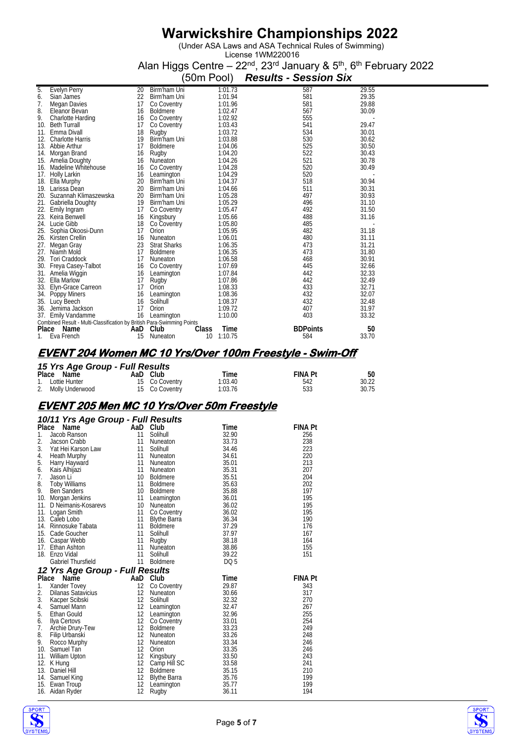# Warwickshire Championships 2022

(Under ASA Laws and ASA Technical Rules of Swimming)
License 1WM220016
Alan Higgs Centre – 22nd, 23rd January & 5th, 6th February 2022
(50m Pool) ***Results - Session Six***

| Place | Name | AaD | Club | Time | FINA Pt | 50 |
|---|---|---|---|---|---|---|
| 5. | Evelyn Perry | 20 | Birm'ham Uni | 1:01.73 | 587 | 29.55 |
| 6. | Sian James | 22 | Birm'ham Uni | 1:01.94 | 581 | 29.35 |
| 7. | Megan Davies | 17 | Co Coventry | 1:01.96 | 581 | 29.88 |
| 8. | Eleanor Bevan | 16 | Boldmere | 1:02.47 | 567 | 30.09 |
| 9. | Charlotte Harding | 16 | Co Coventry | 1:02.92 | 555 | - |
| 10. | Beth Turrall | 17 | Co Coventry | 1:03.43 | 541 | 29.47 |
| 11. | Emma Divall | 18 | Rugby | 1:03.72 | 534 | 30.01 |
| 12. | Charlotte Harris | 19 | Birm'ham Uni | 1:03.88 | 530 | 30.62 |
| 13. | Abbie Arthur | 17 | Boldmere | 1:04.06 | 525 | 30.50 |
| 14. | Morgan Brand | 16 | Rugby | 1:04.20 | 522 | 30.43 |
| 15. | Amelia Doughty | 16 | Nuneaton | 1:04.26 | 521 | 30.78 |
| 16. | Madeline Whitehouse | 16 | Co Coventry | 1:04.28 | 520 | 30.49 |
| 17. | Holly Larkin | 16 | Leamington | 1:04.29 | 520 | - |
| 18. | Ella Murphy | 20 | Birm'ham Uni | 1:04.37 | 518 | 30.94 |
| 19. | Larissa Dean | 20 | Birm'ham Uni | 1:04.66 | 511 | 30.31 |
| 20. | Suzannah Klimaszewska | 20 | Birm'ham Uni | 1:05.28 | 497 | 30.93 |
| 21. | Gabriella Doughty | 19 | Birm'ham Uni | 1:05.29 | 496 | 31.10 |
| 22. | Emily Ingram | 17 | Co Coventry | 1:05.47 | 492 | 31.50 |
| 23. | Keira Benwell | 16 | Kingsbury | 1:05.66 | 488 | 31.16 |
| 24. | Lucie Gibb | 18 | Co Coventry | 1:05.80 | 485 | - |
| 25. | Sophia Okoosi-Dunn | 17 | Orion | 1:05.95 | 482 | 31.18 |
| 26. | Kirsten Crellin | 16 | Nuneaton | 1:06.01 | 480 | 31.11 |
| 27. | Megan Gray | 23 | Strat Sharks | 1:06.35 | 473 | 31.21 |
| 27. | Niamh Mold | 17 | Boldmere | 1:06.35 | 473 | 31.80 |
| 29. | Tori Craddock | 17 | Nuneaton | 1:06.58 | 468 | 30.91 |
| 30. | Freya Casey-Talbot | 16 | Co Coventry | 1:07.69 | 445 | 32.66 |
| 31. | Amelia Wiggin | 16 | Leamington | 1:07.84 | 442 | 32.33 |
| 32. | Ella Marlow | 17 | Rugby | 1:07.86 | 442 | 32.49 |
| 33. | Elyn-Grace Carreon | 17 | Orion | 1:08.33 | 433 | 32.71 |
| 34. | Poppy Miners | 16 | Leamington | 1:08.36 | 432 | 32.07 |
| 35. | Lucy Beech | 16 | Solihull | 1:08.37 | 432 | 32.48 |
| 36. | Jemima Jackson | 17 | Orion | 1:09.72 | 407 | 31.97 |
| 37. | Emily Vandamme | 16 | Leamington | 1:10.00 | 403 | 33.32 |

Combined Result - Multi-Classification by British Para-Swimming Points

| Place | Name | AaD | Club | Class | Time | BDPoints | 50 |
|---|---|---|---|---|---|---|---|
| 1. | Eva French | 15 | Nuneaton | 10 | 1:10.75 | 584 | 33.70 |

## EVENT 204 Women MC 10 Yrs/Over 100m Freestyle - Swim-Off

### 15 Yrs Age Group - Full Results

| Place | Name | AaD | Club | Time | FINA Pt | 50 |
|---|---|---|---|---|---|---|
| 1. | Lottie Hunter | 15 | Co Coventry | 1:03.40 | 542 | 30.22 |
| 2. | Molly Underwood | 15 | Co Coventry | 1:03.76 | 533 | 30.75 |

## EVENT 205 Men MC 10 Yrs/Over 50m Freestyle

### 10/11 Yrs Age Group - Full Results

| Place | Name | AaD | Club | Time | FINA Pt |
|---|---|---|---|---|---|
| 1. | Jacob Ranson | 11 | Solihull | 32.90 | 256 |
| 2. | Jacson Crabb | 11 | Nuneaton | 33.73 | 238 |
| 3. | Yat Hei Karson Law | 11 | Solihull | 34.46 | 223 |
| 4. | Heath Murphy | 11 | Nuneaton | 34.61 | 220 |
| 5. | Harry Hayward | 11 | Nuneaton | 35.01 | 213 |
| 6. | Kais Alhijazi | 11 | Nuneaton | 35.31 | 207 |
| 7. | Jason Li | 10 | Boldmere | 35.51 | 204 |
| 8. | Toby Williams | 11 | Boldmere | 35.63 | 202 |
| 9. | Ben Sanders | 10 | Boldmere | 35.88 | 197 |
| 10. | Morgan Jenkins | 11 | Leamington | 36.01 | 195 |
| 11. | D Neimanis-Kosarevs | 10 | Nuneaton | 36.02 | 195 |
| 11. | Logan Smith | 11 | Co Coventry | 36.02 | 195 |
| 13. | Caleb Lobo | 11 | Blythe Barra | 36.34 | 190 |
| 14. | Rinnosuke Tabata | 11 | Boldmere | 37.29 | 176 |
| 15. | Cade Goucher | 11 | Solihull | 37.97 | 167 |
| 16. | Caspar Webb | 11 | Rugby | 38.18 | 164 |
| 17. | Ethan Ashton | 11 | Nuneaton | 38.86 | 155 |
| 18. | Enzo Vidal | 11 | Solihull | 39.22 | 151 |
| | Gabriel Thursfield | 11 | Boldmere | DQ 5 | |

### 12 Yrs Age Group - Full Results

| Place | Name | AaD | Club | Time | FINA Pt |
|---|---|---|---|---|---|
| 1. | Xander Tovey | 12 | Co Coventry | 29.87 | 343 |
| 2. | Dilanas Satavicius | 12 | Nuneaton | 30.66 | 317 |
| 3. | Kacper Scibski | 12 | Solihull | 32.32 | 270 |
| 4. | Samuel Mann | 12 | Leamington | 32.47 | 267 |
| 5. | Ethan Gould | 12 | Leamington | 32.96 | 255 |
| 6. | Ilya Certovs | 12 | Co Coventry | 33.01 | 254 |
| 7. | Archie Drury-Tew | 12 | Boldmere | 33.23 | 249 |
| 8. | Filip Urbanski | 12 | Nuneaton | 33.26 | 248 |
| 9. | Rocco Murphy | 12 | Nuneaton | 33.34 | 246 |
| 10. | Samuel Tan | 12 | Orion | 33.35 | 246 |
| 11. | William Upton | 12 | Kingsbury | 33.50 | 243 |
| 12. | K Hung | 12 | Camp Hill SC | 33.58 | 241 |
| 13. | Daniel Hill | 12 | Boldmere | 35.15 | 210 |
| 14. | Samuel King | 12 | Blythe Barra | 35.76 | 199 |
| 15. | Ewan Troup | 12 | Leamington | 35.77 | 199 |
| 16. | Aidan Ryder | 12 | Rugby | 36.11 | 194 |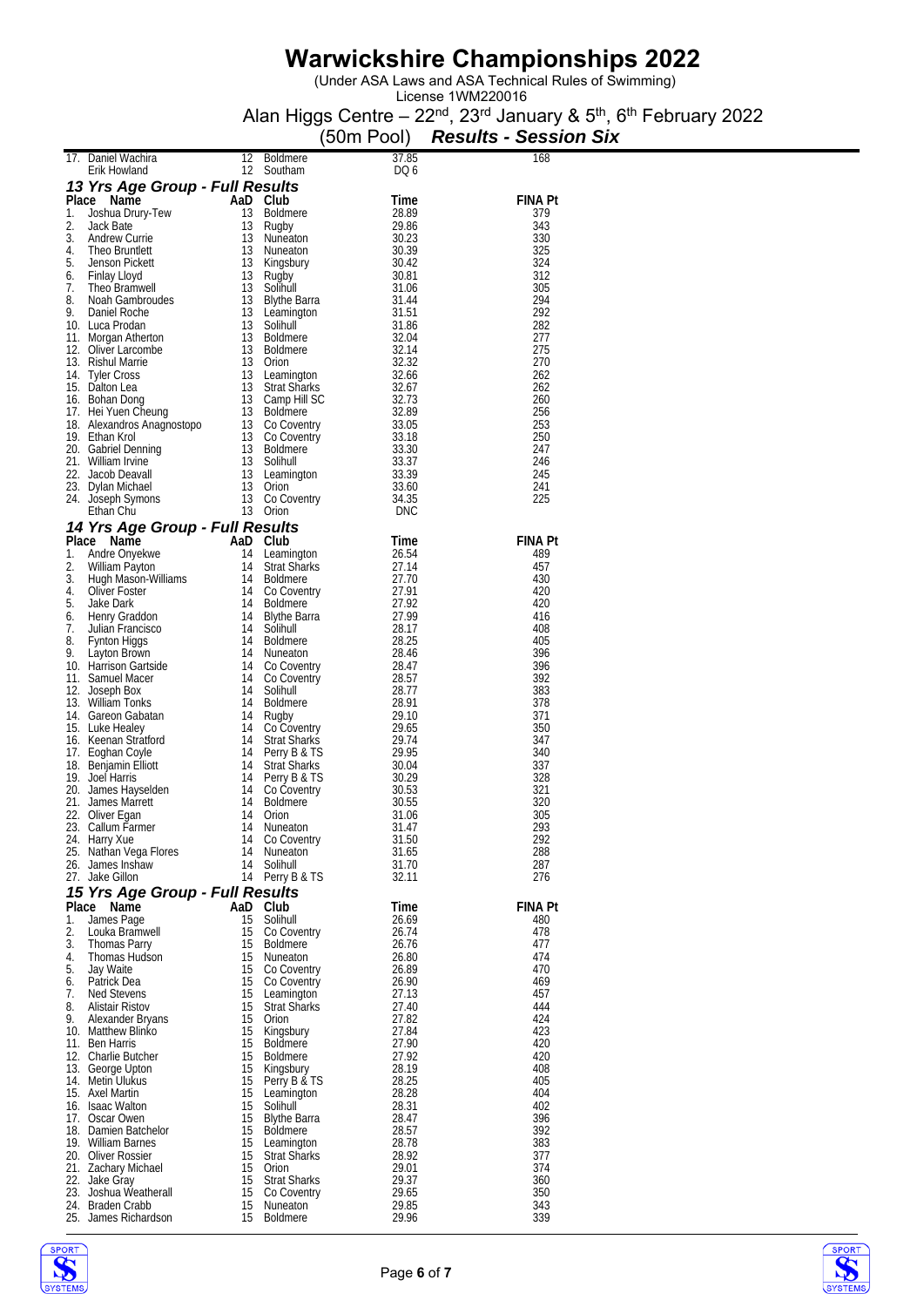# Warwickshire Championships 2022

(Under ASA Laws and ASA Technical Rules of Swimming)
License 1WM220016

Alan Higgs Centre – 22nd, 23rd January & 5th, 6th February 2022

(50m Pool) ***Results - Session Six***

| Place | Name | AaD | Club | Time | FINA Pt |
|---|---|---|---|---|---|
| 17. | Daniel Wachira | 12 | Boldmere | 37.85 | 168 |
| | Erik Howland | 12 | Southam | DQ 6 | |

### 13 Yrs Age Group - Full Results

| Place | Name | AaD | Club | Time | FINA Pt |
|---|---|---|---|---|---|
| 1. | Joshua Drury-Tew | 13 | Boldmere | 28.89 | 379 |
| 2. | Jack Bate | 13 | Rugby | 29.86 | 343 |
| 3. | Andrew Currie | 13 | Nuneaton | 30.23 | 330 |
| 4. | Theo Bruntlett | 13 | Nuneaton | 30.39 | 325 |
| 5. | Jenson Pickett | 13 | Kingsbury | 30.42 | 324 |
| 6. | Finlay Lloyd | 13 | Rugby | 30.81 | 312 |
| 7. | Theo Bramwell | 13 | Solihull | 31.06 | 305 |
| 8. | Noah Gambroudes | 13 | Blythe Barra | 31.44 | 294 |
| 9. | Daniel Roche | 13 | Leamington | 31.51 | 292 |
| 10. | Luca Prodan | 13 | Solihull | 31.86 | 282 |
| 11. | Morgan Atherton | 13 | Boldmere | 32.04 | 277 |
| 12. | Oliver Larcombe | 13 | Boldmere | 32.14 | 275 |
| 13. | Rishul Marrie | 13 | Orion | 32.32 | 270 |
| 14. | Tyler Cross | 13 | Leamington | 32.66 | 262 |
| 15. | Dalton Lea | 13 | Strat Sharks | 32.67 | 262 |
| 16. | Bohan Dong | 13 | Camp Hill SC | 32.73 | 260 |
| 17. | Hei Yuen Cheung | 13 | Boldmere | 32.89 | 256 |
| 18. | Alexandros Anagnostopo | 13 | Co Coventry | 33.05 | 253 |
| 19. | Ethan Krol | 13 | Co Coventry | 33.18 | 250 |
| 20. | Gabriel Denning | 13 | Boldmere | 33.30 | 247 |
| 21. | William Irvine | 13 | Solihull | 33.37 | 246 |
| 22. | Jacob Deavall | 13 | Leamington | 33.39 | 245 |
| 23. | Dylan Michael | 13 | Orion | 33.60 | 241 |
| 24. | Joseph Symons | 13 | Co Coventry | 34.35 | 225 |
| | Ethan Chu | 13 | Orion | DNC | |

### 14 Yrs Age Group - Full Results

| Place | Name | AaD | Club | Time | FINA Pt |
|---|---|---|---|---|---|
| 1. | Andre Onyekwe | 14 | Leamington | 26.54 | 489 |
| 2. | William Payton | 14 | Strat Sharks | 27.14 | 457 |
| 3. | Hugh Mason-Williams | 14 | Boldmere | 27.70 | 430 |
| 4. | Oliver Foster | 14 | Co Coventry | 27.91 | 420 |
| 5. | Jake Dark | 14 | Boldmere | 27.92 | 420 |
| 6. | Henry Graddon | 14 | Blythe Barra | 27.99 | 416 |
| 7. | Julian Francisco | 14 | Solihull | 28.17 | 408 |
| 8. | Fynton Higgs | 14 | Boldmere | 28.25 | 405 |
| 9. | Layton Brown | 14 | Nuneaton | 28.46 | 396 |
| 10. | Harrison Gartside | 14 | Co Coventry | 28.47 | 396 |
| 11. | Samuel Macer | 14 | Co Coventry | 28.57 | 392 |
| 12. | Joseph Box | 14 | Solihull | 28.77 | 383 |
| 13. | William Tonks | 14 | Boldmere | 28.91 | 378 |
| 14. | Gareon Gabatan | 14 | Rugby | 29.10 | 371 |
| 15. | Luke Healey | 14 | Co Coventry | 29.65 | 350 |
| 16. | Keenan Stratford | 14 | Strat Sharks | 29.74 | 347 |
| 17. | Eoghan Coyle | 14 | Perry B & TS | 29.95 | 340 |
| 18. | Benjamin Elliott | 14 | Strat Sharks | 30.04 | 337 |
| 19. | Joel Harris | 14 | Perry B & TS | 30.29 | 328 |
| 20. | James Hayselden | 14 | Co Coventry | 30.53 | 321 |
| 21. | James Marrett | 14 | Boldmere | 30.55 | 320 |
| 22. | Oliver Egan | 14 | Orion | 31.06 | 305 |
| 23. | Callum Farmer | 14 | Nuneaton | 31.47 | 293 |
| 24. | Harry Xue | 14 | Co Coventry | 31.50 | 292 |
| 25. | Nathan Vega Flores | 14 | Nuneaton | 31.65 | 288 |
| 26. | James Inshaw | 14 | Solihull | 31.70 | 287 |
| 27. | Jake Gillon | 14 | Perry B & TS | 32.11 | 276 |

### 15 Yrs Age Group - Full Results

| Place | Name | AaD | Club | Time | FINA Pt |
|---|---|---|---|---|---|
| 1. | James Page | 15 | Solihull | 26.69 | 480 |
| 2. | Louka Bramwell | 15 | Co Coventry | 26.74 | 478 |
| 3. | Thomas Parry | 15 | Boldmere | 26.76 | 477 |
| 4. | Thomas Hudson | 15 | Nuneaton | 26.80 | 474 |
| 5. | Jay Waite | 15 | Co Coventry | 26.89 | 470 |
| 6. | Patrick Dea | 15 | Co Coventry | 26.90 | 469 |
| 7. | Ned Stevens | 15 | Leamington | 27.13 | 457 |
| 8. | Alistair Ristov | 15 | Strat Sharks | 27.40 | 444 |
| 9. | Alexander Bryans | 15 | Orion | 27.82 | 424 |
| 10. | Matthew Blinko | 15 | Kingsbury | 27.84 | 423 |
| 11. | Ben Harris | 15 | Boldmere | 27.90 | 420 |
| 12. | Charlie Butcher | 15 | Boldmere | 27.92 | 420 |
| 13. | George Upton | 15 | Kingsbury | 28.19 | 408 |
| 14. | Metin Ulukus | 15 | Perry B & TS | 28.25 | 405 |
| 15. | Axel Martin | 15 | Leamington | 28.28 | 404 |
| 16. | Isaac Walton | 15 | Solihull | 28.31 | 402 |
| 17. | Oscar Owen | 15 | Blythe Barra | 28.47 | 396 |
| 18. | Damien Batchelor | 15 | Boldmere | 28.57 | 392 |
| 19. | William Barnes | 15 | Leamington | 28.78 | 383 |
| 20. | Oliver Rossier | 15 | Strat Sharks | 28.92 | 377 |
| 21. | Zachary Michael | 15 | Orion | 29.01 | 374 |
| 22. | Jake Gray | 15 | Strat Sharks | 29.37 | 360 |
| 23. | Joshua Weatherall | 15 | Co Coventry | 29.65 | 350 |
| 24. | Braden Crabb | 15 | Nuneaton | 29.85 | 343 |
| 25. | James Richardson | 15 | Boldmere | 29.96 | 339 |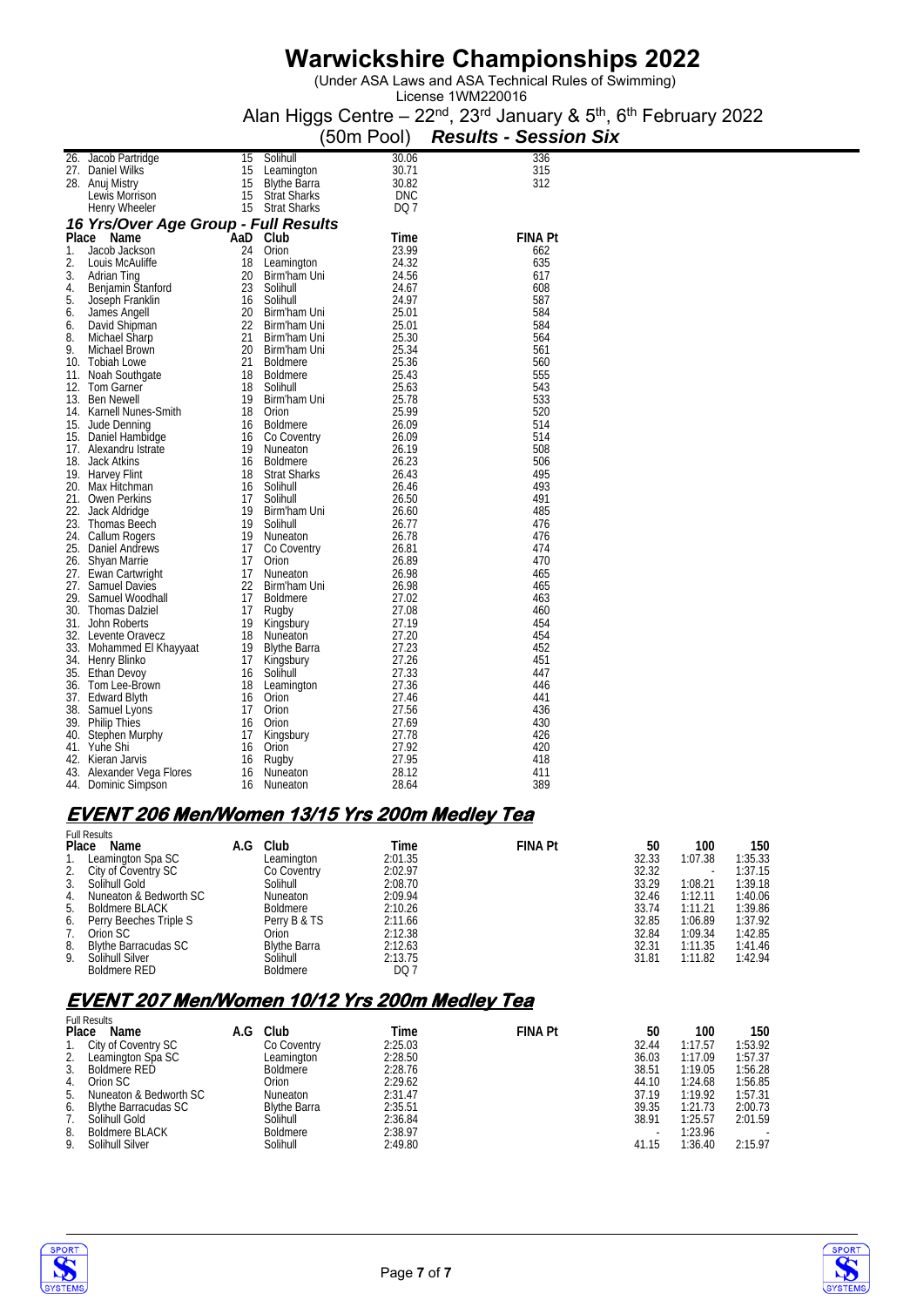# Warwickshire Championships 2022

(Under ASA Laws and ASA Technical Rules of Swimming)

License 1WM220016

Alan Higgs Centre – 22nd, 23rd January & 5th, 6th February 2022

(50m Pool) ***Results - Session Six***

| Place | Name | AaD | Club | Time | FINA Pt |
|---|---|---|---|---|---|
| 26. | Jacob Partridge | 15 | Solihull | 30.06 | 336 |
| 27. | Daniel Wilks | 15 | Leamington | 30.71 | 315 |
| 28. | Anuj Mistry | 15 | Blythe Barra | 30.82 | 312 |
| | Lewis Morrison | 15 | Strat Sharks | DNC | |
| | Henry Wheeler | 15 | Strat Sharks | DQ 7 | |

### 16 Yrs/Over Age Group - Full Results

| Place | Name | AaD | Club | Time | FINA Pt |
|---|---|---|---|---|---|
| 1. | Jacob Jackson | 24 | Orion | 23.99 | 662 |
| 2. | Louis McAuliffe | 18 | Leamington | 24.32 | 635 |
| 3. | Adrian Ting | 20 | Birm'ham Uni | 24.56 | 617 |
| 4. | Benjamin Stanford | 23 | Solihull | 24.67 | 608 |
| 5. | Joseph Franklin | 16 | Solihull | 24.97 | 587 |
| 6. | James Angell | 20 | Birm'ham Uni | 25.01 | 584 |
| 6. | David Shipman | 22 | Birm'ham Uni | 25.01 | 584 |
| 8. | Michael Sharp | 21 | Birm'ham Uni | 25.30 | 564 |
| 9. | Michael Brown | 20 | Birm'ham Uni | 25.34 | 561 |
| 10. | Tobiah Lowe | 21 | Boldmere | 25.36 | 560 |
| 11. | Noah Southgate | 18 | Boldmere | 25.43 | 555 |
| 12. | Tom Garner | 18 | Solihull | 25.63 | 543 |
| 13. | Ben Newell | 19 | Birm'ham Uni | 25.78 | 533 |
| 14. | Karnell Nunes-Smith | 18 | Orion | 25.99 | 520 |
| 15. | Jude Denning | 16 | Boldmere | 26.09 | 514 |
| 15. | Daniel Hambidge | 16 | Co Coventry | 26.09 | 514 |
| 17. | Alexandru Istrate | 19 | Nuneaton | 26.19 | 508 |
| 18. | Jack Atkins | 16 | Boldmere | 26.23 | 506 |
| 19. | Harvey Flint | 18 | Strat Sharks | 26.43 | 495 |
| 20. | Max Hitchman | 16 | Solihull | 26.46 | 493 |
| 21. | Owen Perkins | 17 | Solihull | 26.50 | 491 |
| 22. | Jack Aldridge | 19 | Birm'ham Uni | 26.60 | 485 |
| 23. | Thomas Beech | 19 | Solihull | 26.77 | 476 |
| 24. | Callum Rogers | 19 | Nuneaton | 26.78 | 476 |
| 25. | Daniel Andrews | 17 | Co Coventry | 26.81 | 474 |
| 26. | Shyan Marrie | 17 | Orion | 26.89 | 470 |
| 27. | Ewan Cartwright | 17 | Nuneaton | 26.98 | 465 |
| 27. | Samuel Davies | 22 | Birm'ham Uni | 26.98 | 465 |
| 29. | Samuel Woodhall | 17 | Boldmere | 27.02 | 463 |
| 30. | Thomas Dalziel | 17 | Rugby | 27.08 | 460 |
| 31. | John Roberts | 19 | Kingsbury | 27.19 | 454 |
| 32. | Levente Oravecz | 18 | Nuneaton | 27.20 | 454 |
| 33. | Mohammed El Khayyaat | 19 | Blythe Barra | 27.23 | 452 |
| 34. | Henry Blinko | 17 | Kingsbury | 27.26 | 451 |
| 35. | Ethan Devoy | 16 | Solihull | 27.33 | 447 |
| 36. | Tom Lee-Brown | 18 | Leamington | 27.36 | 446 |
| 37. | Edward Blyth | 16 | Orion | 27.46 | 441 |
| 38. | Samuel Lyons | 17 | Orion | 27.56 | 436 |
| 39. | Philip Thies | 16 | Orion | 27.69 | 430 |
| 40. | Stephen Murphy | 17 | Kingsbury | 27.78 | 426 |
| 41. | Yuhe Shi | 16 | Orion | 27.92 | 420 |
| 42. | Kieran Jarvis | 16 | Rugby | 27.95 | 418 |
| 43. | Alexander Vega Flores | 16 | Nuneaton | 28.12 | 411 |
| 44. | Dominic Simpson | 16 | Nuneaton | 28.64 | 389 |

## EVENT 206 Men/Women 13/15 Yrs 200m Medley Tea

Full Results

| Place | Name | A.G | Club | Time | FINA Pt | 50 | 100 | 150 |
|---|---|---|---|---|---|---|---|---|
| 1. | Leamington Spa SC | | Leamington | 2:01.35 | | 32.33 | 1:07.38 | 1:35.33 |
| 2. | City of Coventry SC | | Co Coventry | 2:02.97 | | 32.32 | - | 1:37.15 |
| 3. | Solihull Gold | | Solihull | 2:08.70 | | 33.29 | 1:08.21 | 1:39.18 |
| 4. | Nuneaton & Bedworth SC | | Nuneaton | 2:09.94 | | 32.46 | 1:12.11 | 1:40.06 |
| 5. | Boldmere BLACK | | Boldmere | 2:10.26 | | 33.74 | 1:11.21 | 1:39.86 |
| 6. | Perry Beeches Triple S | | Perry B & TS | 2:11.66 | | 32.85 | 1:06.89 | 1:37.92 |
| 7. | Orion SC | | Orion | 2:12.38 | | 32.84 | 1:09.34 | 1:42.85 |
| 8. | Blythe Barracudas SC | | Blythe Barra | 2:12.63 | | 32.31 | 1:11.35 | 1:41.46 |
| 9. | Solihull Silver | | Solihull | 2:13.75 | | 31.81 | 1:11.82 | 1:42.94 |
| | Boldmere RED | | Boldmere | DQ 7 | | | | |

## EVENT 207 Men/Women 10/12 Yrs 200m Medley Tea

Full Results

| Place | Name | A.G | Club | Time | FINA Pt | 50 | 100 | 150 |
|---|---|---|---|---|---|---|---|---|
| 1. | City of Coventry SC | | Co Coventry | 2:25.03 | | 32.44 | 1:17.57 | 1:53.92 |
| 2. | Leamington Spa SC | | Leamington | 2:28.50 | | 36.03 | 1:17.09 | 1:57.37 |
| 3. | Boldmere RED | | Boldmere | 2:28.76 | | 38.51 | 1:19.05 | 1:56.28 |
| 4. | Orion SC | | Orion | 2:29.62 | | 44.10 | 1:24.68 | 1:56.85 |
| 5. | Nuneaton & Bedworth SC | | Nuneaton | 2:31.47 | | 37.19 | 1:19.92 | 1:57.31 |
| 6. | Blythe Barracudas SC | | Blythe Barra | 2:35.51 | | 39.35 | 1:21.73 | 2:00.73 |
| 7. | Solihull Gold | | Solihull | 2:36.84 | | 38.91 | 1:25.57 | 2:01.59 |
| 8. | Boldmere BLACK | | Boldmere | 2:38.97 | | - | 1:23.96 | - |
| 9. | Solihull Silver | | Solihull | 2:49.80 | | 41.15 | 1:36.40 | 2:15.97 |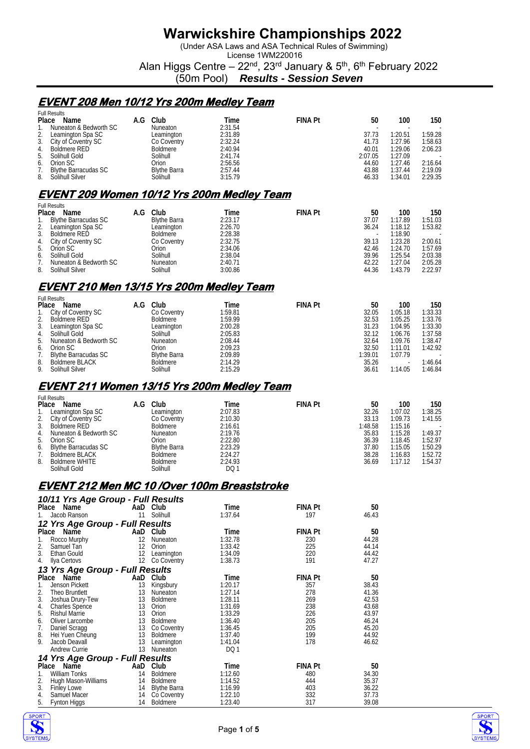# Warwickshire Championships 2022

(Under ASA Laws and ASA Technical Rules of Swimming)
License 1WM220016
Alan Higgs Centre – 22nd, 23rd January & 5th, 6th February 2022
(50m Pool) ***Results - Session Seven***

## EVENT 208 Men 10/12 Yrs 200m Medley Team

Full Results

| Place | Name | A.G | Club | Time | FINA Pt | 50 | 100 | 150 |
|---|---|---|---|---|---|---|---|---|
| 1. | Nuneaton & Bedworth SC | | Nuneaton | 2:31.54 | | - | - | - |
| 2. | Leamington Spa SC | | Leamington | 2:31.89 | | 37.73 | 1:20.51 | 1:59.28 |
| 3. | City of Coventry SC | | Co Coventry | 2:32.24 | | 41.73 | 1:27.96 | 1:58.63 |
| 4. | Boldmere RED | | Boldmere | 2:40.94 | | 40.01 | 1:29.06 | 2:06.23 |
| 5. | Solihull Gold | | Solihull | 2:41.74 | | 2:07.05 | 1:27.09 | - |
| 6. | Orion SC | | Orion | 2:56.56 | | 44.60 | 1:27.46 | 2:16.64 |
| 7. | Blythe Barracudas SC | | Blythe Barra | 2:57.44 | | 43.88 | 1:37.44 | 2:19.09 |
| 8. | Solihull Silver | | Solihull | 3:15.79 | | 46.33 | 1:34.01 | 2:29.35 |

## EVENT 209 Women 10/12 Yrs 200m Medley Team

Full Results

| Place | Name | A.G | Club | Time | FINA Pt | 50 | 100 | 150 |
|---|---|---|---|---|---|---|---|---|
| 1. | Blythe Barracudas SC | | Blythe Barra | 2:23.17 | | 37.07 | 1:17.89 | 1:51.03 |
| 2. | Leamington Spa SC | | Leamington | 2:26.70 | | 36.24 | 1:18.12 | 1:53.82 |
| 3. | Boldmere RED | | Boldmere | 2:28.38 | | - | 1:18.90 | - |
| 4. | City of Coventry SC | | Co Coventry | 2:32.75 | | 39.13 | 1:23.28 | 2:00.61 |
| 5. | Orion SC | | Orion | 2:34.06 | | 42.46 | 1:24.70 | 1:57.69 |
| 6. | Solihull Gold | | Solihull | 2:38.04 | | 39.96 | 1:25.54 | 2:03.38 |
| 7. | Nuneaton & Bedworth SC | | Nuneaton | 2:40.71 | | 42.22 | 1:27.04 | 2:05.28 |
| 8. | Solihull Silver | | Solihull | 3:00.86 | | 44.36 | 1:43.79 | 2:22.97 |

## EVENT 210 Men 13/15 Yrs 200m Medley Team

Full Results

| Place | Name | A.G | Club | Time | FINA Pt | 50 | 100 | 150 |
|---|---|---|---|---|---|---|---|---|
| 1. | City of Coventry SC | | Co Coventry | 1:59.81 | | 32.05 | 1:05.18 | 1:33.33 |
| 2. | Boldmere RED | | Boldmere | 1:59.99 | | 32.53 | 1:05.25 | 1:33.76 |
| 3. | Leamington Spa SC | | Leamington | 2:00.28 | | 31.23 | 1:04.95 | 1:33.30 |
| 4. | Solihull Gold | | Solihull | 2:05.83 | | 32.12 | 1:06.76 | 1:37.58 |
| 5. | Nuneaton & Bedworth SC | | Nuneaton | 2:08.44 | | 32.64 | 1:09.76 | 1:38.47 |
| 6. | Orion SC | | Orion | 2:09.23 | | 32.50 | 1:11.01 | 1:42.92 |
| 7. | Blythe Barracudas SC | | Blythe Barra | 2:09.89 | | 1:39.01 | 1:07.79 | - |
| 8. | Boldmere BLACK | | Boldmere | 2:14.29 | | 35.26 | - | 1:46.64 |
| 9. | Solihull Silver | | Solihull | 2:15.29 | | 36.61 | 1:14.05 | 1:46.84 |

## EVENT 211 Women 13/15 Yrs 200m Medley Team

Full Results

| Place | Name | A.G | Club | Time | FINA Pt | 50 | 100 | 150 |
|---|---|---|---|---|---|---|---|---|
| 1. | Leamington Spa SC | | Leamington | 2:07.83 | | 32.26 | 1:07.02 | 1:38.25 |
| 2. | City of Coventry SC | | Co Coventry | 2:10.30 | | 33.13 | 1:09.73 | 1:41.55 |
| 3. | Boldmere RED | | Boldmere | 2:16.61 | | 1:48.58 | 1:15.16 | - |
| 4. | Nuneaton & Bedworth SC | | Nuneaton | 2:19.76 | | 35.83 | 1:15.28 | 1:49.37 |
| 5. | Orion SC | | Orion | 2:22.80 | | 36.39 | 1:18.45 | 1:52.97 |
| 6. | Blythe Barracudas SC | | Blythe Barra | 2:23.29 | | 37.80 | 1:15.05 | 1:50.29 |
| 7. | Boldmere BLACK | | Boldmere | 2:24.27 | | 38.28 | 1:16.83 | 1:52.72 |
| 8. | Boldmere WHITE | | Boldmere | 2:24.93 | | 36.69 | 1:17.12 | 1:54.37 |
| | Solihull Gold | | Solihull | DQ 1 | | | | |

## EVENT 212 Men MC 10 /Over 100m Breaststroke

### 10/11 Yrs Age Group - Full Results

| Place | Name | AaD | Club | Time | FINA Pt | 50 |
|---|---|---|---|---|---|---|
| 1. | Jacob Ranson | 11 | Solihull | 1:37.64 | 197 | 46.43 |

### 12 Yrs Age Group - Full Results

| Place | Name | AaD | Club | Time | FINA Pt | 50 |
|---|---|---|---|---|---|---|
| 1. | Rocco Murphy | 12 | Nuneaton | 1:32.78 | 230 | 44.28 |
| 2. | Samuel Tan | 12 | Orion | 1:33.42 | 225 | 44.14 |
| 3. | Ethan Gould | 12 | Leamington | 1:34.09 | 220 | 44.42 |
| 4. | Ilya Certovs | 12 | Co Coventry | 1:38.73 | 191 | 47.27 |

### 13 Yrs Age Group - Full Results

| Place | Name | AaD | Club | Time | FINA Pt | 50 |
|---|---|---|---|---|---|---|
| 1. | Jenson Pickett | 13 | Kingsbury | 1:20.17 | 357 | 38.43 |
| 2. | Theo Bruntlett | 13 | Nuneaton | 1:27.14 | 278 | 41.36 |
| 3. | Joshua Drury-Tew | 13 | Boldmere | 1:28.11 | 269 | 42.53 |
| 4. | Charles Spence | 13 | Orion | 1:31.69 | 238 | 43.68 |
| 5. | Rishul Marrie | 13 | Orion | 1:33.29 | 226 | 43.97 |
| 6. | Oliver Larcombe | 13 | Boldmere | 1:36.40 | 205 | 46.24 |
| 7. | Daniel Scragg | 13 | Co Coventry | 1:36.45 | 205 | 45.20 |
| 8. | Hei Yuen Cheung | 13 | Boldmere | 1:37.40 | 199 | 44.92 |
| 9. | Jacob Deavall | 13 | Leamington | 1:41.04 | 178 | 46.62 |
| | Andrew Currie | 13 | Nuneaton | DQ 1 | | |

### 14 Yrs Age Group - Full Results

| Place | Name | AaD | Club | Time | FINA Pt | 50 |
|---|---|---|---|---|---|---|
| 1. | William Tonks | 14 | Boldmere | 1:12.60 | 480 | 34.30 |
| 2. | Hugh Mason-Williams | 14 | Boldmere | 1:14.52 | 444 | 35.37 |
| 3. | Finley Lowe | 14 | Blythe Barra | 1:16.99 | 403 | 36.22 |
| 4. | Samuel Macer | 14 | Co Coventry | 1:22.10 | 332 | 37.73 |
| 5. | Fynton Higgs | 14 | Boldmere | 1:23.40 | 317 | 39.08 |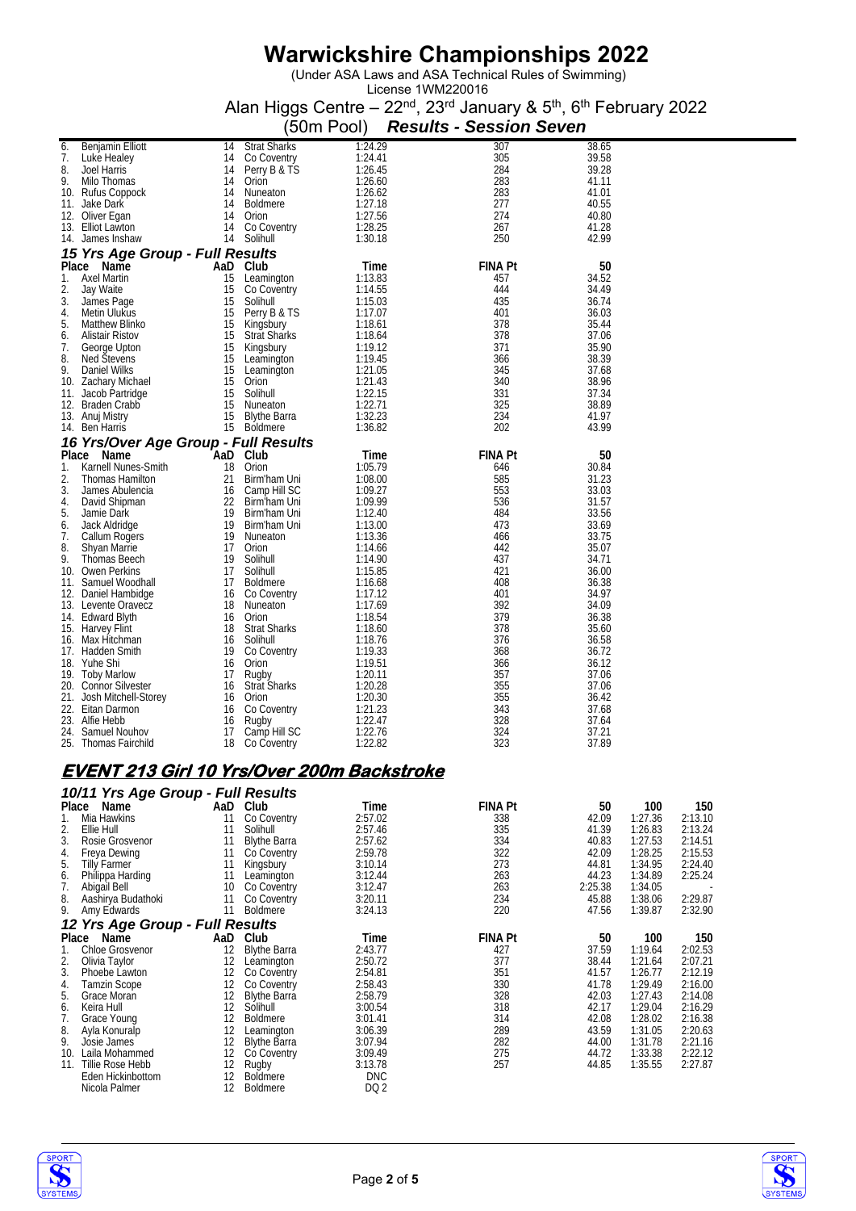# Warwickshire Championships 2022

(Under ASA Laws and ASA Technical Rules of Swimming)
License 1WM220016

Alan Higgs Centre – 22nd, 23rd January & 5th, 6th February 2022

(50m Pool) ***Results - Session Seven***

| Place | Name | AaD | Club | Time | FINA Pt | 50 |
|---|---|---|---|---|---|---|
| 6. | Benjamin Elliott | 14 | Strat Sharks | 1:24.29 | 307 | 38.65 |
| 7. | Luke Healey | 14 | Co Coventry | 1:24.41 | 305 | 39.58 |
| 8. | Joel Harris | 14 | Perry B & TS | 1:26.45 | 284 | 39.28 |
| 9. | Milo Thomas | 14 | Orion | 1:26.60 | 283 | 41.11 |
| 10. | Rufus Coppock | 14 | Nuneaton | 1:26.62 | 283 | 41.01 |
| 11. | Jake Dark | 14 | Boldmere | 1:27.18 | 277 | 40.55 |
| 12. | Oliver Egan | 14 | Orion | 1:27.56 | 274 | 40.80 |
| 13. | Elliot Lawton | 14 | Co Coventry | 1:28.25 | 267 | 41.28 |
| 14. | James Inshaw | 14 | Solihull | 1:30.18 | 250 | 42.99 |

### 15 Yrs Age Group - Full Results

| Place | Name | AaD | Club | Time | FINA Pt | 50 |
|---|---|---|---|---|---|---|
| 1. | Axel Martin | 15 | Leamington | 1:13.83 | 457 | 34.52 |
| 2. | Jay Waite | 15 | Co Coventry | 1:14.55 | 444 | 34.49 |
| 3. | James Page | 15 | Solihull | 1:15.03 | 435 | 36.74 |
| 4. | Metin Ulukus | 15 | Perry B & TS | 1:17.07 | 401 | 36.03 |
| 5. | Matthew Blinko | 15 | Kingsbury | 1:18.61 | 378 | 35.44 |
| 6. | Alistair Ristov | 15 | Strat Sharks | 1:18.64 | 378 | 37.06 |
| 7. | George Upton | 15 | Kingsbury | 1:19.12 | 371 | 35.90 |
| 8. | Ned Stevens | 15 | Leamington | 1:19.45 | 366 | 38.39 |
| 9. | Daniel Wilks | 15 | Leamington | 1:21.05 | 345 | 37.68 |
| 10. | Zachary Michael | 15 | Orion | 1:21.43 | 340 | 38.96 |
| 11. | Jacob Partridge | 15 | Solihull | 1:22.15 | 331 | 37.34 |
| 12. | Braden Crabb | 15 | Nuneaton | 1:22.71 | 325 | 38.89 |
| 13. | Anuj Mistry | 15 | Blythe Barra | 1:32.23 | 234 | 41.97 |
| 14. | Ben Harris | 15 | Boldmere | 1:36.82 | 202 | 43.99 |

### 16 Yrs/Over Age Group - Full Results

| Place | Name | AaD | Club | Time | FINA Pt | 50 |
|---|---|---|---|---|---|---|
| 1. | Karnell Nunes-Smith | 18 | Orion | 1:05.79 | 646 | 30.84 |
| 2. | Thomas Hamilton | 21 | Birm'ham Uni | 1:08.00 | 585 | 31.23 |
| 3. | James Abulencia | 16 | Camp Hill SC | 1:09.27 | 553 | 33.03 |
| 4. | David Shipman | 22 | Birm'ham Uni | 1:09.99 | 536 | 31.57 |
| 5. | Jamie Dark | 19 | Birm'ham Uni | 1:12.40 | 484 | 33.56 |
| 6. | Jack Aldridge | 19 | Birm'ham Uni | 1:13.00 | 473 | 33.69 |
| 7. | Callum Rogers | 19 | Nuneaton | 1:13.36 | 466 | 33.75 |
| 8. | Shyan Marrie | 17 | Orion | 1:14.66 | 442 | 35.07 |
| 9. | Thomas Beech | 19 | Solihull | 1:14.90 | 437 | 34.71 |
| 10. | Owen Perkins | 17 | Solihull | 1:15.85 | 421 | 36.00 |
| 11. | Samuel Woodhall | 17 | Boldmere | 1:16.68 | 408 | 36.38 |
| 12. | Daniel Hambidge | 16 | Co Coventry | 1:17.12 | 401 | 34.97 |
| 13. | Levente Oravecz | 18 | Nuneaton | 1:17.69 | 392 | 34.09 |
| 14. | Edward Blyth | 16 | Orion | 1:18.54 | 379 | 36.38 |
| 15. | Harvey Flint | 18 | Strat Sharks | 1:18.60 | 378 | 35.60 |
| 16. | Max Hitchman | 16 | Solihull | 1:18.76 | 376 | 36.58 |
| 17. | Hadden Smith | 19 | Co Coventry | 1:19.33 | 368 | 36.72 |
| 18. | Yuhe Shi | 16 | Orion | 1:19.51 | 366 | 36.12 |
| 19. | Toby Marlow | 17 | Rugby | 1:20.11 | 357 | 37.06 |
| 20. | Connor Silvester | 16 | Strat Sharks | 1:20.28 | 355 | 37.06 |
| 21. | Josh Mitchell-Storey | 16 | Orion | 1:20.30 | 355 | 36.42 |
| 22. | Eitan Darmon | 16 | Co Coventry | 1:21.23 | 343 | 37.68 |
| 23. | Alfie Hebb | 16 | Rugby | 1:22.47 | 328 | 37.64 |
| 24. | Samuel Nouhov | 17 | Camp Hill SC | 1:22.76 | 324 | 37.21 |
| 25. | Thomas Fairchild | 18 | Co Coventry | 1:22.82 | 323 | 37.89 |

## EVENT 213 Girl 10 Yrs/Over 200m Backstroke

### 10/11 Yrs Age Group - Full Results

| Place | Name | AaD | Club | Time | FINA Pt | 50 | 100 | 150 |
|---|---|---|---|---|---|---|---|---|
| 1. | Mia Hawkins | 11 | Co Coventry | 2:57.02 | 338 | 42.09 | 1:27.36 | 2:13.10 |
| 2. | Ellie Hull | 11 | Solihull | 2:57.46 | 335 | 41.39 | 1:26.83 | 2:13.24 |
| 3. | Rosie Grosvenor | 11 | Blythe Barra | 2:57.62 | 334 | 40.83 | 1:27.53 | 2:14.51 |
| 4. | Freya Dewing | 11 | Co Coventry | 2:59.78 | 322 | 42.09 | 1:28.25 | 2:15.53 |
| 5. | Tilly Farmer | 11 | Kingsbury | 3:10.14 | 273 | 44.81 | 1:34.95 | 2:24.40 |
| 6. | Philippa Harding | 11 | Leamington | 3:12.44 | 263 | 44.23 | 1:34.89 | 2:25.24 |
| 7. | Abigail Bell | 10 | Co Coventry | 3:12.47 | 263 | 2:25.38 | 1:34.05 | - |
| 8. | Aashirya Budathoki | 11 | Co Coventry | 3:20.11 | 234 | 45.88 | 1:38.06 | 2:29.87 |
| 9. | Amy Edwards | 11 | Boldmere | 3:24.13 | 220 | 47.56 | 1:39.87 | 2:32.90 |

### 12 Yrs Age Group - Full Results

| Place | Name | AaD | Club | Time | FINA Pt | 50 | 100 | 150 |
|---|---|---|---|---|---|---|---|---|
| 1. | Chloe Grosvenor | 12 | Blythe Barra | 2:43.77 | 427 | 37.59 | 1:19.64 | 2:02.53 |
| 2. | Olivia Taylor | 12 | Leamington | 2:50.72 | 377 | 38.44 | 1:21.64 | 2:07.21 |
| 3. | Phoebe Lawton | 12 | Co Coventry | 2:54.81 | 351 | 41.57 | 1:26.77 | 2:12.19 |
| 4. | Tamzin Scope | 12 | Co Coventry | 2:58.43 | 330 | 41.78 | 1:29.49 | 2:16.00 |
| 5. | Grace Moran | 12 | Blythe Barra | 2:58.79 | 328 | 42.03 | 1:27.43 | 2:14.08 |
| 6. | Keira Hull | 12 | Solihull | 3:00.54 | 318 | 42.17 | 1:29.04 | 2:16.29 |
| 7. | Grace Young | 12 | Boldmere | 3:01.41 | 314 | 42.08 | 1:28.02 | 2:16.38 |
| 8. | Ayla Konuralp | 12 | Leamington | 3:06.39 | 289 | 43.59 | 1:31.05 | 2:20.63 |
| 9. | Josie James | 12 | Blythe Barra | 3:07.94 | 282 | 44.00 | 1:31.78 | 2:21.16 |
| 10. | Laila Mohammed | 12 | Co Coventry | 3:09.49 | 275 | 44.72 | 1:33.38 | 2:22.12 |
| 11. | Tillie Rose Hebb | 12 | Rugby | 3:13.78 | 257 | 44.85 | 1:35.55 | 2:27.87 |
| | Eden Hickinbottom | 12 | Boldmere | DNC | | | | |
| | Nicola Palmer | 12 | Boldmere | DQ 2 | | | | |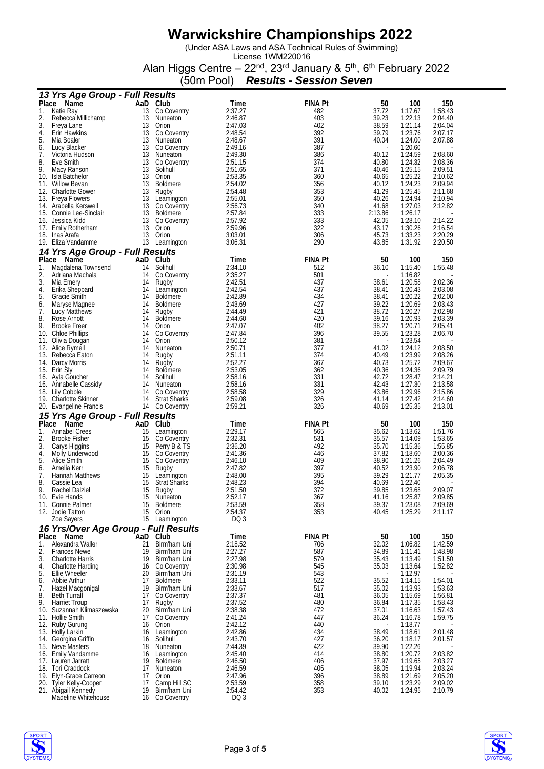# Warwickshire Championships 2022

(Under ASA Laws and ASA Technical Rules of Swimming)
License 1WM220016

Alan Higgs Centre – 22nd, 23rd January & 5th, 6th February 2022

(50m Pool) ***Results - Session Seven***

### *13 Yrs Age Group - Full Results*

| Place | Name | AaD | Club | Time | FINA Pt | 50 | 100 | 150 |
|---|---|---|---|---|---|---|---|---|
| 1. | Katie Ray | 13 | Co Coventry | 2:37.27 | 482 | 37.72 | 1:17.67 | 1:58.43 |
| 2. | Rebecca Millichamp | 13 | Nuneaton | 2:46.87 | 403 | 39.23 | 1:22.13 | 2:04.40 |
| 3. | Freya Lane | 13 | Orion | 2:47.03 | 402 | 38.59 | 1:21.14 | 2:04.04 |
| 4. | Erin Hawkins | 13 | Co Coventry | 2:48.54 | 392 | 39.79 | 1:23.76 | 2:07.17 |
| 5. | Mia Boaler | 13 | Nuneaton | 2:48.67 | 391 | 40.04 | 1:24.00 | 2:07.88 |
| 6. | Lucy Blacker | 13 | Co Coventry | 2:49.16 | 387 | - | 1:20.60 | - |
| 7. | Victoria Hudson | 13 | Nuneaton | 2:49.30 | 386 | 40.12 | 1:24.59 | 2:08.60 |
| 8. | Eve Smith | 13 | Co Coventry | 2:51.15 | 374 | 40.80 | 1:24.32 | 2:08.36 |
| 9. | Macy Ranson | 13 | Solihull | 2:51.65 | 371 | 40.46 | 1:25.15 | 2:09.51 |
| 10. | Isla Batchelor | 13 | Orion | 2:53.35 | 360 | 40.65 | 1:25.22 | 2:10.62 |
| 11. | Willow Bevan | 13 | Boldmere | 2:54.02 | 356 | 40.12 | 1:24.23 | 2:09.94 |
| 12. | Charlotte Gower | 13 | Rugby | 2:54.48 | 353 | 41.29 | 1:25.45 | 2:11.68 |
| 13. | Freya Flowers | 13 | Leamington | 2:55.01 | 350 | 40.26 | 1:24.94 | 2:10.94 |
| 14. | Arabella Kerswell | 13 | Co Coventry | 2:56.73 | 340 | 41.68 | 1:27.03 | 2:12.82 |
| 15. | Connie Lee-Sinclair | 13 | Boldmere | 2:57.84 | 333 | 2:13.86 | 1:26.17 | - |
| 16. | Jessica Kidd | 13 | Co Coventry | 2:57.92 | 333 | 42.05 | 1:28.10 | 2:14.22 |
| 17. | Emily Rotherham | 13 | Orion | 2:59.96 | 322 | 43.17 | 1:30.26 | 2:16.54 |
| 18. | Inas Arafa | 13 | Orion | 3:03.01 | 306 | 45.73 | 1:33.23 | 2:20.29 |
| 19. | Eliza Vandamme | 13 | Leamington | 3:06.31 | 290 | 43.85 | 1:31.92 | 2:20.50 |

### *14 Yrs Age Group - Full Results*

| Place | Name | AaD | Club | Time | FINA Pt | 50 | 100 | 150 |
|---|---|---|---|---|---|---|---|---|
| 1. | Magdalena Townsend | 14 | Solihull | 2:34.10 | 512 | 36.10 | 1:15.40 | 1:55.48 |
| 2. | Adriana Machala | 14 | Co Coventry | 2:35.27 | 501 | - | 1:16.82 | - |
| 3. | Mia Emery | 14 | Rugby | 2:42.51 | 437 | 38.61 | 1:20.58 | 2:02.36 |
| 4. | Erika Sheppard | 14 | Leamington | 2:42.54 | 437 | 38.41 | 1:20.43 | 2:03.08 |
| 5. | Gracie Smith | 14 | Boldmere | 2:42.89 | 434 | 38.41 | 1:20.22 | 2:02.00 |
| 6. | Maryse Magnee | 14 | Boldmere | 2:43.69 | 427 | 39.22 | 1:20.69 | 2:03.43 |
| 7. | Lucy Matthews | 14 | Rugby | 2:44.49 | 421 | 38.72 | 1:20.27 | 2:02.98 |
| 8. | Rose Arnott | 14 | Boldmere | 2:44.60 | 420 | 39.16 | 1:20.93 | 2:03.39 |
| 9. | Brooke Freer | 14 | Orion | 2:47.07 | 402 | 38.27 | 1:20.71 | 2:05.41 |
| 10. | Chloe Phillips | 14 | Co Coventry | 2:47.84 | 396 | 39.55 | 1:23.28 | 2:06.70 |
| 11. | Olivia Dougan | 14 | Orion | 2:50.12 | 381 | - | 1:23.54 | - |
| 12. | Alice Rymell | 14 | Nuneaton | 2:50.71 | 377 | 41.02 | 1:24.12 | 2:08.50 |
| 13. | Rebecca Eaton | 14 | Rugby | 2:51.11 | 374 | 40.49 | 1:23.99 | 2:08.26 |
| 14. | Darcy Morris | 14 | Rugby | 2:52.27 | 367 | 40.73 | 1:25.72 | 2:09.67 |
| 15. | Erin Sly | 14 | Boldmere | 2:53.05 | 362 | 40.36 | 1:24.36 | 2:09.79 |
| 16. | Ayla Goucher | 14 | Solihull | 2:58.16 | 331 | 42.72 | 1:28.47 | 2:14.21 |
| 16. | Annabelle Cassidy | 14 | Nuneaton | 2:58.16 | 331 | 42.43 | 1:27.30 | 2:13.58 |
| 18. | Lily Cobble | 14 | Co Coventry | 2:58.58 | 329 | 43.86 | 1:29.96 | 2:15.86 |
| 19. | Charlotte Skinner | 14 | Strat Sharks | 2:59.08 | 326 | 41.14 | 1:27.42 | 2:14.60 |
| 20. | Evangeline Francis | 14 | Co Coventry | 2:59.21 | 326 | 40.69 | 1:25.35 | 2:13.01 |

### *15 Yrs Age Group - Full Results*

| Place | Name | AaD | Club | Time | FINA Pt | 50 | 100 | 150 |
|---|---|---|---|---|---|---|---|---|
| 1. | Annabel Crees | 15 | Leamington | 2:29.17 | 565 | 35.62 | 1:13.62 | 1:51.76 |
| 2. | Brooke Fisher | 15 | Co Coventry | 2:32.31 | 531 | 35.57 | 1:14.09 | 1:53.65 |
| 3. | Carys Higgins | 15 | Perry B & TS | 2:36.20 | 492 | 35.70 | 1:15.36 | 1:55.85 |
| 4. | Molly Underwood | 15 | Co Coventry | 2:41.36 | 446 | 37.82 | 1:18.60 | 2:00.36 |
| 5. | Alice Smith | 15 | Co Coventry | 2:46.10 | 409 | 38.90 | 1:21.26 | 2:04.49 |
| 6. | Amelia Kerr | 15 | Rugby | 2:47.82 | 397 | 40.52 | 1:23.90 | 2:06.78 |
| 7. | Hannah Matthews | 15 | Leamington | 2:48.00 | 395 | 39.29 | 1:21.77 | 2:05.35 |
| 8. | Cassie Lea | 15 | Strat Sharks | 2:48.23 | 394 | 40.69 | 1:22.40 | - |
| 9. | Rachel Dalziel | 15 | Rugby | 2:51.50 | 372 | 39.85 | 1:23.68 | 2:09.07 |
| 10. | Evie Hands | 15 | Nuneaton | 2:52.17 | 367 | 41.16 | 1:25.87 | 2:09.85 |
| 11. | Connie Palmer | 15 | Boldmere | 2:53.59 | 358 | 39.37 | 1:23.08 | 2:09.69 |
| 12. | Jodie Tatton | 15 | Orion | 2:54.37 | 353 | 40.45 | 1:25.29 | 2:11.17 |
| | Zoe Sayers | 15 | Leamington | DQ 3 | | | | |

### *16 Yrs/Over Age Group - Full Results*

| Place | Name | AaD | Club | Time | FINA Pt | 50 | 100 | 150 |
|---|---|---|---|---|---|---|---|---|
| 1. | Alexandra Waller | 21 | Birm'ham Uni | 2:18.52 | 706 | 32.02 | 1:06.82 | 1:42.59 |
| 2. | Frances Newe | 19 | Birm'ham Uni | 2:27.27 | 587 | 34.89 | 1:11.41 | 1:48.98 |
| 3. | Charlotte Harris | 19 | Birm'ham Uni | 2:27.98 | 579 | 35.43 | 1:13.49 | 1:51.50 |
| 4. | Charlotte Harding | 16 | Co Coventry | 2:30.98 | 545 | 35.03 | 1:13.64 | 1:52.82 |
| 5. | Ellie Wheeler | 20 | Birm'ham Uni | 2:31.19 | 543 | - | 1:12.97 | - |
| 6. | Abbie Arthur | 17 | Boldmere | 2:33.11 | 522 | 35.52 | 1:14.15 | 1:54.01 |
| 7. | Hazel Macgonigal | 19 | Birm'ham Uni | 2:33.67 | 517 | 35.02 | 1:13.93 | 1:53.63 |
| 8. | Beth Turrall | 17 | Co Coventry | 2:37.37 | 481 | 36.05 | 1:15.69 | 1:56.81 |
| 9. | Harriet Troup | 17 | Rugby | 2:37.52 | 480 | 36.84 | 1:17.35 | 1:58.43 |
| 10. | Suzannah Klimaszewska | 20 | Birm'ham Uni | 2:38.38 | 472 | 37.01 | 1:16.63 | 1:57.43 |
| 11. | Hollie Smith | 17 | Co Coventry | 2:41.24 | 447 | 36.24 | 1:16.78 | 1:59.75 |
| 12. | Ruby Gurung | 16 | Orion | 2:42.12 | 440 | - | 1:18.77 | - |
| 13. | Holly Larkin | 16 | Leamington | 2:42.86 | 434 | 38.49 | 1:18.61 | 2:01.48 |
| 14. | Georgina Griffin | 16 | Solihull | 2:43.70 | 427 | 36.20 | 1:18.17 | 2:01.57 |
| 15. | Neve Masters | 18 | Nuneaton | 2:44.39 | 422 | 39.90 | 1:22.26 | - |
| 16. | Emily Vandamme | 16 | Leamington | 2:45.40 | 414 | 38.80 | 1:20.72 | 2:03.82 |
| 17. | Lauren Jarratt | 19 | Boldmere | 2:46.50 | 406 | 37.97 | 1:19.65 | 2:03.27 |
| 18. | Tori Craddock | 17 | Nuneaton | 2:46.59 | 405 | 38.05 | 1:19.94 | 2:03.24 |
| 19. | Elyn-Grace Carreon | 17 | Orion | 2:47.96 | 396 | 38.89 | 1:21.69 | 2:05.20 |
| 20. | Tyler Kelly-Cooper | 17 | Camp Hill SC | 2:53.59 | 358 | 39.10 | 1:23.29 | 2:09.02 |
| 21. | Abigail Kennedy | 19 | Birm'ham Uni | 2:54.42 | 353 | 40.02 | 1:24.95 | 2:10.79 |
| | Madeline Whitehouse | 16 | Co Coventry | DQ 3 | | | | |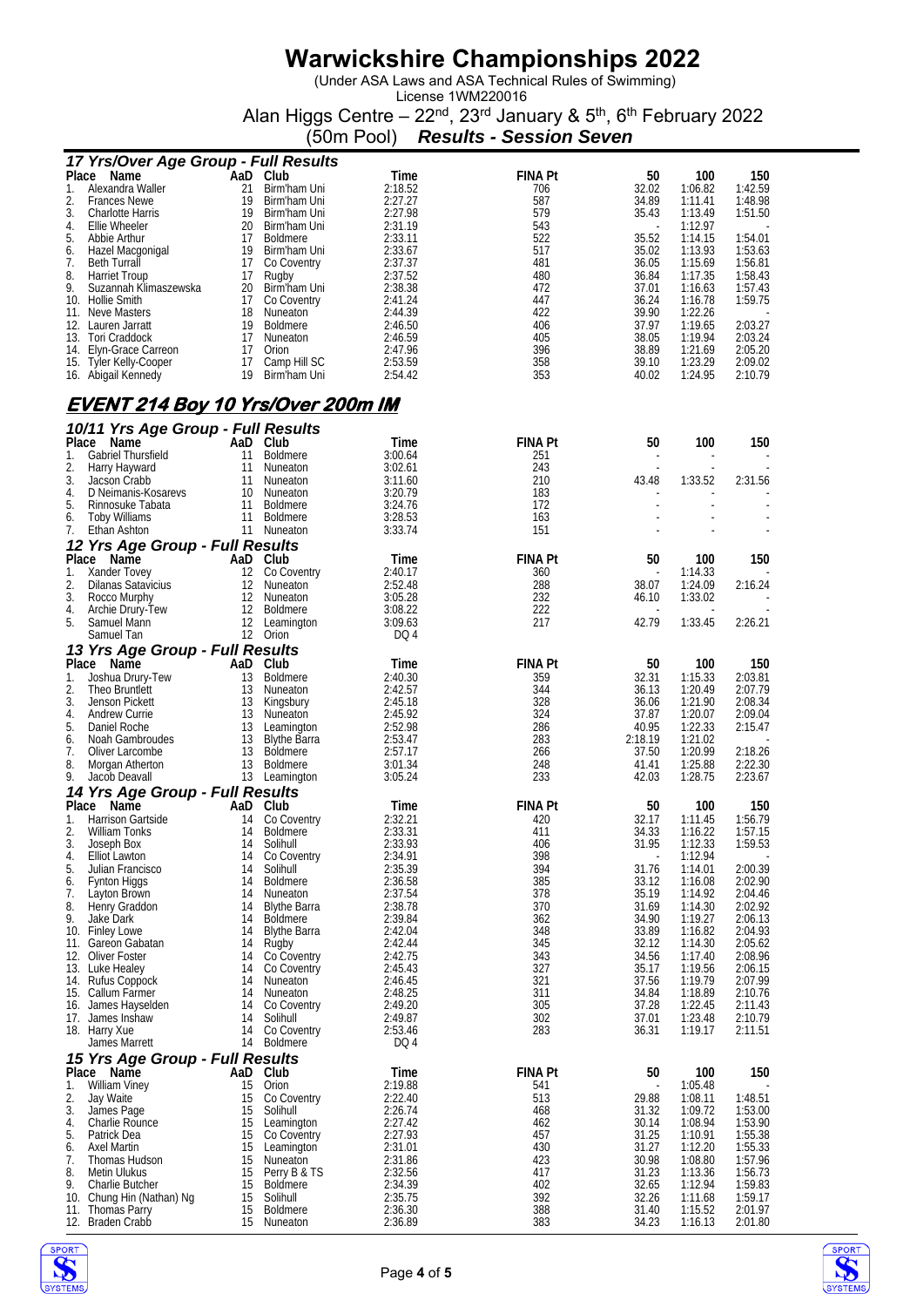# Warwickshire Championships 2022

(Under ASA Laws and ASA Technical Rules of Swimming)
License 1WM220016
Alan Higgs Centre – 22nd, 23rd January & 5th, 6th February 2022
(50m Pool) ***Results - Session Seven***

### 17 Yrs/Over Age Group - Full Results

| Place | Name | AaD | Club | Time | FINA Pt | 50 | 100 | 150 |
|---|---|---|---|---|---|---|---|---|
| 1. | Alexandra Waller | 21 | Birm'ham Uni | 2:18.52 | 706 | 32.02 | 1:06.82 | 1:42.59 |
| 2. | Frances Newe | 19 | Birm'ham Uni | 2:27.27 | 587 | 34.89 | 1:11.41 | 1:48.98 |
| 3. | Charlotte Harris | 19 | Birm'ham Uni | 2:27.98 | 579 | 35.43 | 1:13.49 | 1:51.50 |
| 4. | Ellie Wheeler | 20 | Birm'ham Uni | 2:31.19 | 543 | - | 1:12.97 | - |
| 5. | Abbie Arthur | 17 | Boldmere | 2:33.11 | 522 | 35.52 | 1:14.15 | 1:54.01 |
| 6. | Hazel Macgonigal | 19 | Birm'ham Uni | 2:33.67 | 517 | 35.02 | 1:13.93 | 1:53.63 |
| 7. | Beth Turrall | 17 | Co Coventry | 2:37.37 | 481 | 36.05 | 1:15.69 | 1:56.81 |
| 8. | Harriet Troup | 17 | Rugby | 2:37.52 | 480 | 36.84 | 1:17.35 | 1:58.43 |
| 9. | Suzannah Klimaszewska | 20 | Birm'ham Uni | 2:38.38 | 472 | 37.01 | 1:16.63 | 1:57.43 |
| 10. | Hollie Smith | 17 | Co Coventry | 2:41.24 | 447 | 36.24 | 1:16.78 | 1:59.75 |
| 11. | Neve Masters | 18 | Nuneaton | 2:44.39 | 422 | 39.90 | 1:22.26 | - |
| 12. | Lauren Jarratt | 19 | Boldmere | 2:46.50 | 406 | 37.97 | 1:19.65 | 2:03.27 |
| 13. | Tori Craddock | 17 | Nuneaton | 2:46.59 | 405 | 38.05 | 1:19.94 | 2:03.24 |
| 14. | Elyn-Grace Carreon | 17 | Orion | 2:47.96 | 396 | 38.89 | 1:21.69 | 2:05.20 |
| 15. | Tyler Kelly-Cooper | 17 | Camp Hill SC | 2:53.59 | 358 | 39.10 | 1:23.29 | 2:09.02 |
| 16. | Abigail Kennedy | 19 | Birm'ham Uni | 2:54.42 | 353 | 40.02 | 1:24.95 | 2:10.79 |

## EVENT 214 Boy 10 Yrs/Over 200m IM

### 10/11 Yrs Age Group - Full Results

| Place | Name | AaD | Club | Time | FINA Pt | 50 | 100 | 150 |
|---|---|---|---|---|---|---|---|---|
| 1. | Gabriel Thursfield | 11 | Boldmere | 3:00.64 | 251 | - | - | - |
| 2. | Harry Hayward | 11 | Nuneaton | 3:02.61 | 243 | - | - | - |
| 3. | Jacson Crabb | 11 | Nuneaton | 3:11.60 | 210 | 43.48 | 1:33.52 | 2:31.56 |
| 4. | D Neimanis-Kosarevs | 10 | Nuneaton | 3:20.79 | 183 | - | - | - |
| 5. | Rinnosuke Tabata | 11 | Boldmere | 3:24.76 | 172 | - | - | - |
| 6. | Toby Williams | 11 | Boldmere | 3:28.53 | 163 | - | - | - |
| 7. | Ethan Ashton | 11 | Nuneaton | 3:33.74 | 151 | - | - | - |

### 12 Yrs Age Group - Full Results

| Place | Name | AaD | Club | Time | FINA Pt | 50 | 100 | 150 |
|---|---|---|---|---|---|---|---|---|
| 1. | Xander Tovey | 12 | Co Coventry | 2:40.17 | 360 | - | 1:14.33 | - |
| 2. | Dilanas Satavicius | 12 | Nuneaton | 2:52.48 | 288 | 38.07 | 1:24.09 | 2:16.24 |
| 3. | Rocco Murphy | 12 | Nuneaton | 3:05.28 | 232 | 46.10 | 1:33.02 | - |
| 4. | Archie Drury-Tew | 12 | Boldmere | 3:08.22 | 222 | - | - | - |
| 5. | Samuel Mann | 12 | Leamington | 3:09.63 | 217 | 42.79 | 1:33.45 | 2:26.21 |
| | Samuel Tan | 12 | Orion | DQ 4 | | | | |

### 13 Yrs Age Group - Full Results

| Place | Name | AaD | Club | Time | FINA Pt | 50 | 100 | 150 |
|---|---|---|---|---|---|---|---|---|
| 1. | Joshua Drury-Tew | 13 | Boldmere | 2:40.30 | 359 | 32.31 | 1:15.33 | 2:03.81 |
| 2. | Theo Bruntlett | 13 | Nuneaton | 2:42.57 | 344 | 36.13 | 1:20.49 | 2:07.79 |
| 3. | Jenson Pickett | 13 | Kingsbury | 2:45.18 | 328 | 36.06 | 1:21.90 | 2:08.34 |
| 4. | Andrew Currie | 13 | Nuneaton | 2:45.92 | 324 | 37.87 | 1:20.07 | 2:09.04 |
| 5. | Daniel Roche | 13 | Leamington | 2:52.98 | 286 | 40.95 | 1:22.33 | 2:15.47 |
| 6. | Noah Gambroudes | 13 | Blythe Barra | 2:53.47 | 283 | 2:18.19 | 1:21.02 | - |
| 7. | Oliver Larcombe | 13 | Boldmere | 2:57.17 | 266 | 37.50 | 1:20.99 | 2:18.26 |
| 8. | Morgan Atherton | 13 | Boldmere | 3:01.34 | 248 | 41.41 | 1:25.88 | 2:22.30 |
| 9. | Jacob Deavall | 13 | Leamington | 3:05.24 | 233 | 42.03 | 1:28.75 | 2:23.67 |

### 14 Yrs Age Group - Full Results

| Place | Name | AaD | Club | Time | FINA Pt | 50 | 100 | 150 |
|---|---|---|---|---|---|---|---|---|
| 1. | Harrison Gartside | 14 | Co Coventry | 2:32.21 | 420 | 32.17 | 1:11.45 | 1:56.79 |
| 2. | William Tonks | 14 | Boldmere | 2:33.31 | 411 | 34.33 | 1:16.22 | 1:57.15 |
| 3. | Joseph Box | 14 | Solihull | 2:33.93 | 406 | 31.95 | 1:12.33 | 1:59.53 |
| 4. | Elliot Lawton | 14 | Co Coventry | 2:34.91 | 398 | - | 1:12.94 | - |
| 5. | Julian Francisco | 14 | Solihull | 2:35.39 | 394 | 31.76 | 1:14.01 | 2:00.39 |
| 6. | Fynton Higgs | 14 | Boldmere | 2:36.58 | 385 | 33.12 | 1:16.08 | 2:02.90 |
| 7. | Layton Brown | 14 | Nuneaton | 2:37.54 | 378 | 35.19 | 1:14.92 | 2:04.46 |
| 8. | Henry Graddon | 14 | Blythe Barra | 2:38.78 | 370 | 31.69 | 1:14.30 | 2:02.92 |
| 9. | Jake Dark | 14 | Boldmere | 2:39.84 | 362 | 34.90 | 1:19.27 | 2:06.13 |
| 10. | Finley Lowe | 14 | Blythe Barra | 2:42.04 | 348 | 33.89 | 1:16.82 | 2:04.93 |
| 11. | Gareon Gabatan | 14 | Rugby | 2:42.44 | 345 | 32.12 | 1:14.30 | 2:05.62 |
| 12. | Oliver Foster | 14 | Co Coventry | 2:42.75 | 343 | 34.56 | 1:17.40 | 2:08.96 |
| 13. | Luke Healey | 14 | Co Coventry | 2:45.43 | 327 | 35.17 | 1:19.56 | 2:06.15 |
| 14. | Rufus Coppock | 14 | Nuneaton | 2:46.45 | 321 | 37.56 | 1:19.79 | 2:07.99 |
| 15. | Callum Farmer | 14 | Nuneaton | 2:48.25 | 311 | 34.84 | 1:18.89 | 2:10.76 |
| 16. | James Hayselden | 14 | Co Coventry | 2:49.20 | 305 | 37.28 | 1:22.45 | 2:11.43 |
| 17. | James Inshaw | 14 | Solihull | 2:49.87 | 302 | 37.01 | 1:23.48 | 2:10.79 |
| 18. | Harry Xue | 14 | Co Coventry | 2:53.46 | 283 | 36.31 | 1:19.17 | 2:11.51 |
| | James Marrett | 14 | Boldmere | DQ 4 | | | | |

### 15 Yrs Age Group - Full Results

| Place | Name | AaD | Club | Time | FINA Pt | 50 | 100 | 150 |
|---|---|---|---|---|---|---|---|---|
| 1. | William Viney | 15 | Orion | 2:19.88 | 541 | - | 1:05.48 | - |
| 2. | Jay Waite | 15 | Co Coventry | 2:22.40 | 513 | 29.88 | 1:08.11 | 1:48.51 |
| 3. | James Page | 15 | Solihull | 2:26.74 | 468 | 31.32 | 1:09.72 | 1:53.00 |
| 4. | Charlie Rounce | 15 | Leamington | 2:27.42 | 462 | 30.14 | 1:08.94 | 1:53.90 |
| 5. | Patrick Dea | 15 | Co Coventry | 2:27.93 | 457 | 31.25 | 1:10.91 | 1:55.38 |
| 6. | Axel Martin | 15 | Leamington | 2:31.01 | 430 | 31.27 | 1:12.20 | 1:55.33 |
| 7. | Thomas Hudson | 15 | Nuneaton | 2:31.86 | 423 | 30.98 | 1:08.80 | 1:57.96 |
| 8. | Metin Ulukus | 15 | Perry B & TS | 2:32.56 | 417 | 31.23 | 1:13.36 | 1:56.73 |
| 9. | Charlie Butcher | 15 | Boldmere | 2:34.39 | 402 | 32.65 | 1:12.94 | 1:59.83 |
| 10. | Chung Hin (Nathan) Ng | 15 | Solihull | 2:35.75 | 392 | 32.26 | 1:11.68 | 1:59.17 |
| 11. | Thomas Parry | 15 | Boldmere | 2:36.30 | 388 | 31.40 | 1:15.52 | 2:01.97 |
| 12. | Braden Crabb | 15 | Nuneaton | 2:36.89 | 383 | 34.23 | 1:16.13 | 2:01.80 |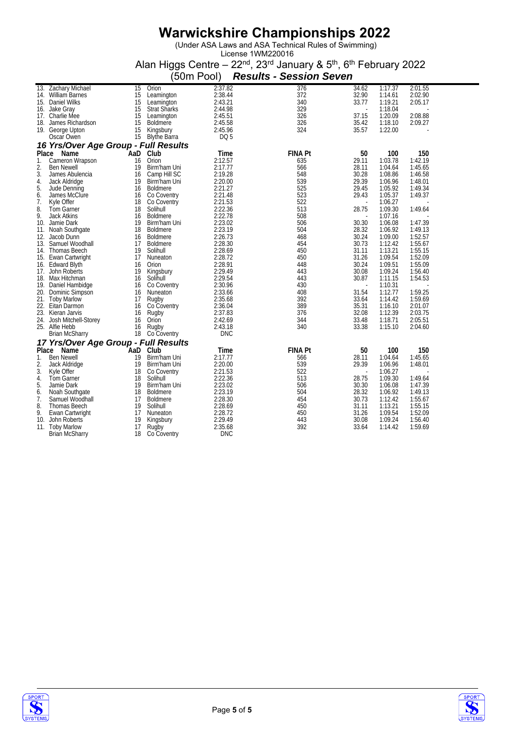# Warwickshire Championships 2022

(Under ASA Laws and ASA Technical Rules of Swimming)
License 1WM220016

Alan Higgs Centre – 22nd, 23rd January & 5th, 6th February 2022

(50m Pool) ***Results - Session Seven***

| Place | Name | AaD | Club | Time | FINA Pt | 50 | 100 | 150 |
|---|---|---|---|---|---|---|---|---|
| 13. | Zachary Michael | 15 | Orion | 2:37.82 | 376 | 34.62 | 1:17.37 | 2:01.55 |
| 14. | William Barnes | 15 | Leamington | 2:38.44 | 372 | 32.90 | 1:14.61 | 2:02.90 |
| 15. | Daniel Wilks | 15 | Leamington | 2:43.21 | 340 | 33.77 | 1:19.21 | 2:05.17 |
| 16. | Jake Gray | 15 | Strat Sharks | 2:44.98 | 329 | - | 1:18.04 | - |
| 17. | Charlie Mee | 15 | Leamington | 2:45.51 | 326 | 37.15 | 1:20.09 | 2:08.88 |
| 18. | James Richardson | 15 | Boldmere | 2:45.58 | 326 | 35.42 | 1:18.10 | 2:09.27 |
| 19. | George Upton | 15 | Kingsbury | 2:45.96 | 324 | 35.57 | 1:22.00 | - |
| | Oscar Owen | 15 | Blythe Barra | DQ 5 | | | | |

### 16 Yrs/Over Age Group - Full Results

| Place | Name | AaD | Club | Time | FINA Pt | 50 | 100 | 150 |
|---|---|---|---|---|---|---|---|---|
| 1. | Cameron Wrapson | 16 | Orion | 2:12.57 | 635 | 29.11 | 1:03.78 | 1:42.19 |
| 2. | Ben Newell | 19 | Birm'ham Uni | 2:17.77 | 566 | 28.11 | 1:04.64 | 1:45.65 |
| 3. | James Abulencia | 16 | Camp Hill SC | 2:19.28 | 548 | 30.28 | 1:08.86 | 1:46.58 |
| 4. | Jack Aldridge | 19 | Birm'ham Uni | 2:20.00 | 539 | 29.39 | 1:06.96 | 1:48.01 |
| 5. | Jude Denning | 16 | Boldmere | 2:21.27 | 525 | 29.45 | 1:05.92 | 1:49.34 |
| 6. | James McClure | 16 | Co Coventry | 2:21.48 | 523 | 29.43 | 1:05.37 | 1:49.37 |
| 7. | Kyle Offer | 18 | Co Coventry | 2:21.53 | 522 | - | 1:06.27 | - |
| 8. | Tom Garner | 18 | Solihull | 2:22.36 | 513 | 28.75 | 1:09.30 | 1:49.64 |
| 9. | Jack Atkins | 16 | Boldmere | 2:22.78 | 508 | - | 1:07.16 | - |
| 10. | Jamie Dark | 19 | Birm'ham Uni | 2:23.02 | 506 | 30.30 | 1:06.08 | 1:47.39 |
| 11. | Noah Southgate | 18 | Boldmere | 2:23.19 | 504 | 28.32 | 1:06.92 | 1:49.13 |
| 12. | Jacob Dunn | 16 | Boldmere | 2:26.73 | 468 | 30.24 | 1:09.00 | 1:52.57 |
| 13. | Samuel Woodhall | 17 | Boldmere | 2:28.30 | 454 | 30.73 | 1:12.42 | 1:55.67 |
| 14. | Thomas Beech | 19 | Solihull | 2:28.69 | 450 | 31.11 | 1:13.21 | 1:55.15 |
| 15. | Ewan Cartwright | 17 | Nuneaton | 2:28.72 | 450 | 31.26 | 1:09.54 | 1:52.09 |
| 16. | Edward Blyth | 16 | Orion | 2:28.91 | 448 | 30.24 | 1:09.51 | 1:55.09 |
| 17. | John Roberts | 19 | Kingsbury | 2:29.49 | 443 | 30.08 | 1:09.24 | 1:56.40 |
| 18. | Max Hitchman | 16 | Solihull | 2:29.54 | 443 | 30.87 | 1:11.15 | 1:54.53 |
| 19. | Daniel Hambidge | 16 | Co Coventry | 2:30.96 | 430 | - | 1:10.31 | - |
| 20. | Dominic Simpson | 16 | Nuneaton | 2:33.66 | 408 | 31.54 | 1:12.77 | 1:59.25 |
| 21. | Toby Marlow | 17 | Rugby | 2:35.68 | 392 | 33.64 | 1:14.42 | 1:59.69 |
| 22. | Eitan Darmon | 16 | Co Coventry | 2:36.04 | 389 | 35.31 | 1:16.10 | 2:01.07 |
| 23. | Kieran Jarvis | 16 | Rugby | 2:37.83 | 376 | 32.08 | 1:12.39 | 2:03.75 |
| 24. | Josh Mitchell-Storey | 16 | Orion | 2:42.69 | 344 | 33.48 | 1:18.71 | 2:05.51 |
| 25. | Alfie Hebb | 16 | Rugby | 2:43.18 | 340 | 33.38 | 1:15.10 | 2:04.60 |
| | Brian McSharry | 18 | Co Coventry | DNC | | | | |

### 17 Yrs/Over Age Group - Full Results

| Place | Name | AaD | Club | Time | FINA Pt | 50 | 100 | 150 |
|---|---|---|---|---|---|---|---|---|
| 1. | Ben Newell | 19 | Birm'ham Uni | 2:17.77 | 566 | 28.11 | 1:04.64 | 1:45.65 |
| 2. | Jack Aldridge | 19 | Birm'ham Uni | 2:20.00 | 539 | 29.39 | 1:06.96 | 1:48.01 |
| 3. | Kyle Offer | 18 | Co Coventry | 2:21.53 | 522 | - | 1:06.27 | - |
| 4. | Tom Garner | 18 | Solihull | 2:22.36 | 513 | 28.75 | 1:09.30 | 1:49.64 |
| 5. | Jamie Dark | 19 | Birm'ham Uni | 2:23.02 | 506 | 30.30 | 1:06.08 | 1:47.39 |
| 6. | Noah Southgate | 18 | Boldmere | 2:23.19 | 504 | 28.32 | 1:06.92 | 1:49.13 |
| 7. | Samuel Woodhall | 17 | Boldmere | 2:28.30 | 454 | 30.73 | 1:12.42 | 1:55.67 |
| 8. | Thomas Beech | 19 | Solihull | 2:28.69 | 450 | 31.11 | 1:13.21 | 1:55.15 |
| 9. | Ewan Cartwright | 17 | Nuneaton | 2:28.72 | 450 | 31.26 | 1:09.54 | 1:52.09 |
| 10. | John Roberts | 19 | Kingsbury | 2:29.49 | 443 | 30.08 | 1:09.24 | 1:56.40 |
| 11. | Toby Marlow | 17 | Rugby | 2:35.68 | 392 | 33.64 | 1:14.42 | 1:59.69 |
| | Brian McSharry | 18 | Co Coventry | DNC | | | | |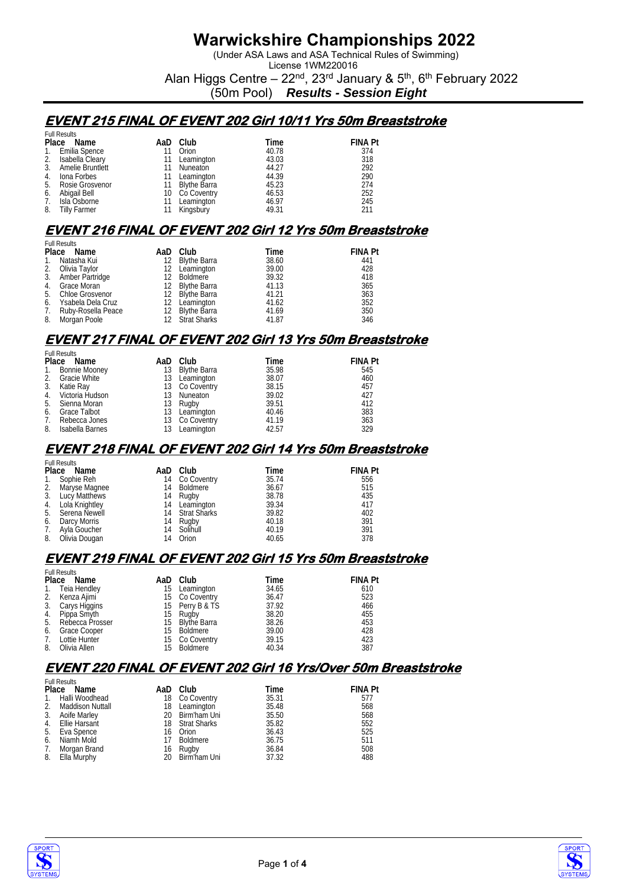# Warwickshire Championships 2022

(Under ASA Laws and ASA Technical Rules of Swimming)
License 1WM220016
Alan Higgs Centre – 22nd, 23rd January & 5th, 6th February 2022
(50m Pool) ***Results - Session Eight***

## EVENT 215 FINAL OF EVENT 202 Girl 10/11 Yrs 50m Breaststroke

Full Results

| Place | Name | AaD | Club | Time | FINA Pt |
|---|---|---|---|---|---|
| 1. | Emilia Spence | 11 | Orion | 40.78 | 374 |
| 2. | Isabella Cleary | 11 | Leamington | 43.03 | 318 |
| 3. | Amelie Bruntlett | 11 | Nuneaton | 44.27 | 292 |
| 4. | Iona Forbes | 11 | Leamington | 44.39 | 290 |
| 5. | Rosie Grosvenor | 11 | Blythe Barra | 45.23 | 274 |
| 6. | Abigail Bell | 10 | Co Coventry | 46.53 | 252 |
| 7. | Isla Osborne | 11 | Leamington | 46.97 | 245 |
| 8. | Tilly Farmer | 11 | Kingsbury | 49.31 | 211 |

## EVENT 216 FINAL OF EVENT 202 Girl 12 Yrs 50m Breaststroke

Full Results

| Place | Name | AaD | Club | Time | FINA Pt |
|---|---|---|---|---|---|
| 1. | Natasha Kui | 12 | Blythe Barra | 38.60 | 441 |
| 2. | Olivia Taylor | 12 | Leamington | 39.00 | 428 |
| 3. | Amber Partridge | 12 | Boldmere | 39.32 | 418 |
| 4. | Grace Moran | 12 | Blythe Barra | 41.13 | 365 |
| 5. | Chloe Grosvenor | 12 | Blythe Barra | 41.21 | 363 |
| 6. | Ysabela Dela Cruz | 12 | Leamington | 41.62 | 352 |
| 7. | Ruby-Rosella Peace | 12 | Blythe Barra | 41.69 | 350 |
| 8. | Morgan Poole | 12 | Strat Sharks | 41.87 | 346 |

## EVENT 217 FINAL OF EVENT 202 Girl 13 Yrs 50m Breaststroke

Full Results

| Place | Name | AaD | Club | Time | FINA Pt |
|---|---|---|---|---|---|
| 1. | Bonnie Mooney | 13 | Blythe Barra | 35.98 | 545 |
| 2. | Gracie White | 13 | Leamington | 38.07 | 460 |
| 3. | Katie Ray | 13 | Co Coventry | 38.15 | 457 |
| 4. | Victoria Hudson | 13 | Nuneaton | 39.02 | 427 |
| 5. | Sienna Moran | 13 | Rugby | 39.51 | 412 |
| 6. | Grace Talbot | 13 | Leamington | 40.46 | 383 |
| 7. | Rebecca Jones | 13 | Co Coventry | 41.19 | 363 |
| 8. | Isabella Barnes | 13 | Leamington | 42.57 | 329 |

## EVENT 218 FINAL OF EVENT 202 Girl 14 Yrs 50m Breaststroke

Full Results

| Place | Name | AaD | Club | Time | FINA Pt |
|---|---|---|---|---|---|
| 1. | Sophie Reh | 14 | Co Coventry | 35.74 | 556 |
| 2. | Maryse Magnee | 14 | Boldmere | 36.67 | 515 |
| 3. | Lucy Matthews | 14 | Rugby | 38.78 | 435 |
| 4. | Lola Knightley | 14 | Leamington | 39.34 | 417 |
| 5. | Serena Newell | 14 | Strat Sharks | 39.82 | 402 |
| 6. | Darcy Morris | 14 | Rugby | 40.18 | 391 |
| 7. | Ayla Goucher | 14 | Solihull | 40.19 | 391 |
| 8. | Olivia Dougan | 14 | Orion | 40.65 | 378 |

## EVENT 219 FINAL OF EVENT 202 Girl 15 Yrs 50m Breaststroke

Full Results

| Place | Name | AaD | Club | Time | FINA Pt |
|---|---|---|---|---|---|
| 1. | Teia Hendley | 15 | Leamington | 34.65 | 610 |
| 2. | Kenza Ajimi | 15 | Co Coventry | 36.47 | 523 |
| 3. | Carys Higgins | 15 | Perry B & TS | 37.92 | 466 |
| 4. | Pippa Smyth | 15 | Rugby | 38.20 | 455 |
| 5. | Rebecca Prosser | 15 | Blythe Barra | 38.26 | 453 |
| 6. | Grace Cooper | 15 | Boldmere | 39.00 | 428 |
| 7. | Lottie Hunter | 15 | Co Coventry | 39.15 | 423 |
| 8. | Olivia Allen | 15 | Boldmere | 40.34 | 387 |

## EVENT 220 FINAL OF EVENT 202 Girl 16 Yrs/Over 50m Breaststroke

Full Results

| Place | Name | AaD | Club | Time | FINA Pt |
|---|---|---|---|---|---|
| 1. | Halli Woodhead | 18 | Co Coventry | 35.31 | 577 |
| 2. | Maddison Nuttall | 18 | Leamington | 35.48 | 568 |
| 3. | Aoife Marley | 20 | Birm'ham Uni | 35.50 | 568 |
| 4. | Ellie Harsant | 18 | Strat Sharks | 35.82 | 552 |
| 5. | Eva Spence | 16 | Orion | 36.43 | 525 |
| 6. | Niamh Mold | 17 | Boldmere | 36.75 | 511 |
| 7. | Morgan Brand | 16 | Rugby | 36.84 | 508 |
| 8. | Ella Murphy | 20 | Birm'ham Uni | 37.32 | 488 |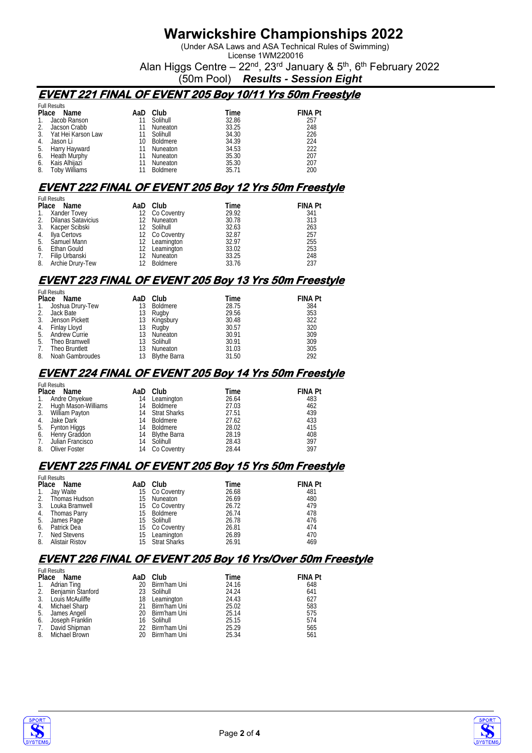# Warwickshire Championships 2022

(Under ASA Laws and ASA Technical Rules of Swimming)

License 1WM220016

Alan Higgs Centre – 22nd, 23rd January & 5th, 6th February 2022

(50m Pool) ***Results - Session Eight***

## EVENT 221 FINAL OF EVENT 205 Boy 10/11 Yrs 50m Freestyle

Full Results

| Place | Name | AaD | Club | Time | FINA Pt |
|---|---|---|---|---|---|
| 1. | Jacob Ranson | 11 | Solihull | 32.86 | 257 |
| 2. | Jacson Crabb | 11 | Nuneaton | 33.25 | 248 |
| 3. | Yat Hei Karson Law | 11 | Solihull | 34.30 | 226 |
| 4. | Jason Li | 10 | Boldmere | 34.39 | 224 |
| 5. | Harry Hayward | 11 | Nuneaton | 34.53 | 222 |
| 6. | Heath Murphy | 11 | Nuneaton | 35.30 | 207 |
| 6. | Kais Alhijazi | 11 | Nuneaton | 35.30 | 207 |
| 8. | Toby Williams | 11 | Boldmere | 35.71 | 200 |

## EVENT 222 FINAL OF EVENT 205 Boy 12 Yrs 50m Freestyle

Full Results

| Place | Name | AaD | Club | Time | FINA Pt |
|---|---|---|---|---|---|
| 1. | Xander Tovey | 12 | Co Coventry | 29.92 | 341 |
| 2. | Dilanas Satavicius | 12 | Nuneaton | 30.78 | 313 |
| 3. | Kacper Scibski | 12 | Solihull | 32.63 | 263 |
| 4. | Ilya Certovs | 12 | Co Coventry | 32.87 | 257 |
| 5. | Samuel Mann | 12 | Leamington | 32.97 | 255 |
| 6. | Ethan Gould | 12 | Leamington | 33.02 | 253 |
| 7. | Filip Urbanski | 12 | Nuneaton | 33.25 | 248 |
| 8. | Archie Drury-Tew | 12 | Boldmere | 33.76 | 237 |

## EVENT 223 FINAL OF EVENT 205 Boy 13 Yrs 50m Freestyle

Full Results

| Place | Name | AaD | Club | Time | FINA Pt |
|---|---|---|---|---|---|
| 1. | Joshua Drury-Tew | 13 | Boldmere | 28.75 | 384 |
| 2. | Jack Bate | 13 | Rugby | 29.56 | 353 |
| 3. | Jenson Pickett | 13 | Kingsbury | 30.48 | 322 |
| 4. | Finlay Lloyd | 13 | Rugby | 30.57 | 320 |
| 5. | Andrew Currie | 13 | Nuneaton | 30.91 | 309 |
| 5. | Theo Bramwell | 13 | Solihull | 30.91 | 309 |
| 7. | Theo Bruntlett | 13 | Nuneaton | 31.03 | 305 |
| 8. | Noah Gambroudes | 13 | Blythe Barra | 31.50 | 292 |

## EVENT 224 FINAL OF EVENT 205 Boy 14 Yrs 50m Freestyle

Full Results

| Place | Name | AaD | Club | Time | FINA Pt |
|---|---|---|---|---|---|
| 1. | Andre Onyekwe | 14 | Leamington | 26.64 | 483 |
| 2. | Hugh Mason-Williams | 14 | Boldmere | 27.03 | 462 |
| 3. | William Payton | 14 | Strat Sharks | 27.51 | 439 |
| 4. | Jake Dark | 14 | Boldmere | 27.62 | 433 |
| 5. | Fynton Higgs | 14 | Boldmere | 28.02 | 415 |
| 6. | Henry Graddon | 14 | Blythe Barra | 28.19 | 408 |
| 7. | Julian Francisco | 14 | Solihull | 28.43 | 397 |
| 8. | Oliver Foster | 14 | Co Coventry | 28.44 | 397 |

## EVENT 225 FINAL OF EVENT 205 Boy 15 Yrs 50m Freestyle

Full Results

| Place | Name | AaD | Club | Time | FINA Pt |
|---|---|---|---|---|---|
| 1. | Jay Waite | 15 | Co Coventry | 26.68 | 481 |
| 2. | Thomas Hudson | 15 | Nuneaton | 26.69 | 480 |
| 3. | Louka Bramwell | 15 | Co Coventry | 26.72 | 479 |
| 4. | Thomas Parry | 15 | Boldmere | 26.74 | 478 |
| 5. | James Page | 15 | Solihull | 26.78 | 476 |
| 6. | Patrick Dea | 15 | Co Coventry | 26.81 | 474 |
| 7. | Ned Stevens | 15 | Leamington | 26.89 | 470 |
| 8. | Alistair Ristov | 15 | Strat Sharks | 26.91 | 469 |

## EVENT 226 FINAL OF EVENT 205 Boy 16 Yrs/Over 50m Freestyle

Full Results

| Place | Name | AaD | Club | Time | FINA Pt |
|---|---|---|---|---|---|
| 1. | Adrian Ting | 20 | Birm'ham Uni | 24.16 | 648 |
| 2. | Benjamin Stanford | 23 | Solihull | 24.24 | 641 |
| 3. | Louis McAuliffe | 18 | Leamington | 24.43 | 627 |
| 4. | Michael Sharp | 21 | Birm'ham Uni | 25.02 | 583 |
| 5. | James Angell | 20 | Birm'ham Uni | 25.14 | 575 |
| 6. | Joseph Franklin | 16 | Solihull | 25.15 | 574 |
| 7. | David Shipman | 22 | Birm'ham Uni | 25.29 | 565 |
| 8. | Michael Brown | 20 | Birm'ham Uni | 25.34 | 561 |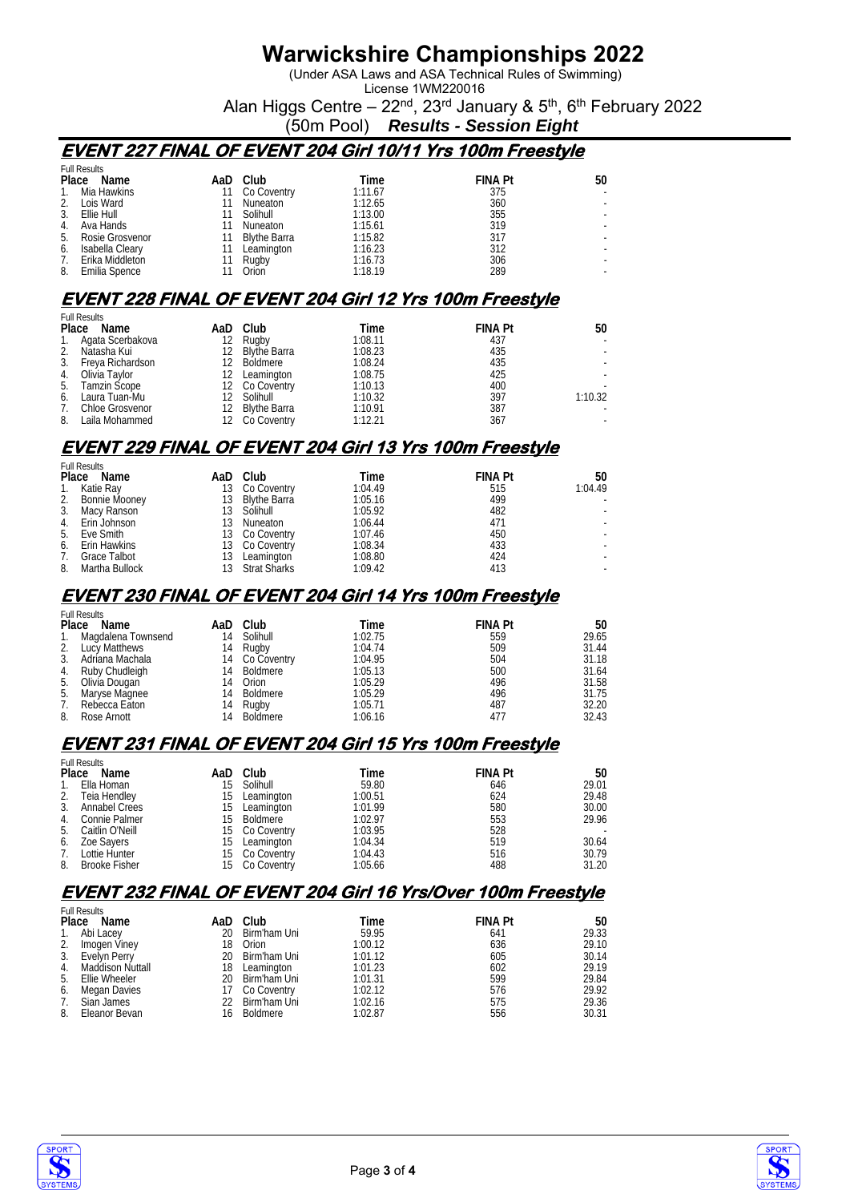# Warwickshire Championships 2022

(Under ASA Laws and ASA Technical Rules of Swimming)
License 1WM220016
Alan Higgs Centre – 22nd, 23rd January & 5th, 6th February 2022
(50m Pool) ***Results - Session Eight***

## EVENT 227 FINAL OF EVENT 204 Girl 10/11 Yrs 100m Freestyle

Full Results

| Place | Name | AaD | Club | Time | FINA Pt | 50 |
|---|---|---|---|---|---|---|
| 1. | Mia Hawkins | 11 | Co Coventry | 1:11.67 | 375 | - |
| 2. | Lois Ward | 11 | Nuneaton | 1:12.65 | 360 | - |
| 3. | Ellie Hull | 11 | Solihull | 1:13.00 | 355 | - |
| 4. | Ava Hands | 11 | Nuneaton | 1:15.61 | 319 | - |
| 5. | Rosie Grosvenor | 11 | Blythe Barra | 1:15.82 | 317 | - |
| 6. | Isabella Cleary | 11 | Leamington | 1:16.23 | 312 | - |
| 7. | Erika Middleton | 11 | Rugby | 1:16.73 | 306 | - |
| 8. | Emilia Spence | 11 | Orion | 1:18.19 | 289 | - |

## EVENT 228 FINAL OF EVENT 204 Girl 12 Yrs 100m Freestyle

Full Results

| Place | Name | AaD | Club | Time | FINA Pt | 50 |
|---|---|---|---|---|---|---|
| 1. | Agata Scerbakova | 12 | Rugby | 1:08.11 | 437 | - |
| 2. | Natasha Kui | 12 | Blythe Barra | 1:08.23 | 435 | - |
| 3. | Freya Richardson | 12 | Boldmere | 1:08.24 | 435 | - |
| 4. | Olivia Taylor | 12 | Leamington | 1:08.75 | 425 | - |
| 5. | Tamzin Scope | 12 | Co Coventry | 1:10.13 | 400 | - |
| 6. | Laura Tuan-Mu | 12 | Solihull | 1:10.32 | 397 | 1:10.32 |
| 7. | Chloe Grosvenor | 12 | Blythe Barra | 1:10.91 | 387 | - |
| 8. | Laila Mohammed | 12 | Co Coventry | 1:12.21 | 367 | - |

## EVENT 229 FINAL OF EVENT 204 Girl 13 Yrs 100m Freestyle

Full Results

| Place | Name | AaD | Club | Time | FINA Pt | 50 |
|---|---|---|---|---|---|---|
| 1. | Katie Ray | 13 | Co Coventry | 1:04.49 | 515 | 1:04.49 |
| 2. | Bonnie Mooney | 13 | Blythe Barra | 1:05.16 | 499 | - |
| 3. | Macy Ranson | 13 | Solihull | 1:05.92 | 482 | - |
| 4. | Erin Johnson | 13 | Nuneaton | 1:06.44 | 471 | - |
| 5. | Eve Smith | 13 | Co Coventry | 1:07.46 | 450 | - |
| 6. | Erin Hawkins | 13 | Co Coventry | 1:08.34 | 433 | - |
| 7. | Grace Talbot | 13 | Leamington | 1:08.80 | 424 | - |
| 8. | Martha Bullock | 13 | Strat Sharks | 1:09.42 | 413 | - |

## EVENT 230 FINAL OF EVENT 204 Girl 14 Yrs 100m Freestyle

Full Results

| Place | Name | AaD | Club | Time | FINA Pt | 50 |
|---|---|---|---|---|---|---|
| 1. | Magdalena Townsend | 14 | Solihull | 1:02.75 | 559 | 29.65 |
| 2. | Lucy Matthews | 14 | Rugby | 1:04.74 | 509 | 31.44 |
| 3. | Adriana Machala | 14 | Co Coventry | 1:04.95 | 504 | 31.18 |
| 4. | Ruby Chudleigh | 14 | Boldmere | 1:05.13 | 500 | 31.64 |
| 5. | Olivia Dougan | 14 | Orion | 1:05.29 | 496 | 31.58 |
| 5. | Maryse Magnee | 14 | Boldmere | 1:05.29 | 496 | 31.75 |
| 7. | Rebecca Eaton | 14 | Rugby | 1:05.71 | 487 | 32.20 |
| 8. | Rose Arnott | 14 | Boldmere | 1:06.16 | 477 | 32.43 |

## EVENT 231 FINAL OF EVENT 204 Girl 15 Yrs 100m Freestyle

Full Results

| Place | Name | AaD | Club | Time | FINA Pt | 50 |
|---|---|---|---|---|---|---|
| 1. | Ella Homan | 15 | Solihull | 59.80 | 646 | 29.01 |
| 2. | Teia Hendley | 15 | Leamington | 1:00.51 | 624 | 29.48 |
| 3. | Annabel Crees | 15 | Leamington | 1:01.99 | 580 | 30.00 |
| 4. | Connie Palmer | 15 | Boldmere | 1:02.97 | 553 | 29.96 |
| 5. | Caitlin O'Neill | 15 | Co Coventry | 1:03.95 | 528 | - |
| 6. | Zoe Sayers | 15 | Leamington | 1:04.34 | 519 | 30.64 |
| 7. | Lottie Hunter | 15 | Co Coventry | 1:04.43 | 516 | 30.79 |
| 8. | Brooke Fisher | 15 | Co Coventry | 1:05.66 | 488 | 31.20 |

## EVENT 232 FINAL OF EVENT 204 Girl 16 Yrs/Over 100m Freestyle

Full Results

| Place | Name | AaD | Club | Time | FINA Pt | 50 |
|---|---|---|---|---|---|---|
| 1. | Abi Lacey | 20 | Birm'ham Uni | 59.95 | 641 | 29.33 |
| 2. | Imogen Viney | 18 | Orion | 1:00.12 | 636 | 29.10 |
| 3. | Evelyn Perry | 20 | Birm'ham Uni | 1:01.12 | 605 | 30.14 |
| 4. | Maddison Nuttall | 18 | Leamington | 1:01.23 | 602 | 29.19 |
| 5. | Ellie Wheeler | 20 | Birm'ham Uni | 1:01.31 | 599 | 29.84 |
| 6. | Megan Davies | 17 | Co Coventry | 1:02.12 | 576 | 29.92 |
| 7. | Sian James | 22 | Birm'ham Uni | 1:02.16 | 575 | 29.36 |
| 8. | Eleanor Bevan | 16 | Boldmere | 1:02.87 | 556 | 30.31 |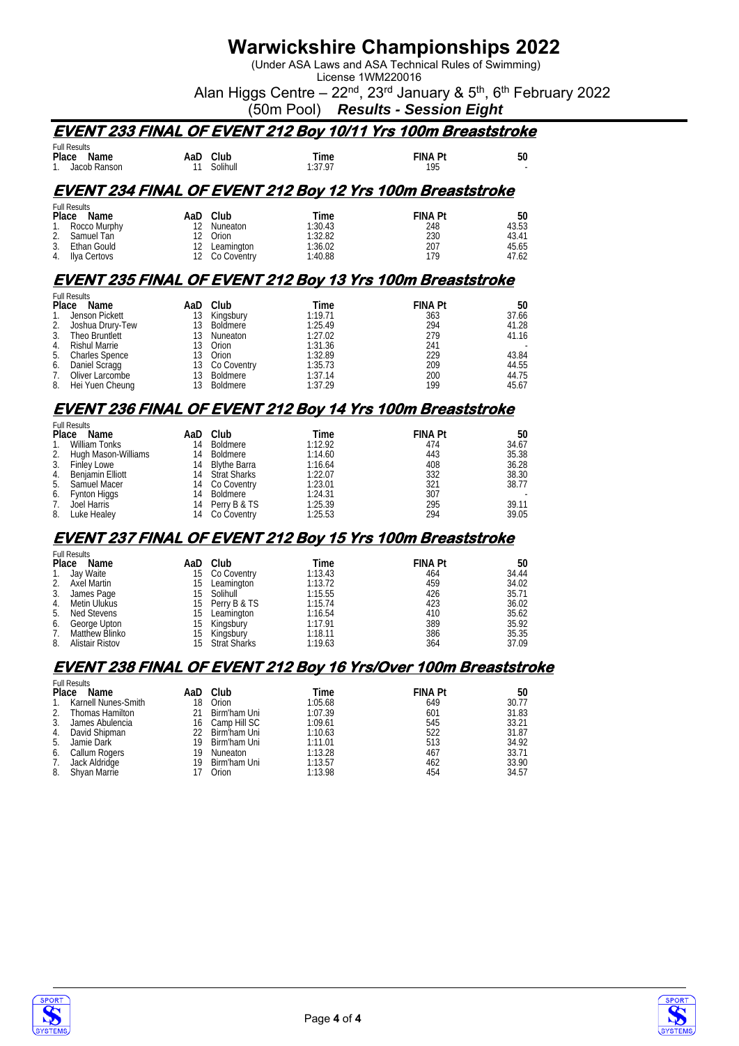# Warwickshire Championships 2022

(Under ASA Laws and ASA Technical Rules of Swimming)
License 1WM220016
Alan Higgs Centre – 22nd, 23rd January & 5th, 6th February 2022
(50m Pool) ***Results - Session Eight***

## EVENT 233 FINAL OF EVENT 212 Boy 10/11 Yrs 100m Breaststroke

Full Results

| Place | Name | AaD | Club | Time | FINA Pt | 50 |
|---|---|---|---|---|---|---|
| 1. | Jacob Ranson | 11 | Solihull | 1:37.97 | 195 | - |

## EVENT 234 FINAL OF EVENT 212 Boy 12 Yrs 100m Breaststroke

Full Results

| Place | Name | AaD | Club | Time | FINA Pt | 50 |
|---|---|---|---|---|---|---|
| 1. | Rocco Murphy | 12 | Nuneaton | 1:30.43 | 248 | 43.53 |
| 2. | Samuel Tan | 12 | Orion | 1:32.82 | 230 | 43.41 |
| 3. | Ethan Gould | 12 | Leamington | 1:36.02 | 207 | 45.65 |
| 4. | Ilya Certovs | 12 | Co Coventry | 1:40.88 | 179 | 47.62 |

## EVENT 235 FINAL OF EVENT 212 Boy 13 Yrs 100m Breaststroke

Full Results

| Place | Name | AaD | Club | Time | FINA Pt | 50 |
|---|---|---|---|---|---|---|
| 1. | Jenson Pickett | 13 | Kingsbury | 1:19.71 | 363 | 37.66 |
| 2. | Joshua Drury-Tew | 13 | Boldmere | 1:25.49 | 294 | 41.28 |
| 3. | Theo Bruntlett | 13 | Nuneaton | 1:27.02 | 279 | 41.16 |
| 4. | Rishul Marrie | 13 | Orion | 1:31.36 | 241 | - |
| 5. | Charles Spence | 13 | Orion | 1:32.89 | 229 | 43.84 |
| 6. | Daniel Scragg | 13 | Co Coventry | 1:35.73 | 209 | 44.55 |
| 7. | Oliver Larcombe | 13 | Boldmere | 1:37.14 | 200 | 44.75 |
| 8. | Hei Yuen Cheung | 13 | Boldmere | 1:37.29 | 199 | 45.67 |

## EVENT 236 FINAL OF EVENT 212 Boy 14 Yrs 100m Breaststroke

Full Results

| Place | Name | AaD | Club | Time | FINA Pt | 50 |
|---|---|---|---|---|---|---|
| 1. | William Tonks | 14 | Boldmere | 1:12.92 | 474 | 34.67 |
| 2. | Hugh Mason-Williams | 14 | Boldmere | 1:14.60 | 443 | 35.38 |
| 3. | Finley Lowe | 14 | Blythe Barra | 1:16.64 | 408 | 36.28 |
| 4. | Benjamin Elliott | 14 | Strat Sharks | 1:22.07 | 332 | 38.30 |
| 5. | Samuel Macer | 14 | Co Coventry | 1:23.01 | 321 | 38.77 |
| 6. | Fynton Higgs | 14 | Boldmere | 1:24.31 | 307 | - |
| 7. | Joel Harris | 14 | Perry B & TS | 1:25.39 | 295 | 39.11 |
| 8. | Luke Healey | 14 | Co Coventry | 1:25.53 | 294 | 39.05 |

## EVENT 237 FINAL OF EVENT 212 Boy 15 Yrs 100m Breaststroke

Full Results

| Place | Name | AaD | Club | Time | FINA Pt | 50 |
|---|---|---|---|---|---|---|
| 1. | Jay Waite | 15 | Co Coventry | 1:13.43 | 464 | 34.44 |
| 2. | Axel Martin | 15 | Leamington | 1:13.72 | 459 | 34.02 |
| 3. | James Page | 15 | Solihull | 1:15.55 | 426 | 35.71 |
| 4. | Metin Ulukus | 15 | Perry B & TS | 1:15.74 | 423 | 36.02 |
| 5. | Ned Stevens | 15 | Leamington | 1:16.54 | 410 | 35.62 |
| 6. | George Upton | 15 | Kingsbury | 1:17.91 | 389 | 35.92 |
| 7. | Matthew Blinko | 15 | Kingsbury | 1:18.11 | 386 | 35.35 |
| 8. | Alistair Ristov | 15 | Strat Sharks | 1:19.63 | 364 | 37.09 |

## EVENT 238 FINAL OF EVENT 212 Boy 16 Yrs/Over 100m Breaststroke

Full Results

| Place | Name | AaD | Club | Time | FINA Pt | 50 |
|---|---|---|---|---|---|---|
| 1. | Karnell Nunes-Smith | 18 | Orion | 1:05.68 | 649 | 30.77 |
| 2. | Thomas Hamilton | 21 | Birm'ham Uni | 1:07.39 | 601 | 31.83 |
| 3. | James Abulencia | 16 | Camp Hill SC | 1:09.61 | 545 | 33.21 |
| 4. | David Shipman | 22 | Birm'ham Uni | 1:10.63 | 522 | 31.87 |
| 5. | Jamie Dark | 19 | Birm'ham Uni | 1:11.01 | 513 | 34.92 |
| 6. | Callum Rogers | 19 | Nuneaton | 1:13.28 | 467 | 33.71 |
| 7. | Jack Aldridge | 19 | Birm'ham Uni | 1:13.57 | 462 | 33.90 |
| 8. | Shyan Marrie | 17 | Orion | 1:13.98 | 454 | 34.57 |